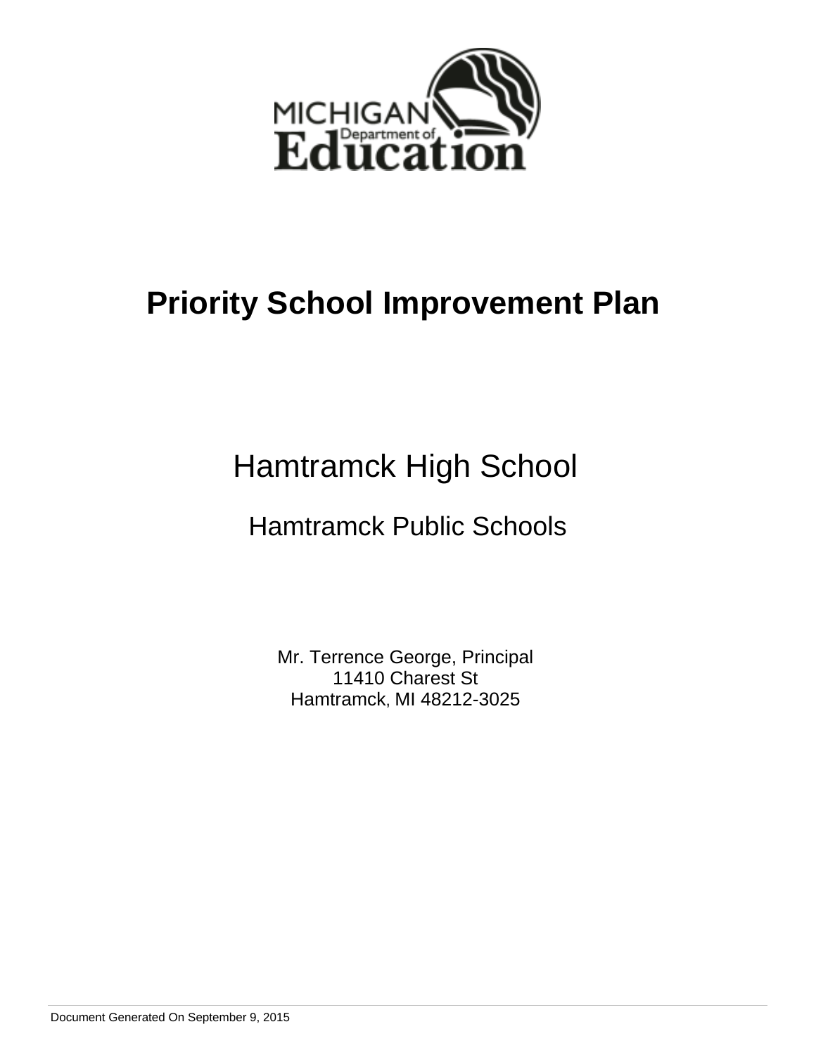# Priority School Improvement Plan

## Hamtramck High School

### Hamtramck Public Schools

Mr. Terrence George, Principal
11410 Charest St
Hamtramck, MI 48212-3025

Document Generated On September 9, 2015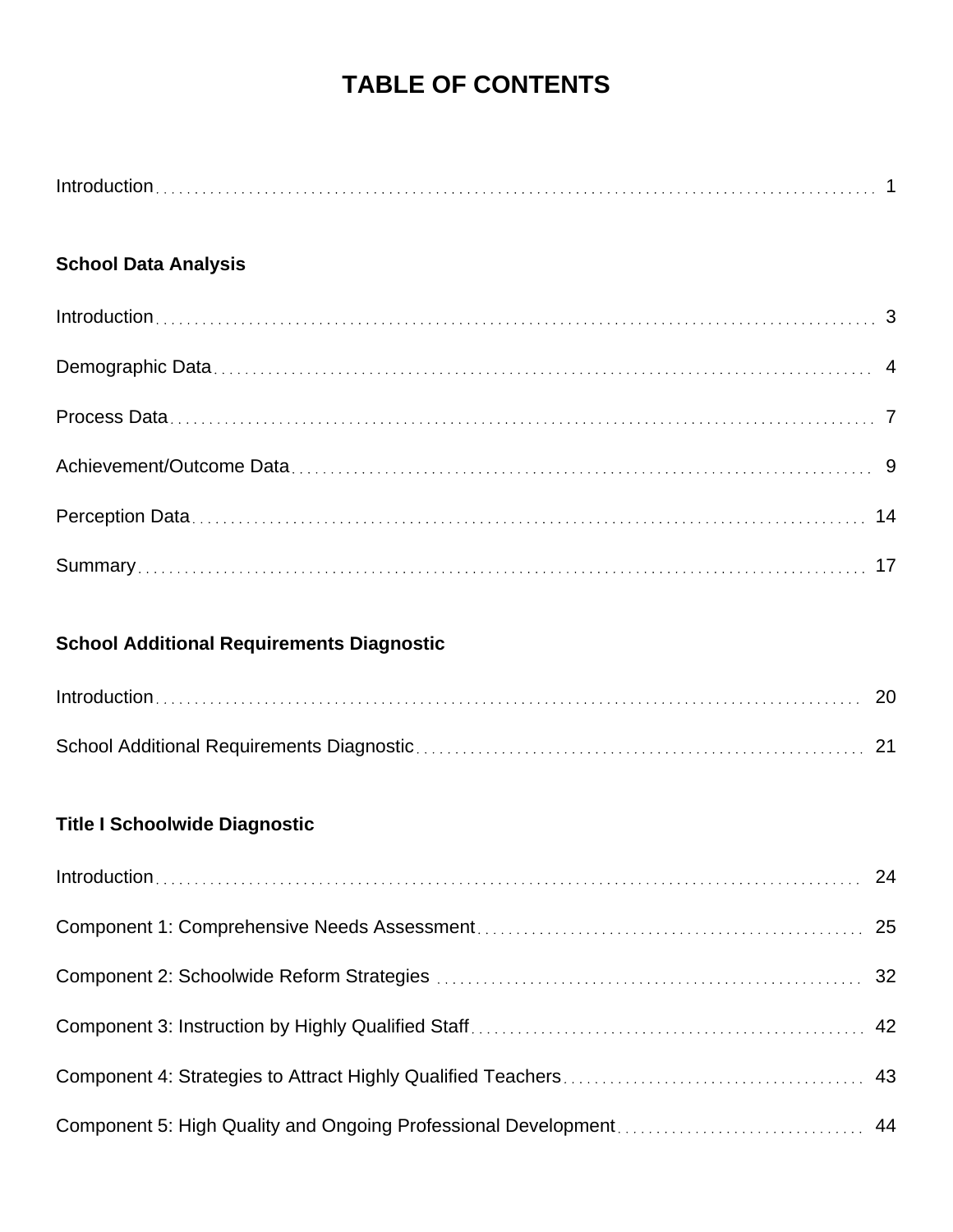# TABLE OF CONTENTS

Introduction . . . . . . . . . . 1

**School Data Analysis**

Introduction . . . . . . . . . . 3

Demographic Data . . . . . . . . . . 4

Process Data . . . . . . . . . . 7

Achievement/Outcome Data . . . . . . . . . . 9

Perception Data . . . . . . . . . . 14

Summary . . . . . . . . . . 17

**School Additional Requirements Diagnostic**

Introduction . . . . . . . . . . 20

School Additional Requirements Diagnostic . . . . . . . . . . 21

**Title I Schoolwide Diagnostic**

Introduction . . . . . . . . . . 24

Component 1: Comprehensive Needs Assessment . . . . . . . . . . 25

Component 2: Schoolwide Reform Strategies . . . . . . . . . . 32

Component 3: Instruction by Highly Qualified Staff . . . . . . . . . . 42

Component 4: Strategies to Attract Highly Qualified Teachers . . . . . . . . . . 43

Component 5: High Quality and Ongoing Professional Development . . . . . . . . . . 44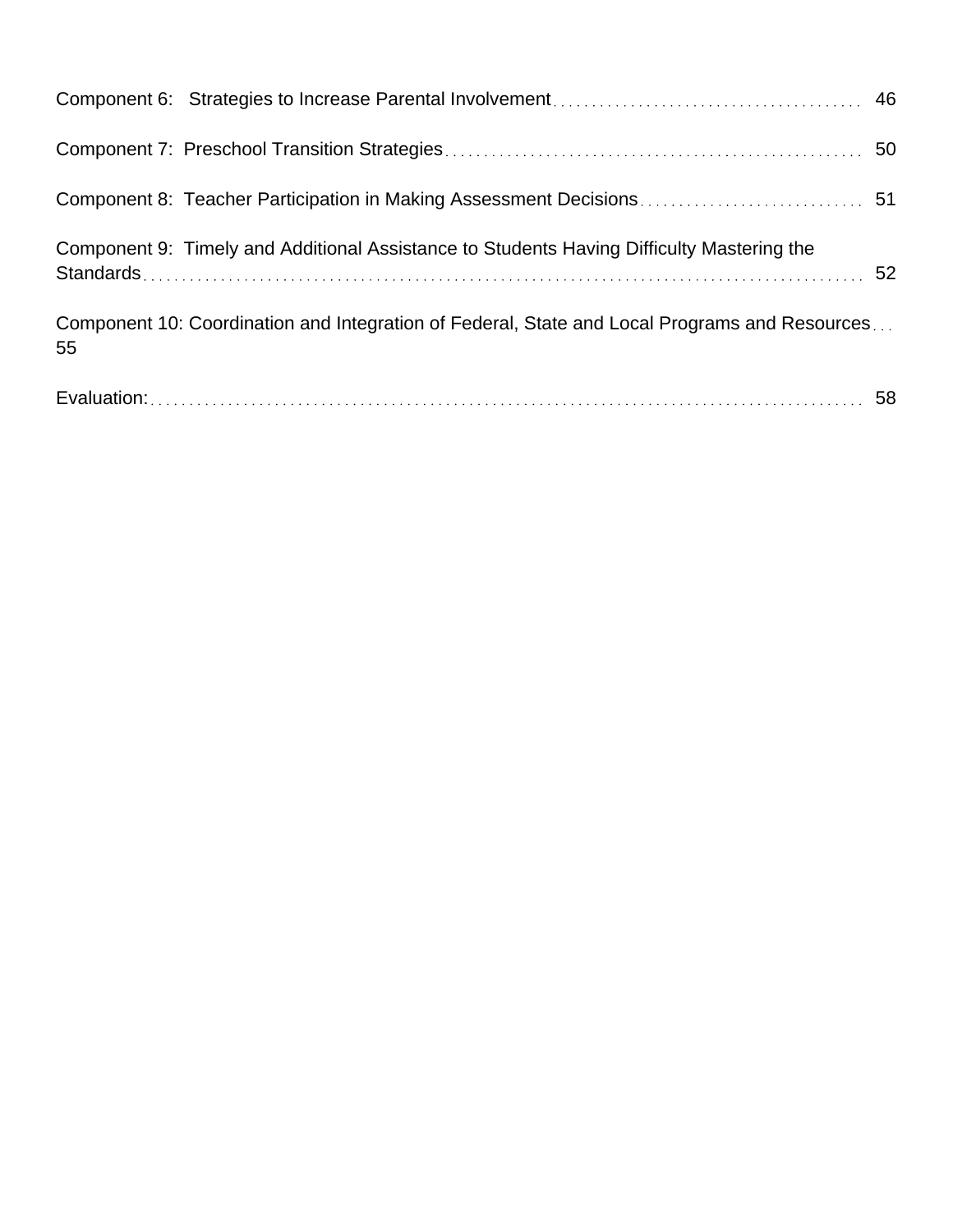Component 6: Strategies to Increase Parental Involvement ........................................ 46

Component 7: Preschool Transition Strategies ........................................................ 50

Component 8: Teacher Participation in Making Assessment Decisions ............................ 51

Component 9: Timely and Additional Assistance to Students Having Difficulty Mastering the Standards ........................................................................................ 52

Component 10: Coordination and Integration of Federal, State and Local Programs and Resources ... 55

Evaluation: ........................................................................................ 58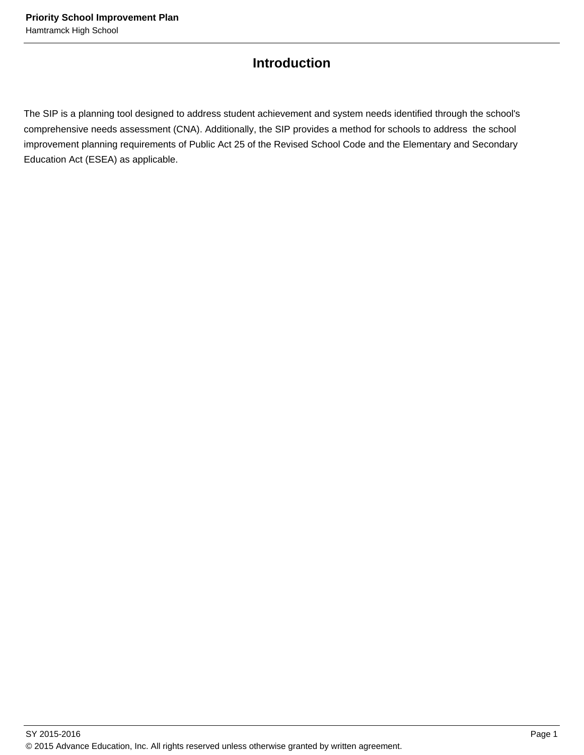# Introduction

The SIP is a planning tool designed to address student achievement and system needs identified through the school's comprehensive needs assessment (CNA). Additionally, the SIP provides a method for schools to address the school improvement planning requirements of Public Act 25 of the Revised School Code and the Elementary and Secondary Education Act (ESEA) as applicable.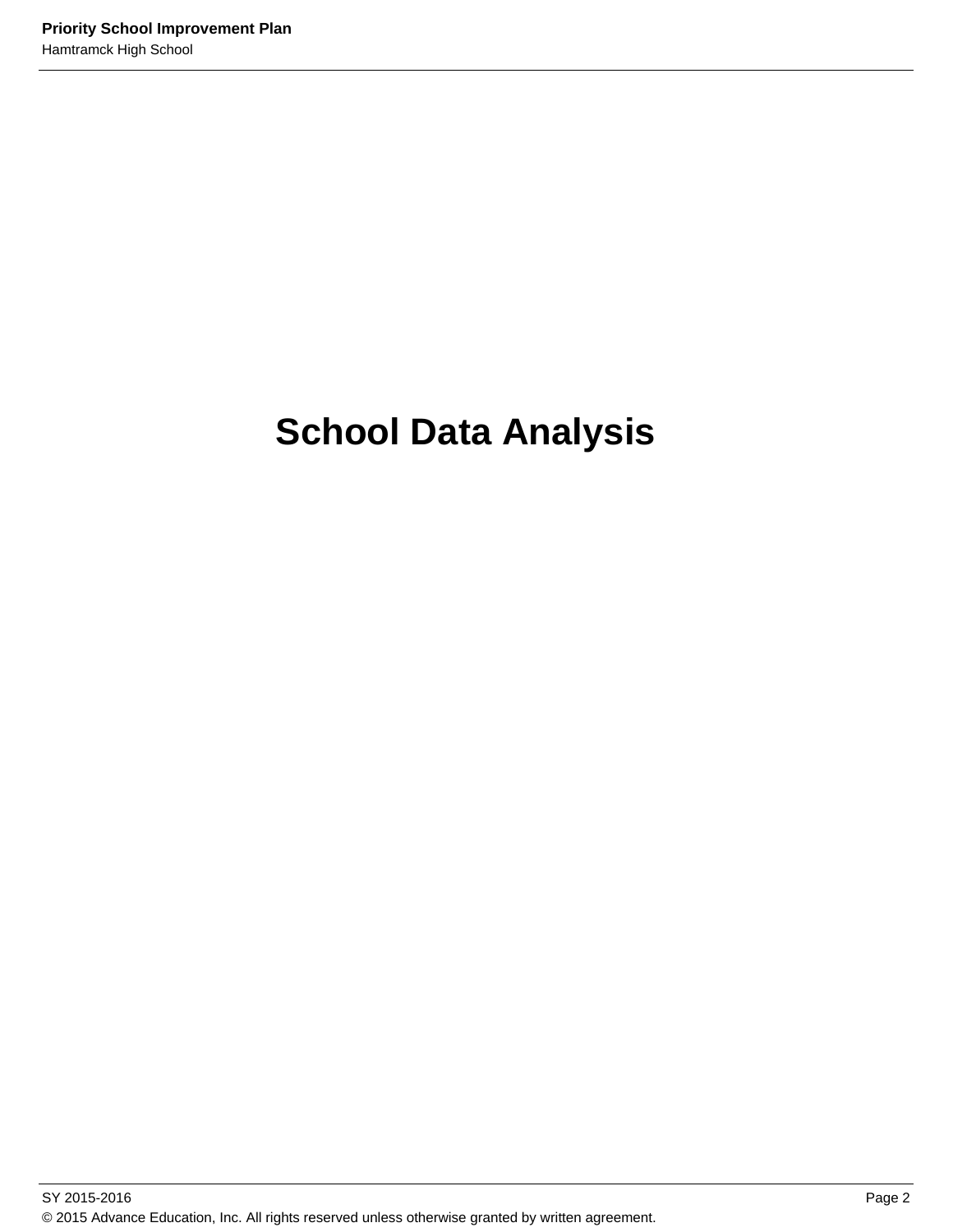# School Data Analysis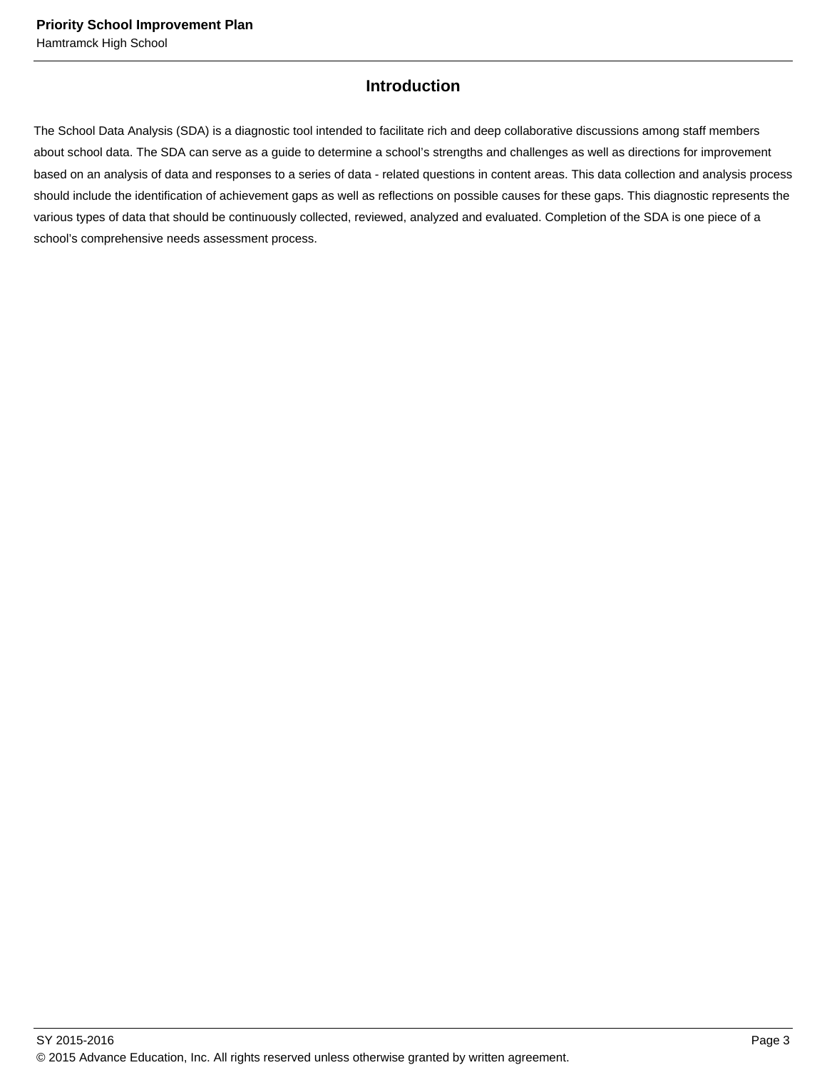## Introduction

The School Data Analysis (SDA) is a diagnostic tool intended to facilitate rich and deep collaborative discussions among staff members about school data. The SDA can serve as a guide to determine a school's strengths and challenges as well as directions for improvement based on an analysis of data and responses to a series of data - related questions in content areas. This data collection and analysis process should include the identification of achievement gaps as well as reflections on possible causes for these gaps. This diagnostic represents the various types of data that should be continuously collected, reviewed, analyzed and evaluated. Completion of the SDA is one piece of a school's comprehensive needs assessment process.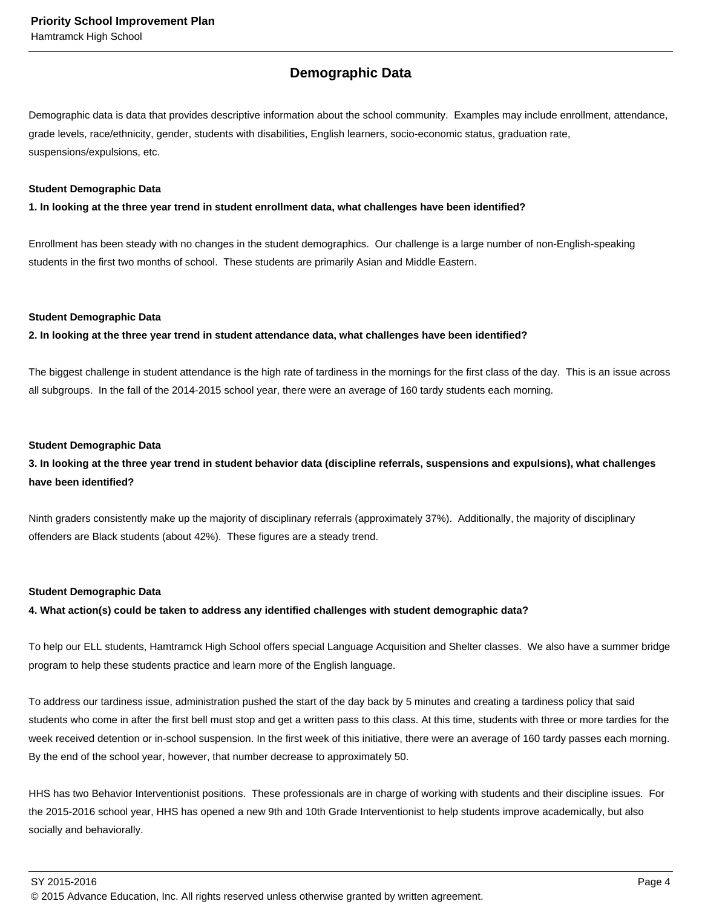## Demographic Data

Demographic data is data that provides descriptive information about the school community. Examples may include enrollment, attendance, grade levels, race/ethnicity, gender, students with disabilities, English learners, socio-economic status, graduation rate, suspensions/expulsions, etc.

**Student Demographic Data**

**1. In looking at the three year trend in student enrollment data, what challenges have been identified?**

Enrollment has been steady with no changes in the student demographics. Our challenge is a large number of non-English-speaking students in the first two months of school. These students are primarily Asian and Middle Eastern.

**Student Demographic Data**

**2. In looking at the three year trend in student attendance data, what challenges have been identified?**

The biggest challenge in student attendance is the high rate of tardiness in the mornings for the first class of the day. This is an issue across all subgroups. In the fall of the 2014-2015 school year, there were an average of 160 tardy students each morning.

**Student Demographic Data**

**3. In looking at the three year trend in student behavior data (discipline referrals, suspensions and expulsions), what challenges have been identified?**

Ninth graders consistently make up the majority of disciplinary referrals (approximately 37%). Additionally, the majority of disciplinary offenders are Black students (about 42%). These figures are a steady trend.

**Student Demographic Data**

**4. What action(s) could be taken to address any identified challenges with student demographic data?**

To help our ELL students, Hamtramck High School offers special Language Acquisition and Shelter classes. We also have a summer bridge program to help these students practice and learn more of the English language.

To address our tardiness issue, administration pushed the start of the day back by 5 minutes and creating a tardiness policy that said students who come in after the first bell must stop and get a written pass to this class. At this time, students with three or more tardies for the week received detention or in-school suspension. In the first week of this initiative, there were an average of 160 tardy passes each morning. By the end of the school year, however, that number decrease to approximately 50.

HHS has two Behavior Interventionist positions. These professionals are in charge of working with students and their discipline issues. For the 2015-2016 school year, HHS has opened a new 9th and 10th Grade Interventionist to help students improve academically, but also socially and behaviorally.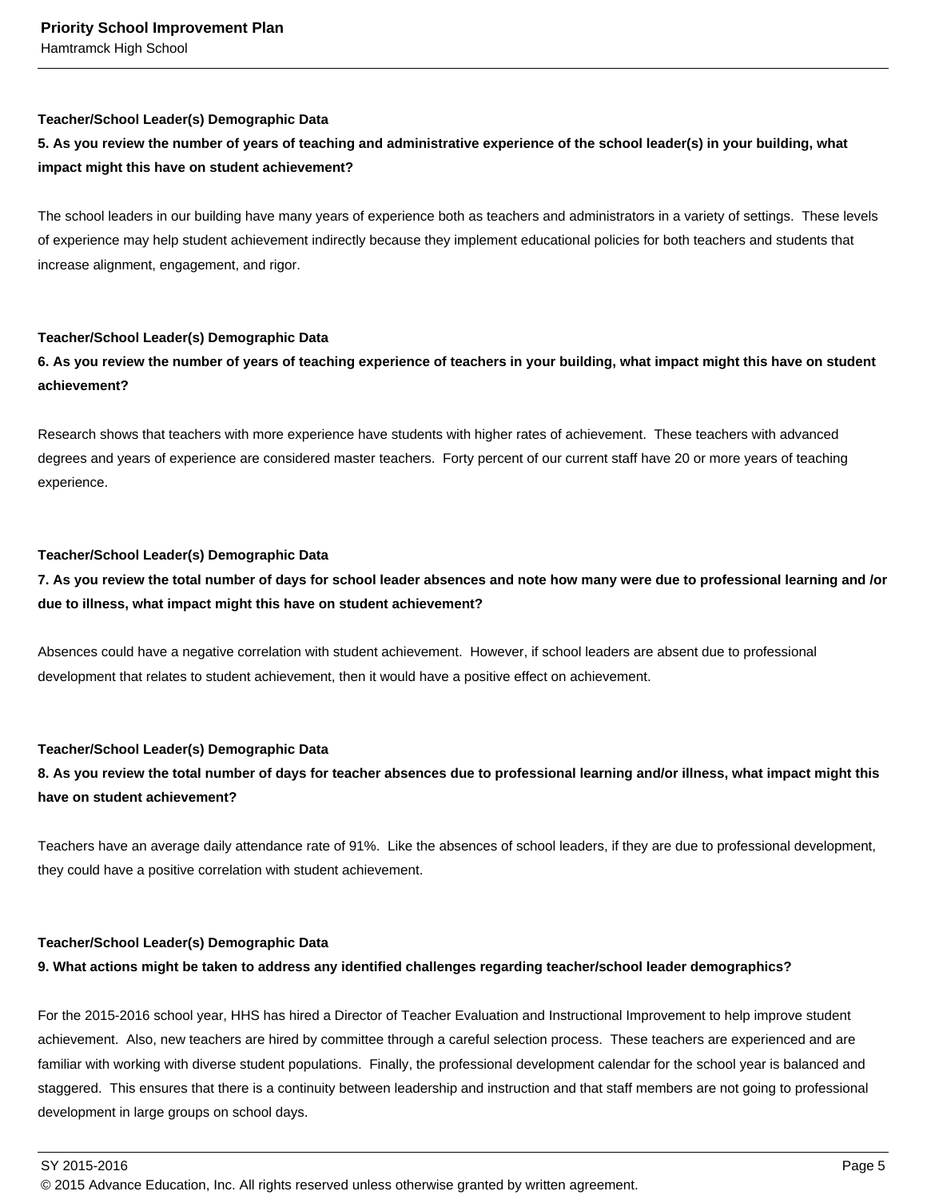**Teacher/School Leader(s) Demographic Data**

**5. As you review the number of years of teaching and administrative experience of the school leader(s) in your building, what impact might this have on student achievement?**

The school leaders in our building have many years of experience both as teachers and administrators in a variety of settings. These levels of experience may help student achievement indirectly because they implement educational policies for both teachers and students that increase alignment, engagement, and rigor.

**Teacher/School Leader(s) Demographic Data**

**6. As you review the number of years of teaching experience of teachers in your building, what impact might this have on student achievement?**

Research shows that teachers with more experience have students with higher rates of achievement. These teachers with advanced degrees and years of experience are considered master teachers. Forty percent of our current staff have 20 or more years of teaching experience.

**Teacher/School Leader(s) Demographic Data**

**7. As you review the total number of days for school leader absences and note how many were due to professional learning and /or due to illness, what impact might this have on student achievement?**

Absences could have a negative correlation with student achievement. However, if school leaders are absent due to professional development that relates to student achievement, then it would have a positive effect on achievement.

**Teacher/School Leader(s) Demographic Data**

**8. As you review the total number of days for teacher absences due to professional learning and/or illness, what impact might this have on student achievement?**

Teachers have an average daily attendance rate of 91%. Like the absences of school leaders, if they are due to professional development, they could have a positive correlation with student achievement.

**Teacher/School Leader(s) Demographic Data**

**9. What actions might be taken to address any identified challenges regarding teacher/school leader demographics?**

For the 2015-2016 school year, HHS has hired a Director of Teacher Evaluation and Instructional Improvement to help improve student achievement. Also, new teachers are hired by committee through a careful selection process. These teachers are experienced and are familiar with working with diverse student populations. Finally, the professional development calendar for the school year is balanced and staggered. This ensures that there is a continuity between leadership and instruction and that staff members are not going to professional development in large groups on school days.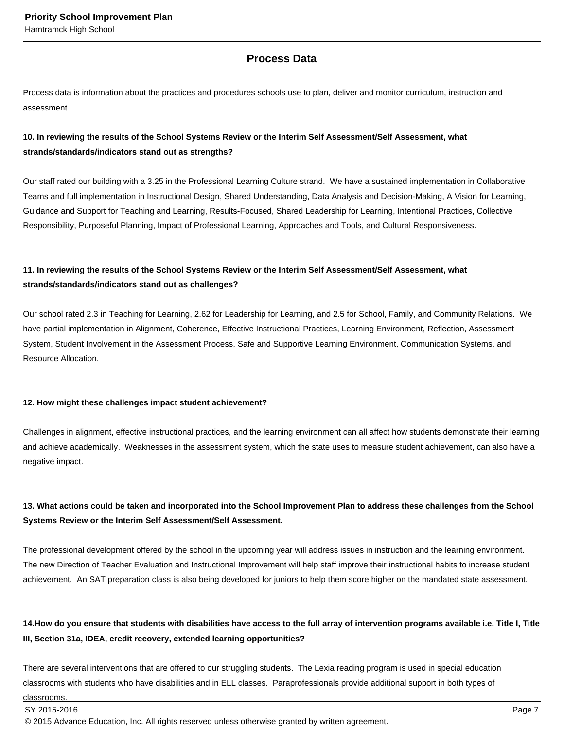## Process Data

Process data is information about the practices and procedures schools use to plan, deliver and monitor curriculum, instruction and assessment.

**10. In reviewing the results of the School Systems Review or the Interim Self Assessment/Self Assessment, what strands/standards/indicators stand out as strengths?**

Our staff rated our building with a 3.25 in the Professional Learning Culture strand. We have a sustained implementation in Collaborative Teams and full implementation in Instructional Design, Shared Understanding, Data Analysis and Decision-Making, A Vision for Learning, Guidance and Support for Teaching and Learning, Results-Focused, Shared Leadership for Learning, Intentional Practices, Collective Responsibility, Purposeful Planning, Impact of Professional Learning, Approaches and Tools, and Cultural Responsiveness.

**11. In reviewing the results of the School Systems Review or the Interim Self Assessment/Self Assessment, what strands/standards/indicators stand out as challenges?**

Our school rated 2.3 in Teaching for Learning, 2.62 for Leadership for Learning, and 2.5 for School, Family, and Community Relations. We have partial implementation in Alignment, Coherence, Effective Instructional Practices, Learning Environment, Reflection, Assessment System, Student Involvement in the Assessment Process, Safe and Supportive Learning Environment, Communication Systems, and Resource Allocation.

**12. How might these challenges impact student achievement?**

Challenges in alignment, effective instructional practices, and the learning environment can all affect how students demonstrate their learning and achieve academically. Weaknesses in the assessment system, which the state uses to measure student achievement, can also have a negative impact.

**13. What actions could be taken and incorporated into the School Improvement Plan to address these challenges from the School Systems Review or the Interim Self Assessment/Self Assessment.**

The professional development offered by the school in the upcoming year will address issues in instruction and the learning environment. The new Direction of Teacher Evaluation and Instructional Improvement will help staff improve their instructional habits to increase student achievement. An SAT preparation class is also being developed for juniors to help them score higher on the mandated state assessment.

**14.How do you ensure that students with disabilities have access to the full array of intervention programs available i.e. Title I, Title III, Section 31a, IDEA, credit recovery, extended learning opportunities?**

There are several interventions that are offered to our struggling students. The Lexia reading program is used in special education classrooms with students who have disabilities and in ELL classes. Paraprofessionals provide additional support in both types of classrooms.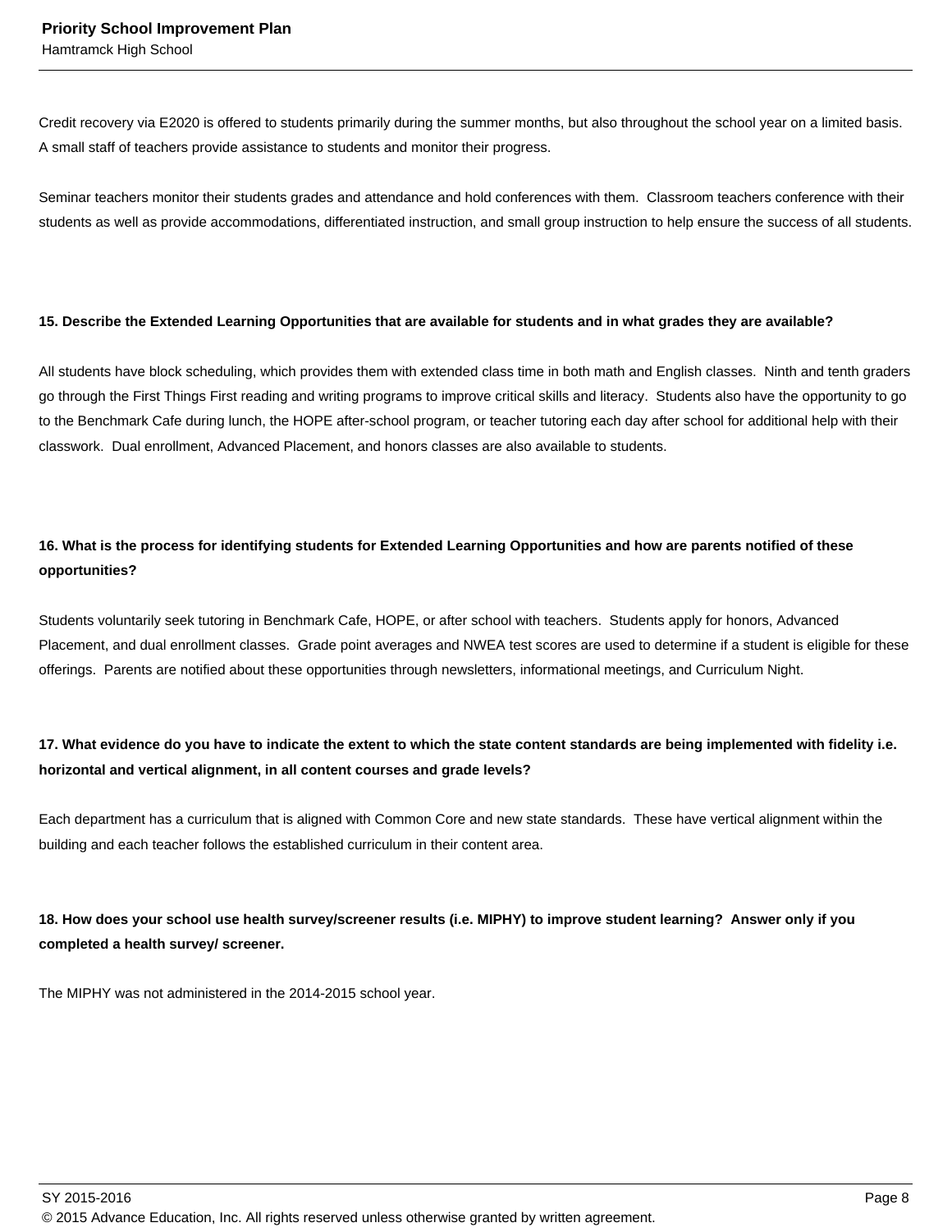Credit recovery via E2020 is offered to students primarily during the summer months, but also throughout the school year on a limited basis. A small staff of teachers provide assistance to students and monitor their progress.

Seminar teachers monitor their students grades and attendance and hold conferences with them. Classroom teachers conference with their students as well as provide accommodations, differentiated instruction, and small group instruction to help ensure the success of all students.

**15. Describe the Extended Learning Opportunities that are available for students and in what grades they are available?**

All students have block scheduling, which provides them with extended class time in both math and English classes. Ninth and tenth graders go through the First Things First reading and writing programs to improve critical skills and literacy. Students also have the opportunity to go to the Benchmark Cafe during lunch, the HOPE after-school program, or teacher tutoring each day after school for additional help with their classwork. Dual enrollment, Advanced Placement, and honors classes are also available to students.

**16. What is the process for identifying students for Extended Learning Opportunities and how are parents notified of these opportunities?**

Students voluntarily seek tutoring in Benchmark Cafe, HOPE, or after school with teachers. Students apply for honors, Advanced Placement, and dual enrollment classes. Grade point averages and NWEA test scores are used to determine if a student is eligible for these offerings. Parents are notified about these opportunities through newsletters, informational meetings, and Curriculum Night.

**17. What evidence do you have to indicate the extent to which the state content standards are being implemented with fidelity i.e. horizontal and vertical alignment, in all content courses and grade levels?**

Each department has a curriculum that is aligned with Common Core and new state standards. These have vertical alignment within the building and each teacher follows the established curriculum in their content area.

**18. How does your school use health survey/screener results (i.e. MIPHY) to improve student learning? Answer only if you completed a health survey/ screener.**

The MIPHY was not administered in the 2014-2015 school year.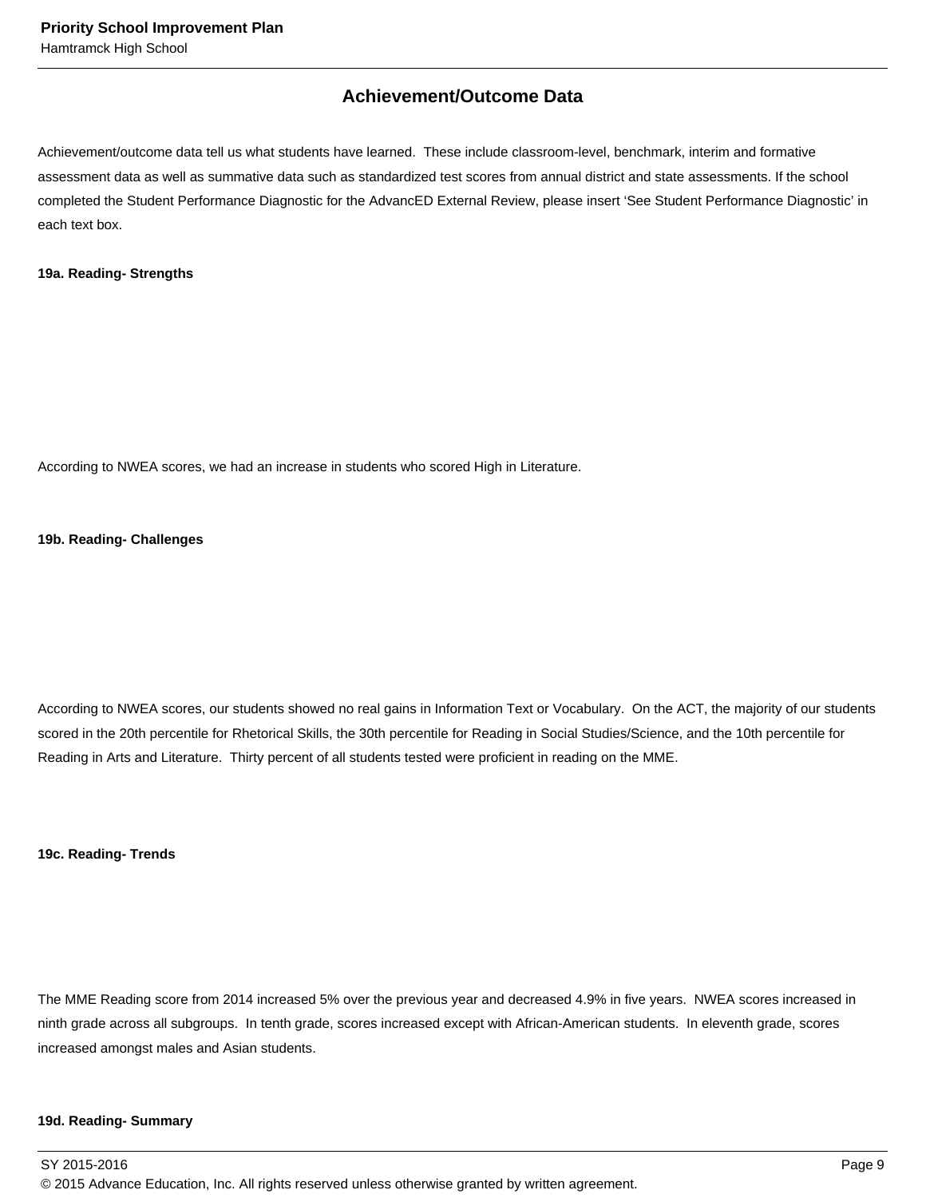## Achievement/Outcome Data

Achievement/outcome data tell us what students have learned. These include classroom-level, benchmark, interim and formative assessment data as well as summative data such as standardized test scores from annual district and state assessments. If the school completed the Student Performance Diagnostic for the AdvancED External Review, please insert 'See Student Performance Diagnostic' in each text box.

**19a. Reading- Strengths**

According to NWEA scores, we had an increase in students who scored High in Literature.

**19b. Reading- Challenges**

According to NWEA scores, our students showed no real gains in Information Text or Vocabulary. On the ACT, the majority of our students scored in the 20th percentile for Rhetorical Skills, the 30th percentile for Reading in Social Studies/Science, and the 10th percentile for Reading in Arts and Literature. Thirty percent of all students tested were proficient in reading on the MME.

**19c. Reading- Trends**

The MME Reading score from 2014 increased 5% over the previous year and decreased 4.9% in five years. NWEA scores increased in ninth grade across all subgroups. In tenth grade, scores increased except with African-American students. In eleventh grade, scores increased amongst males and Asian students.

**19d. Reading- Summary**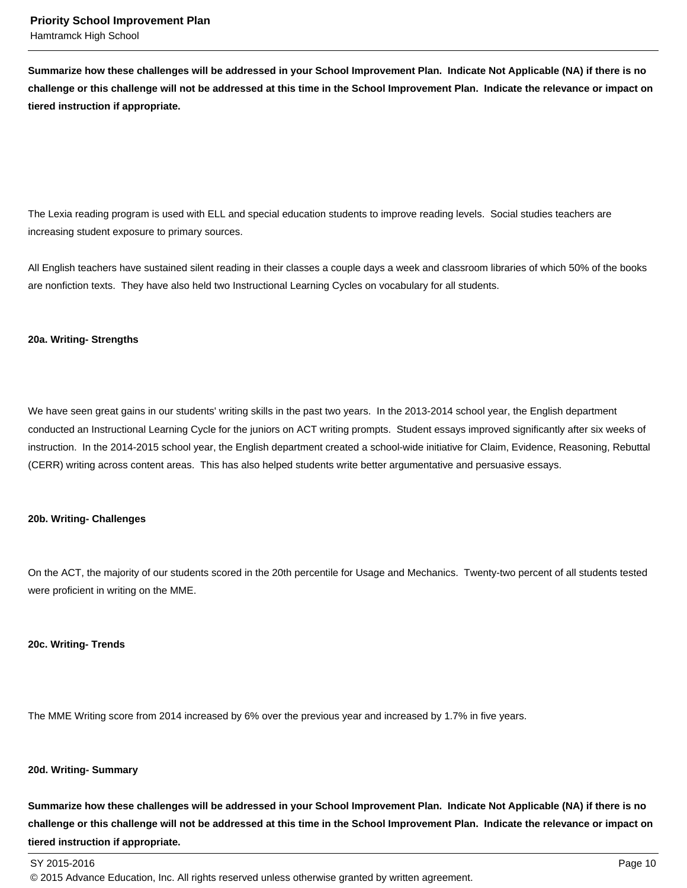**Summarize how these challenges will be addressed in your School Improvement Plan. Indicate Not Applicable (NA) if there is no challenge or this challenge will not be addressed at this time in the School Improvement Plan. Indicate the relevance or impact on tiered instruction if appropriate.**

The Lexia reading program is used with ELL and special education students to improve reading levels. Social studies teachers are increasing student exposure to primary sources.

All English teachers have sustained silent reading in their classes a couple days a week and classroom libraries of which 50% of the books are nonfiction texts. They have also held two Instructional Learning Cycles on vocabulary for all students.

**20a. Writing- Strengths**

We have seen great gains in our students' writing skills in the past two years. In the 2013-2014 school year, the English department conducted an Instructional Learning Cycle for the juniors on ACT writing prompts. Student essays improved significantly after six weeks of instruction. In the 2014-2015 school year, the English department created a school-wide initiative for Claim, Evidence, Reasoning, Rebuttal (CERR) writing across content areas. This has also helped students write better argumentative and persuasive essays.

**20b. Writing- Challenges**

On the ACT, the majority of our students scored in the 20th percentile for Usage and Mechanics. Twenty-two percent of all students tested were proficient in writing on the MME.

**20c. Writing- Trends**

The MME Writing score from 2014 increased by 6% over the previous year and increased by 1.7% in five years.

**20d. Writing- Summary**

**Summarize how these challenges will be addressed in your School Improvement Plan. Indicate Not Applicable (NA) if there is no challenge or this challenge will not be addressed at this time in the School Improvement Plan. Indicate the relevance or impact on tiered instruction if appropriate.**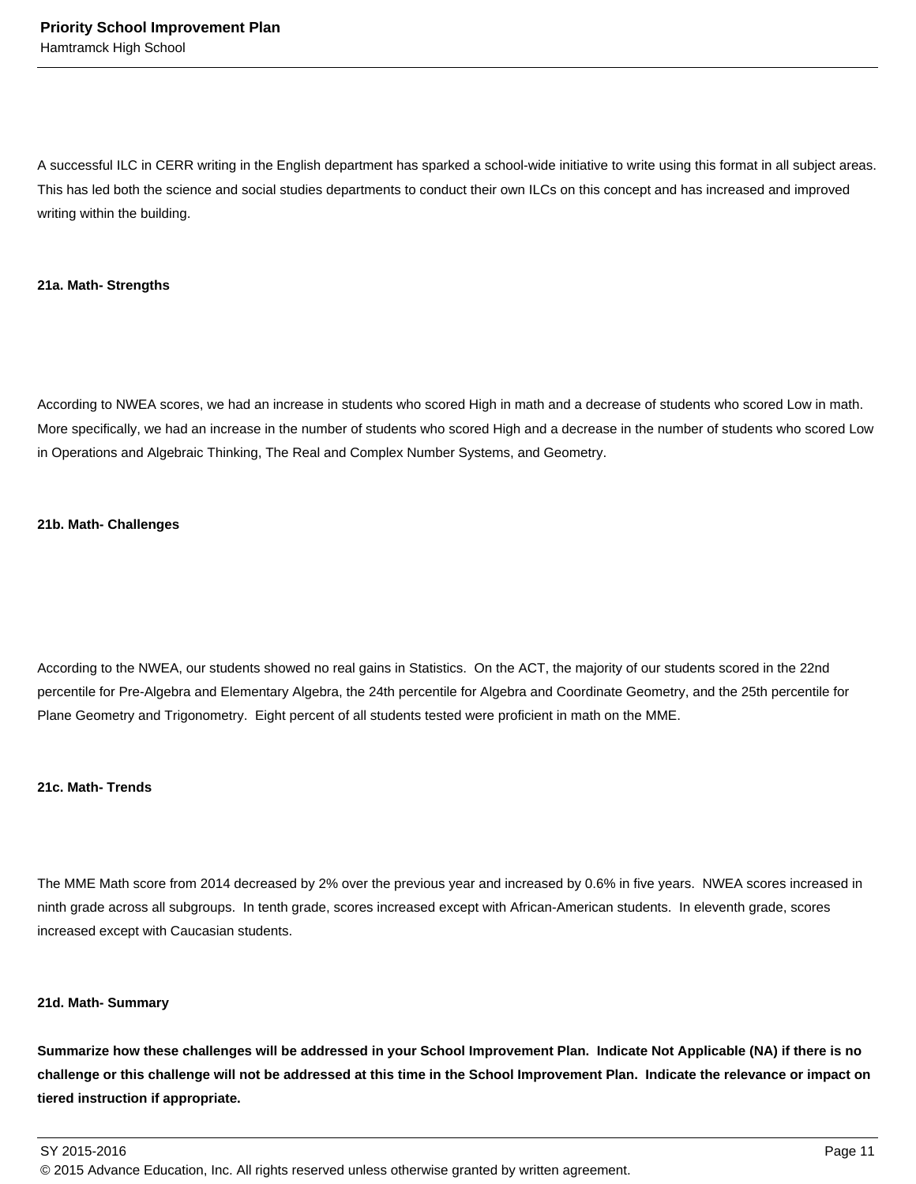A successful ILC in CERR writing in the English department has sparked a school-wide initiative to write using this format in all subject areas. This has led both the science and social studies departments to conduct their own ILCs on this concept and has increased and improved writing within the building.

**21a. Math- Strengths**

According to NWEA scores, we had an increase in students who scored High in math and a decrease of students who scored Low in math. More specifically, we had an increase in the number of students who scored High and a decrease in the number of students who scored Low in Operations and Algebraic Thinking, The Real and Complex Number Systems, and Geometry.

**21b. Math- Challenges**

According to the NWEA, our students showed no real gains in Statistics. On the ACT, the majority of our students scored in the 22nd percentile for Pre-Algebra and Elementary Algebra, the 24th percentile for Algebra and Coordinate Geometry, and the 25th percentile for Plane Geometry and Trigonometry. Eight percent of all students tested were proficient in math on the MME.

**21c. Math- Trends**

The MME Math score from 2014 decreased by 2% over the previous year and increased by 0.6% in five years. NWEA scores increased in ninth grade across all subgroups. In tenth grade, scores increased except with African-American students. In eleventh grade, scores increased except with Caucasian students.

**21d. Math- Summary**

**Summarize how these challenges will be addressed in your School Improvement Plan. Indicate Not Applicable (NA) if there is no challenge or this challenge will not be addressed at this time in the School Improvement Plan. Indicate the relevance or impact on tiered instruction if appropriate.**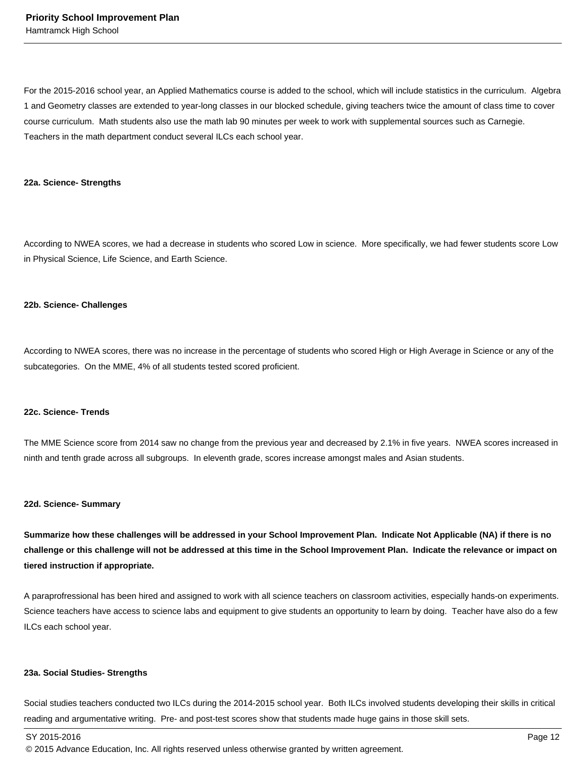For the 2015-2016 school year, an Applied Mathematics course is added to the school, which will include statistics in the curriculum. Algebra 1 and Geometry classes are extended to year-long classes in our blocked schedule, giving teachers twice the amount of class time to cover course curriculum. Math students also use the math lab 90 minutes per week to work with supplemental sources such as Carnegie. Teachers in the math department conduct several ILCs each school year.

**22a. Science- Strengths**

According to NWEA scores, we had a decrease in students who scored Low in science. More specifically, we had fewer students score Low in Physical Science, Life Science, and Earth Science.

**22b. Science- Challenges**

According to NWEA scores, there was no increase in the percentage of students who scored High or High Average in Science or any of the subcategories. On the MME, 4% of all students tested scored proficient.

**22c. Science- Trends**

The MME Science score from 2014 saw no change from the previous year and decreased by 2.1% in five years. NWEA scores increased in ninth and tenth grade across all subgroups. In eleventh grade, scores increase amongst males and Asian students.

**22d. Science- Summary**

**Summarize how these challenges will be addressed in your School Improvement Plan. Indicate Not Applicable (NA) if there is no challenge or this challenge will not be addressed at this time in the School Improvement Plan. Indicate the relevance or impact on tiered instruction if appropriate.**

A paraprofessional has been hired and assigned to work with all science teachers on classroom activities, especially hands-on experiments. Science teachers have access to science labs and equipment to give students an opportunity to learn by doing. Teacher have also do a few ILCs each school year.

**23a. Social Studies- Strengths**

Social studies teachers conducted two ILCs during the 2014-2015 school year. Both ILCs involved students developing their skills in critical reading and argumentative writing. Pre- and post-test scores show that students made huge gains in those skill sets.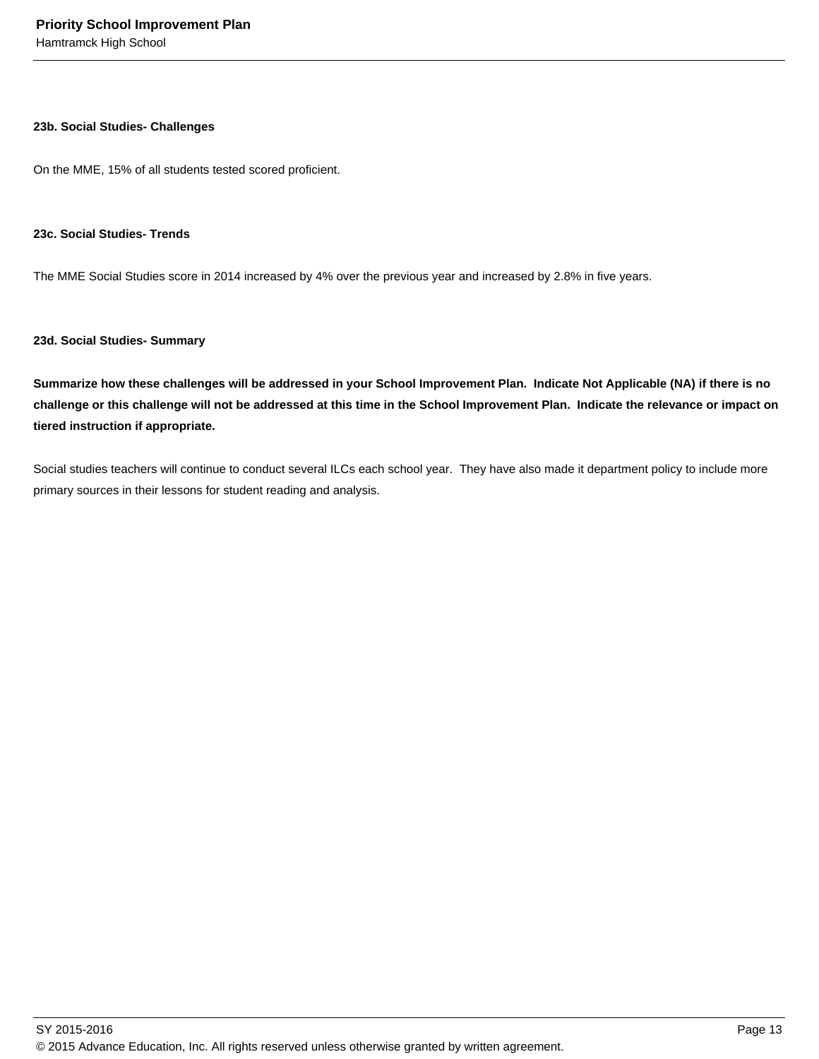### 23b. Social Studies- Challenges

On the MME, 15% of all students tested scored proficient.

### 23c. Social Studies- Trends

The MME Social Studies score in 2014 increased by 4% over the previous year and increased by 2.8% in five years.

### 23d. Social Studies- Summary

**Summarize how these challenges will be addressed in your School Improvement Plan. Indicate Not Applicable (NA) if there is no challenge or this challenge will not be addressed at this time in the School Improvement Plan. Indicate the relevance or impact on tiered instruction if appropriate.**

Social studies teachers will continue to conduct several ILCs each school year. They have also made it department policy to include more primary sources in their lessons for student reading and analysis.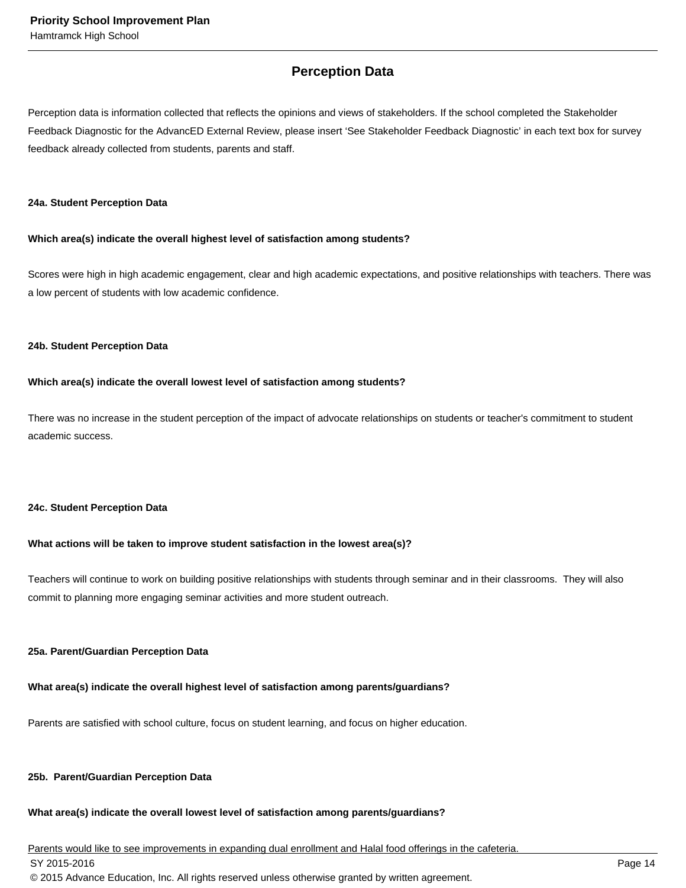## Perception Data

Perception data is information collected that reflects the opinions and views of stakeholders. If the school completed the Stakeholder Feedback Diagnostic for the AdvancED External Review, please insert 'See Stakeholder Feedback Diagnostic' in each text box for survey feedback already collected from students, parents and staff.

**24a. Student Perception Data**

**Which area(s) indicate the overall highest level of satisfaction among students?**

Scores were high in high academic engagement, clear and high academic expectations, and positive relationships with teachers. There was a low percent of students with low academic confidence.

**24b. Student Perception Data**

**Which area(s) indicate the overall lowest level of satisfaction among students?**

There was no increase in the student perception of the impact of advocate relationships on students or teacher's commitment to student academic success.

**24c. Student Perception Data**

**What actions will be taken to improve student satisfaction in the lowest area(s)?**

Teachers will continue to work on building positive relationships with students through seminar and in their classrooms. They will also commit to planning more engaging seminar activities and more student outreach.

**25a. Parent/Guardian Perception Data**

**What area(s) indicate the overall highest level of satisfaction among parents/guardians?**

Parents are satisfied with school culture, focus on student learning, and focus on higher education.

**25b. Parent/Guardian Perception Data**

**What area(s) indicate the overall lowest level of satisfaction among parents/guardians?**

Parents would like to see improvements in expanding dual enrollment and Halal food offerings in the cafeteria.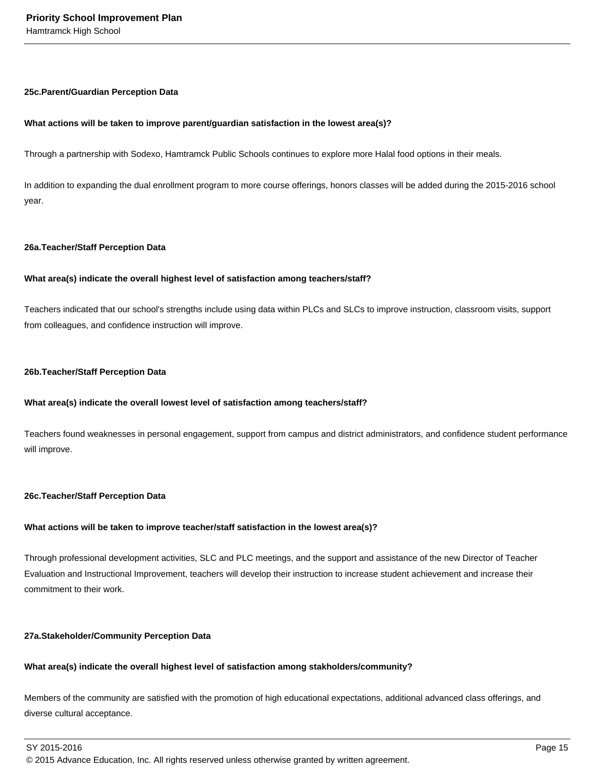**25c.Parent/Guardian Perception Data**

**What actions will be taken to improve parent/guardian satisfaction in the lowest area(s)?**

Through a partnership with Sodexo, Hamtramck Public Schools continues to explore more Halal food options in their meals.

In addition to expanding the dual enrollment program to more course offerings, honors classes will be added during the 2015-2016 school year.

**26a.Teacher/Staff Perception Data**

**What area(s) indicate the overall highest level of satisfaction among teachers/staff?**

Teachers indicated that our school's strengths include using data within PLCs and SLCs to improve instruction, classroom visits, support from colleagues, and confidence instruction will improve.

**26b.Teacher/Staff Perception Data**

**What area(s) indicate the overall lowest level of satisfaction among teachers/staff?**

Teachers found weaknesses in personal engagement, support from campus and district administrators, and confidence student performance will improve.

**26c.Teacher/Staff Perception Data**

**What actions will be taken to improve teacher/staff satisfaction in the lowest area(s)?**

Through professional development activities, SLC and PLC meetings, and the support and assistance of the new Director of Teacher Evaluation and Instructional Improvement, teachers will develop their instruction to increase student achievement and increase their commitment to their work.

**27a.Stakeholder/Community Perception Data**

**What area(s) indicate the overall highest level of satisfaction among stakholders/community?**

Members of the community are satisfied with the promotion of high educational expectations, additional advanced class offerings, and diverse cultural acceptance.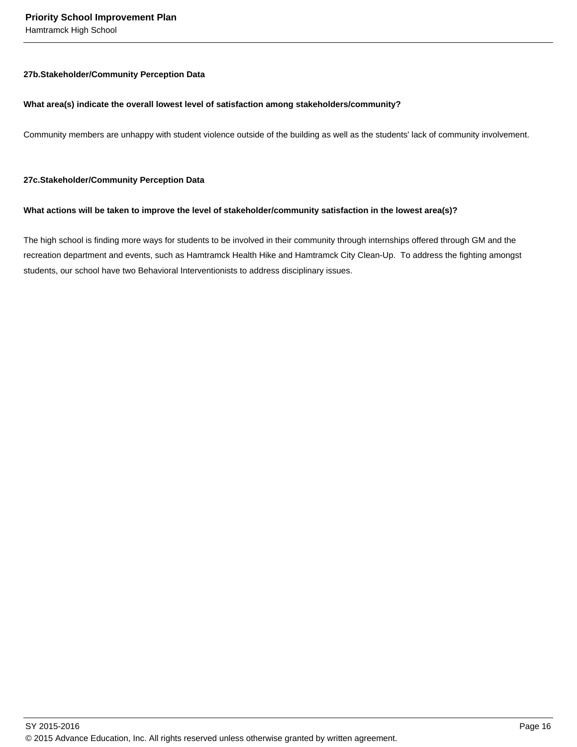**27b.Stakeholder/Community Perception Data**

**What area(s) indicate the overall lowest level of satisfaction among stakeholders/community?**

Community members are unhappy with student violence outside of the building as well as the students' lack of community involvement.

**27c.Stakeholder/Community Perception Data**

**What actions will be taken to improve the level of stakeholder/community satisfaction in the lowest area(s)?**

The high school is finding more ways for students to be involved in their community through internships offered through GM and the recreation department and events, such as Hamtramck Health Hike and Hamtramck City Clean-Up. To address the fighting amongst students, our school have two Behavioral Interventionists to address disciplinary issues.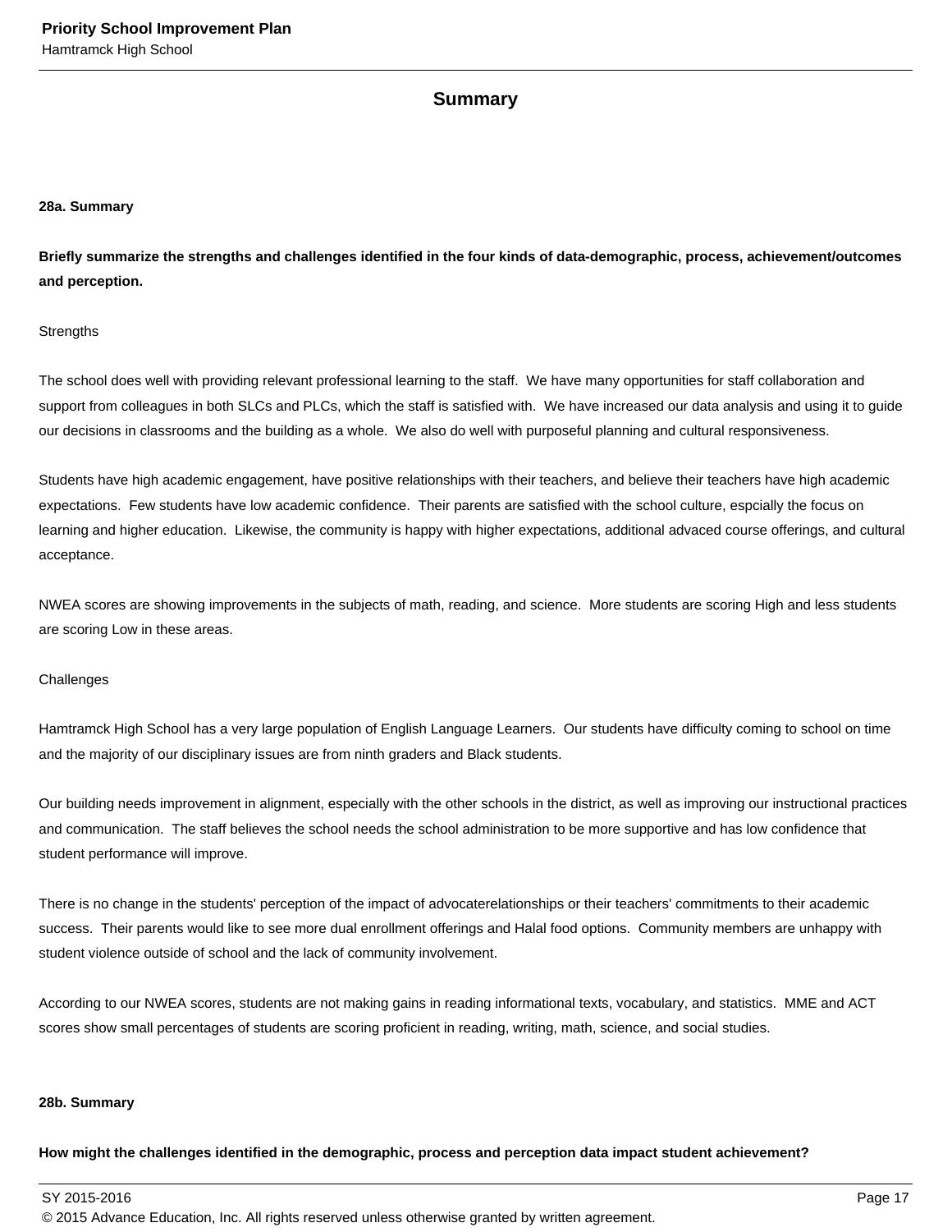## Summary

**28a. Summary**

**Briefly summarize the strengths and challenges identified in the four kinds of data-demographic, process, achievement/outcomes and perception.**

Strengths

The school does well with providing relevant professional learning to the staff. We have many opportunities for staff collaboration and support from colleagues in both SLCs and PLCs, which the staff is satisfied with. We have increased our data analysis and using it to guide our decisions in classrooms and the building as a whole. We also do well with purposeful planning and cultural responsiveness.

Students have high academic engagement, have positive relationships with their teachers, and believe their teachers have high academic expectations. Few students have low academic confidence. Their parents are satisfied with the school culture, espcially the focus on learning and higher education. Likewise, the community is happy with higher expectations, additional advaced course offerings, and cultural acceptance.

NWEA scores are showing improvements in the subjects of math, reading, and science. More students are scoring High and less students are scoring Low in these areas.

Challenges

Hamtramck High School has a very large population of English Language Learners. Our students have difficulty coming to school on time and the majority of our disciplinary issues are from ninth graders and Black students.

Our building needs improvement in alignment, especially with the other schools in the district, as well as improving our instructional practices and communication. The staff believes the school needs the school administration to be more supportive and has low confidence that student performance will improve.

There is no change in the students' perception of the impact of advocaterelationships or their teachers' commitments to their academic success. Their parents would like to see more dual enrollment offerings and Halal food options. Community members are unhappy with student violence outside of school and the lack of community involvement.

According to our NWEA scores, students are not making gains in reading informational texts, vocabulary, and statistics. MME and ACT scores show small percentages of students are scoring proficient in reading, writing, math, science, and social studies.

**28b. Summary**

**How might the challenges identified in the demographic, process and perception data impact student achievement?**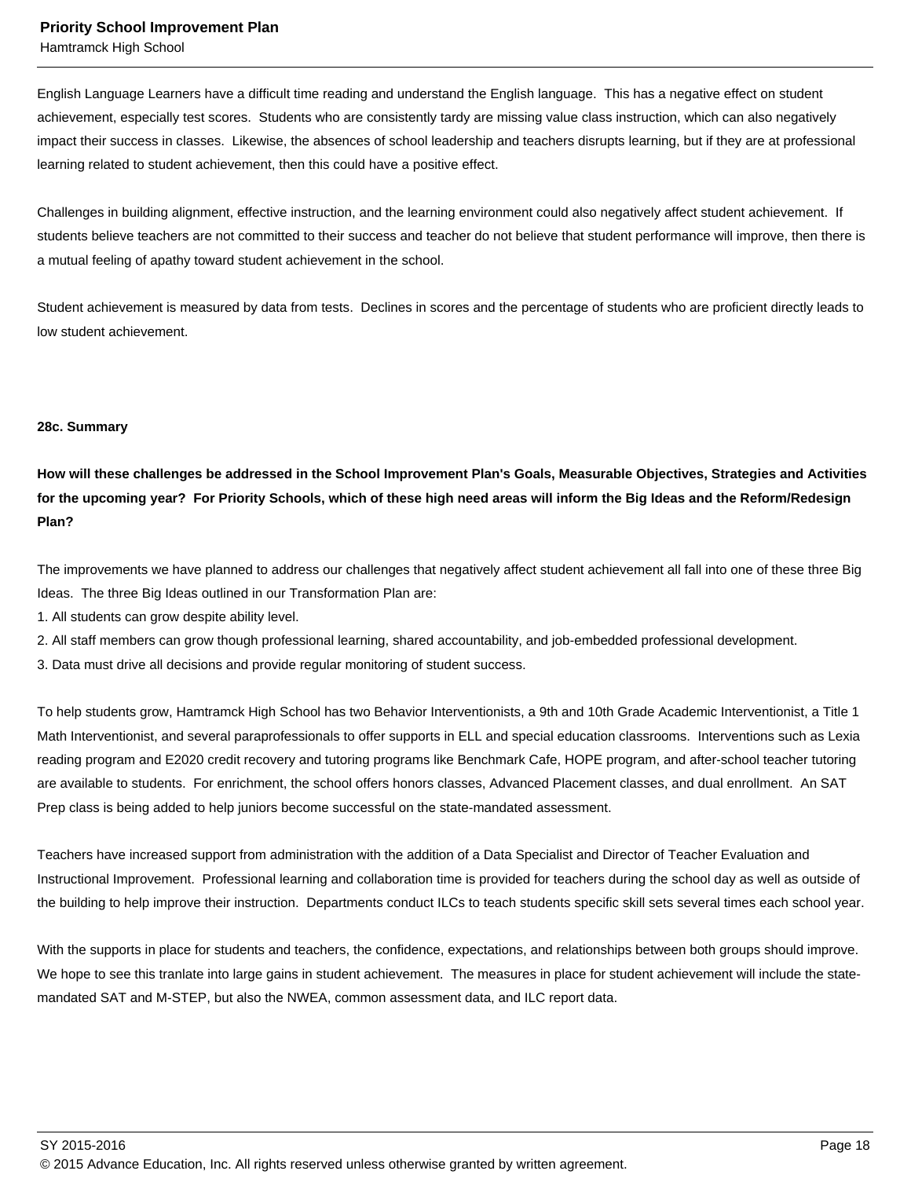English Language Learners have a difficult time reading and understand the English language. This has a negative effect on student achievement, especially test scores. Students who are consistently tardy are missing value class instruction, which can also negatively impact their success in classes. Likewise, the absences of school leadership and teachers disrupts learning, but if they are at professional learning related to student achievement, then this could have a positive effect.

Challenges in building alignment, effective instruction, and the learning environment could also negatively affect student achievement. If students believe teachers are not committed to their success and teacher do not believe that student performance will improve, then there is a mutual feeling of apathy toward student achievement in the school.

Student achievement is measured by data from tests. Declines in scores and the percentage of students who are proficient directly leads to low student achievement.

**28c. Summary**

**How will these challenges be addressed in the School Improvement Plan's Goals, Measurable Objectives, Strategies and Activities for the upcoming year? For Priority Schools, which of these high need areas will inform the Big Ideas and the Reform/Redesign Plan?**

The improvements we have planned to address our challenges that negatively affect student achievement all fall into one of these three Big Ideas. The three Big Ideas outlined in our Transformation Plan are:
1. All students can grow despite ability level.
2. All staff members can grow though professional learning, shared accountability, and job-embedded professional development.
3. Data must drive all decisions and provide regular monitoring of student success.

To help students grow, Hamtramck High School has two Behavior Interventionists, a 9th and 10th Grade Academic Interventionist, a Title 1 Math Interventionist, and several paraprofessionals to offer supports in ELL and special education classrooms. Interventions such as Lexia reading program and E2020 credit recovery and tutoring programs like Benchmark Cafe, HOPE program, and after-school teacher tutoring are available to students. For enrichment, the school offers honors classes, Advanced Placement classes, and dual enrollment. An SAT Prep class is being added to help juniors become successful on the state-mandated assessment.

Teachers have increased support from administration with the addition of a Data Specialist and Director of Teacher Evaluation and Instructional Improvement. Professional learning and collaboration time is provided for teachers during the school day as well as outside of the building to help improve their instruction. Departments conduct ILCs to teach students specific skill sets several times each school year.

With the supports in place for students and teachers, the confidence, expectations, and relationships between both groups should improve. We hope to see this tranlate into large gains in student achievement. The measures in place for student achievement will include the state-mandated SAT and M-STEP, but also the NWEA, common assessment data, and ILC report data.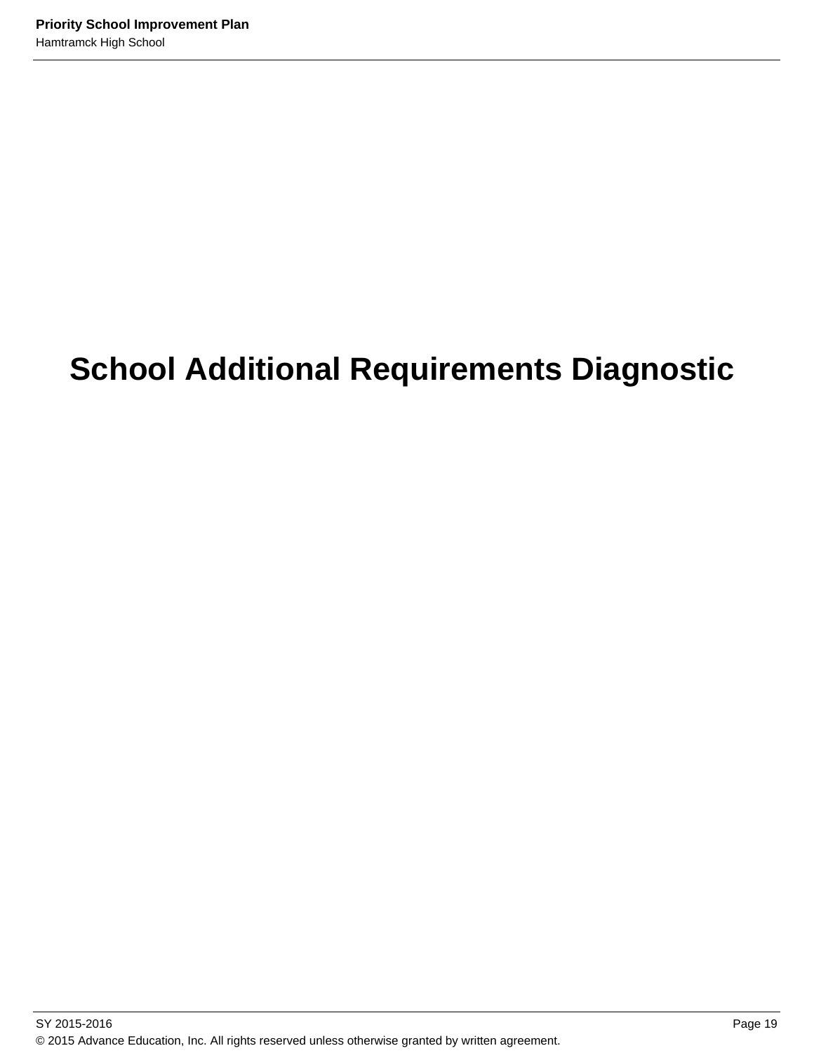# School Additional Requirements Diagnostic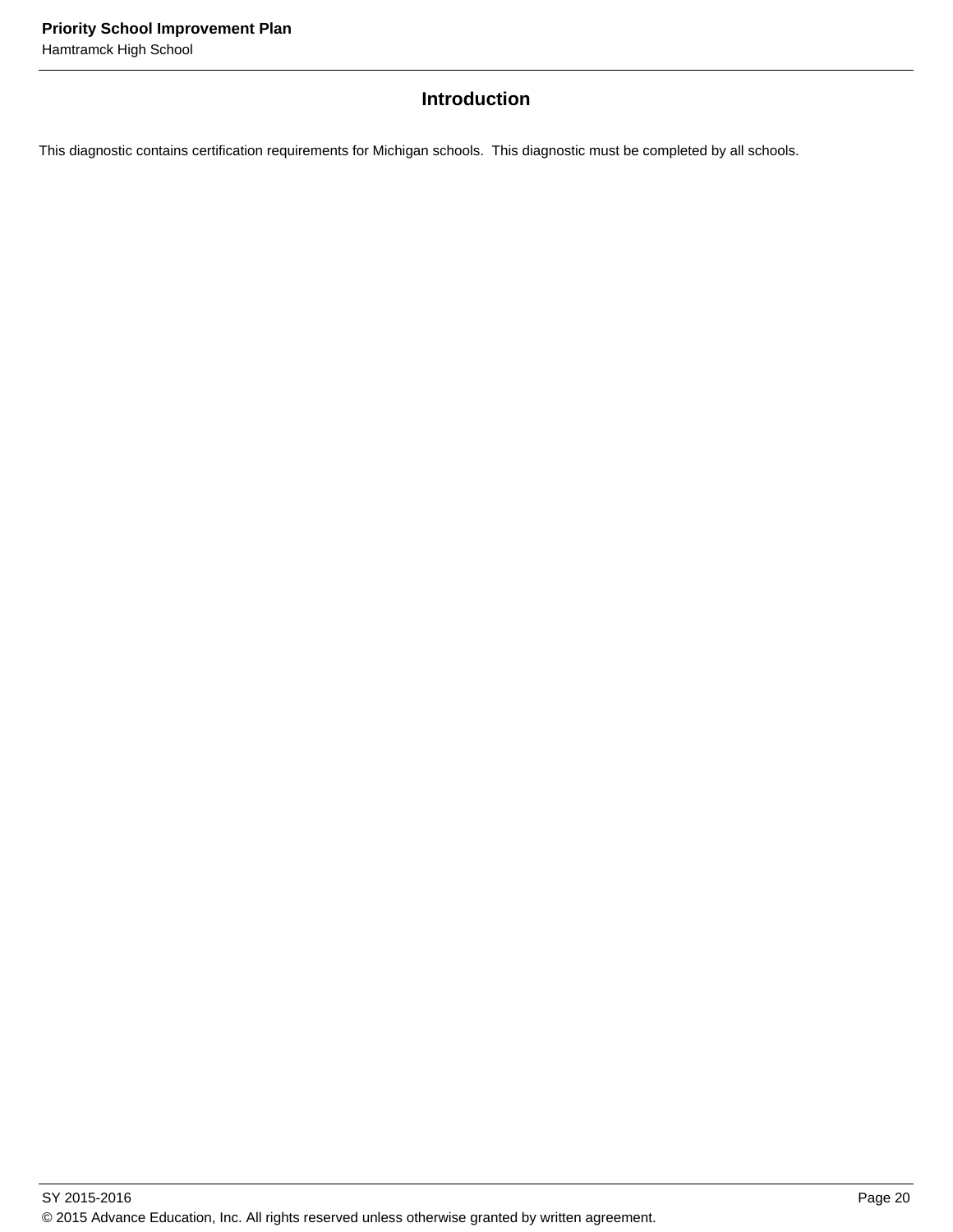## Introduction

This diagnostic contains certification requirements for Michigan schools. This diagnostic must be completed by all schools.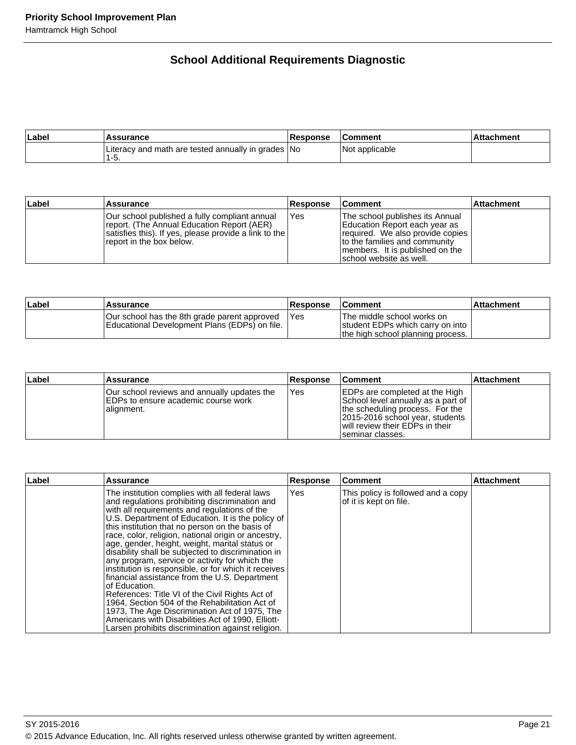## School Additional Requirements Diagnostic

| Label | Assurance | Response | Comment | Attachment |
|---|---|---|---|---|
| | Literacy and math are tested annually in grades 1-5. | No | Not applicable | |

| Label | Assurance | Response | Comment | Attachment |
|---|---|---|---|---|
| | Our school published a fully compliant annual report. (The Annual Education Report (AER) satisfies this). If yes, please provide a link to the report in the box below. | Yes | The school publishes its Annual Education Report each year as required. We also provide copies to the families and community members. It is published on the school website as well. | |

| Label | Assurance | Response | Comment | Attachment |
|---|---|---|---|---|
| | Our school has the 8th grade parent approved Educational Development Plans (EDPs) on file. | Yes | The middle school works on student EDPs which carry on into the high school planning process. | |

| Label | Assurance | Response | Comment | Attachment |
|---|---|---|---|---|
| | Our school reviews and annually updates the EDPs to ensure academic course work alignment. | Yes | EDPs are completed at the High School level annually as a part of the scheduling process. For the 2015-2016 school year, students will review their EDPs in their seminar classes. | |

| Label | Assurance | Response | Comment | Attachment |
|---|---|---|---|---|
| | The institution complies with all federal laws and regulations prohibiting discrimination and with all requirements and regulations of the U.S. Department of Education. It is the policy of this institution that no person on the basis of race, color, religion, national origin or ancestry, age, gender, height, weight, marital status or disability shall be subjected to discrimination in any program, service or activity for which the institution is responsible, or for which it receives financial assistance from the U.S. Department of Education.<br>References: Title VI of the Civil Rights Act of 1964, Section 504 of the Rehabilitation Act of 1973, The Age Discrimination Act of 1975, The Americans with Disabilities Act of 1990, Elliott-Larsen prohibits discrimination against religion. | Yes | This policy is followed and a copy of it is kept on file. | |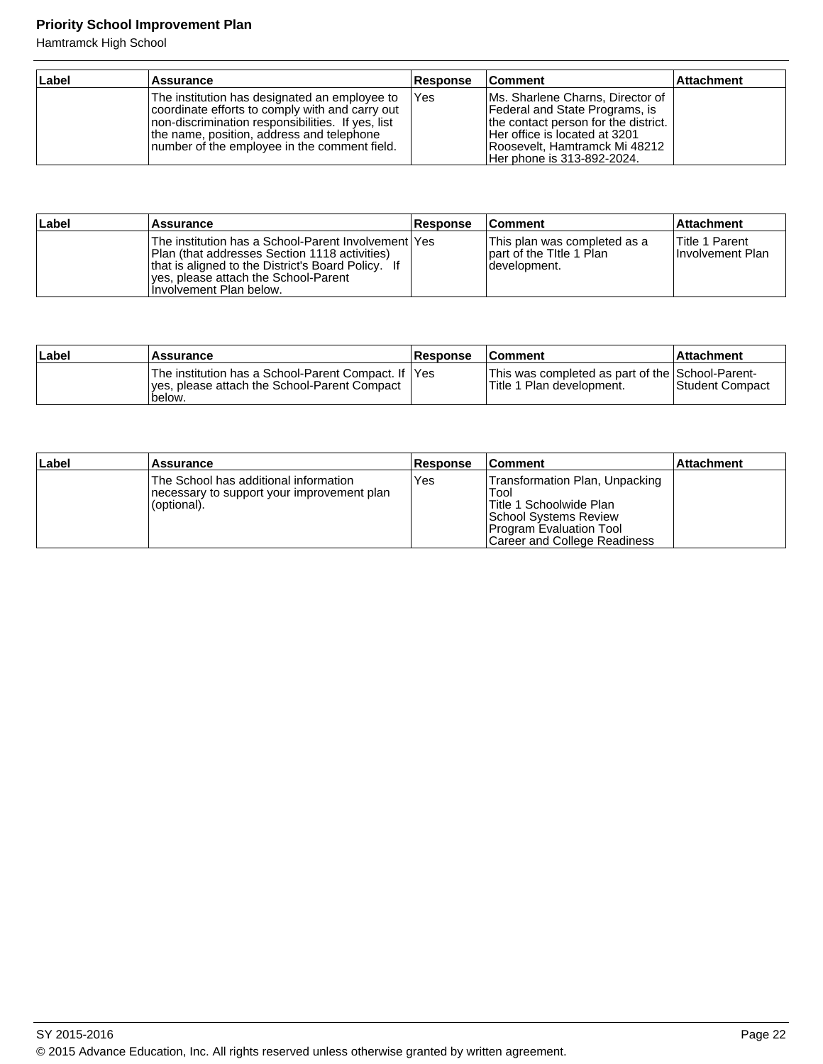| Label | Assurance | Response | Comment | Attachment |
|---|---|---|---|---|
| | The institution has designated an employee to coordinate efforts to comply with and carry out non-discrimination responsibilities. If yes, list the name, position, address and telephone number of the employee in the comment field. | Yes | Ms. Sharlene Charns, Director of Federal and State Programs, is the contact person for the district. Her office is located at 3201 Roosevelt, Hamtramck Mi 48212 Her phone is 313-892-2024. | |

| Label | Assurance | Response | Comment | Attachment |
|---|---|---|---|---|
| | The institution has a School-Parent Involvement Plan (that addresses Section 1118 activities) that is aligned to the District's Board Policy. If yes, please attach the School-Parent Involvement Plan below. | Yes | This plan was completed as a part of the TItle 1 Plan development. | Title 1 Parent Involvement Plan |

| Label | Assurance | Response | Comment | Attachment |
|---|---|---|---|---|
| | The institution has a School-Parent Compact. If yes, please attach the School-Parent Compact below. | Yes | This was completed as part of the Title 1 Plan development. | School-Parent-Student Compact |

| Label | Assurance | Response | Comment | Attachment |
|---|---|---|---|---|
| | The School has additional information necessary to support your improvement plan (optional). | Yes | Transformation Plan, Unpacking Tool<br>Title 1 Schoolwide Plan<br>School Systems Review<br>Program Evaluation Tool<br>Career and College Readiness | |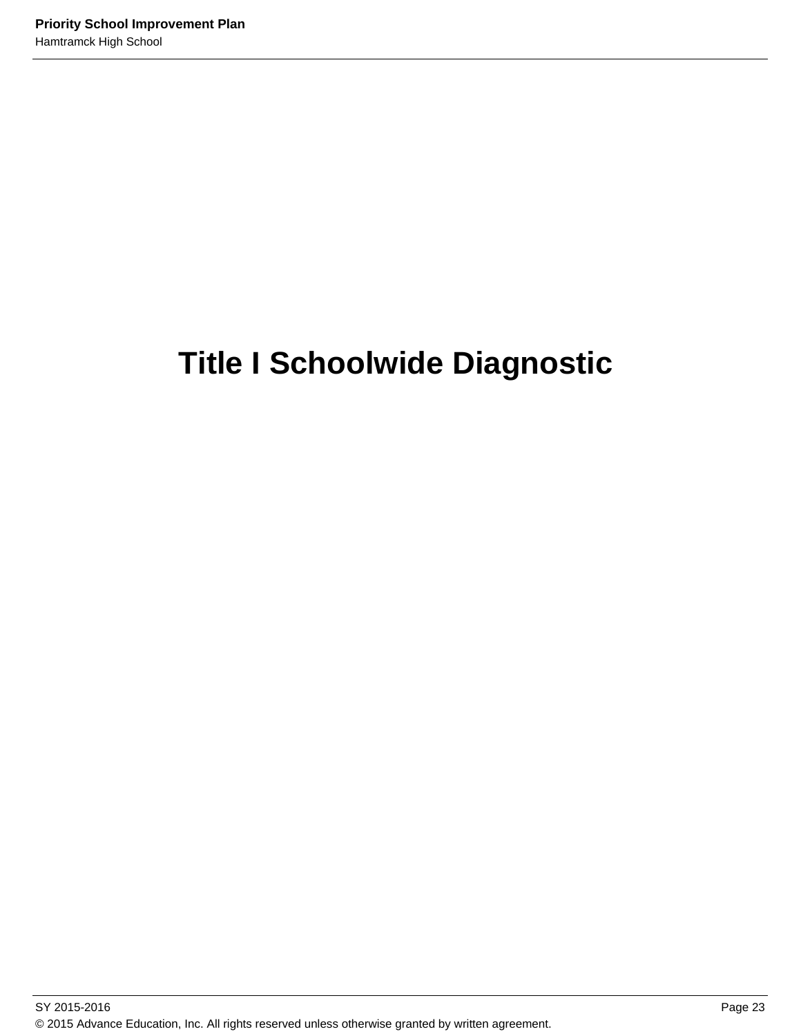# Title I Schoolwide Diagnostic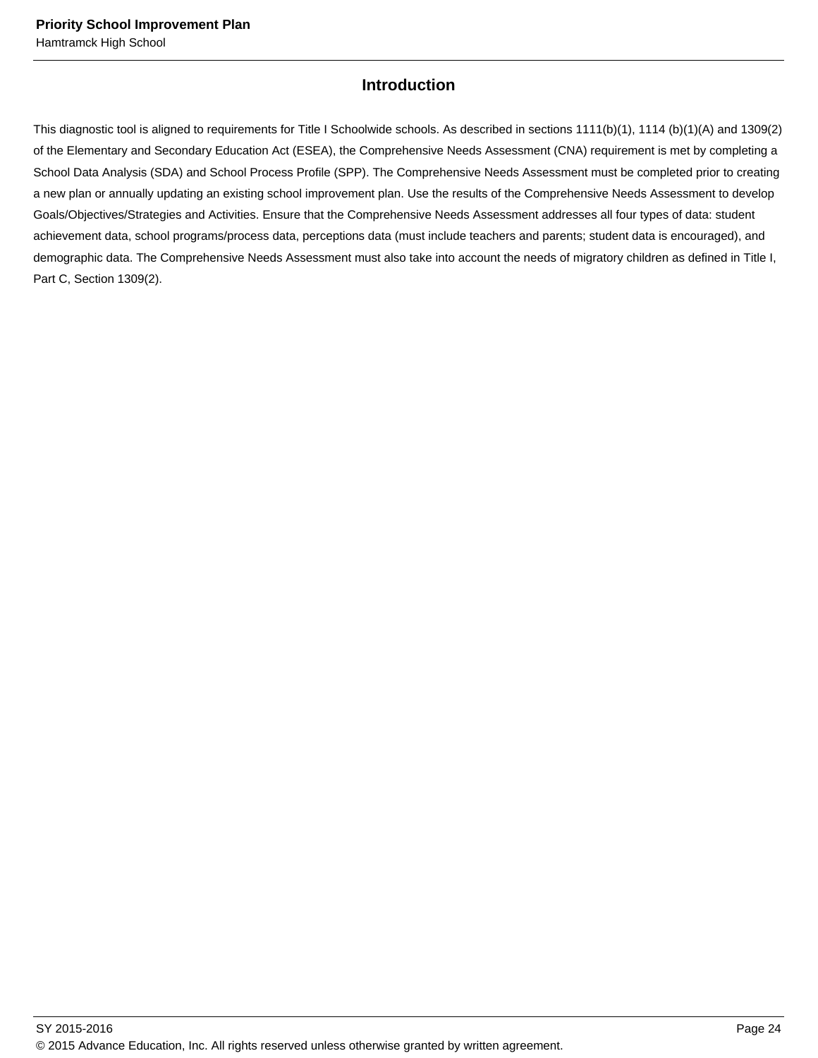## Introduction

This diagnostic tool is aligned to requirements for Title I Schoolwide schools. As described in sections 1111(b)(1), 1114 (b)(1)(A) and 1309(2) of the Elementary and Secondary Education Act (ESEA), the Comprehensive Needs Assessment (CNA) requirement is met by completing a School Data Analysis (SDA) and School Process Profile (SPP). The Comprehensive Needs Assessment must be completed prior to creating a new plan or annually updating an existing school improvement plan. Use the results of the Comprehensive Needs Assessment to develop Goals/Objectives/Strategies and Activities. Ensure that the Comprehensive Needs Assessment addresses all four types of data: student achievement data, school programs/process data, perceptions data (must include teachers and parents; student data is encouraged), and demographic data. The Comprehensive Needs Assessment must also take into account the needs of migratory children as defined in Title I, Part C, Section 1309(2).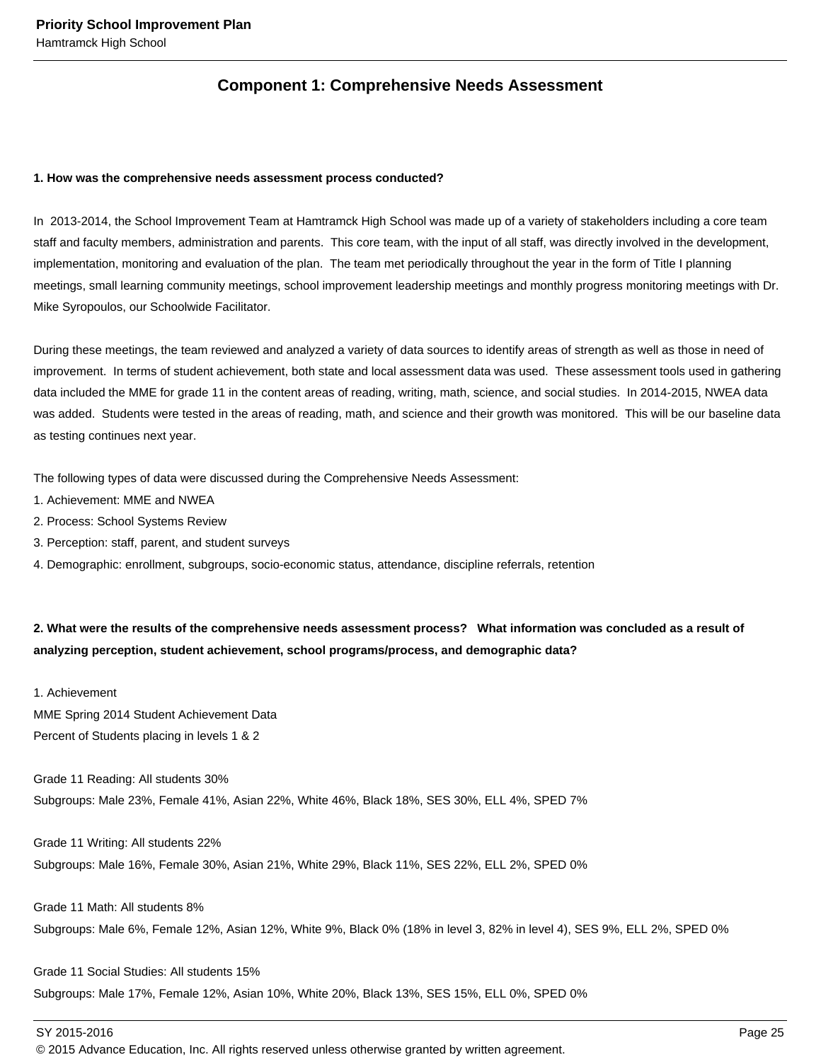## Component 1: Comprehensive Needs Assessment

**1. How was the comprehensive needs assessment process conducted?**

In 2013-2014, the School Improvement Team at Hamtramck High School was made up of a variety of stakeholders including a core team staff and faculty members, administration and parents. This core team, with the input of all staff, was directly involved in the development, implementation, monitoring and evaluation of the plan. The team met periodically throughout the year in the form of Title I planning meetings, small learning community meetings, school improvement leadership meetings and monthly progress monitoring meetings with Dr. Mike Syropoulos, our Schoolwide Facilitator.

During these meetings, the team reviewed and analyzed a variety of data sources to identify areas of strength as well as those in need of improvement. In terms of student achievement, both state and local assessment data was used. These assessment tools used in gathering data included the MME for grade 11 in the content areas of reading, writing, math, science, and social studies. In 2014-2015, NWEA data was added. Students were tested in the areas of reading, math, and science and their growth was monitored. This will be our baseline data as testing continues next year.

The following types of data were discussed during the Comprehensive Needs Assessment:
1. Achievement: MME and NWEA
2. Process: School Systems Review
3. Perception: staff, parent, and student surveys
4. Demographic: enrollment, subgroups, socio-economic status, attendance, discipline referrals, retention

**2. What were the results of the comprehensive needs assessment process? What information was concluded as a result of analyzing perception, student achievement, school programs/process, and demographic data?**

1. Achievement
MME Spring 2014 Student Achievement Data
Percent of Students placing in levels 1 & 2

Grade 11 Reading: All students 30%
Subgroups: Male 23%, Female 41%, Asian 22%, White 46%, Black 18%, SES 30%, ELL 4%, SPED 7%

Grade 11 Writing: All students 22%
Subgroups: Male 16%, Female 30%, Asian 21%, White 29%, Black 11%, SES 22%, ELL 2%, SPED 0%

Grade 11 Math: All students 8%
Subgroups: Male 6%, Female 12%, Asian 12%, White 9%, Black 0% (18% in level 3, 82% in level 4), SES 9%, ELL 2%, SPED 0%

Grade 11 Social Studies: All students 15%
Subgroups: Male 17%, Female 12%, Asian 10%, White 20%, Black 13%, SES 15%, ELL 0%, SPED 0%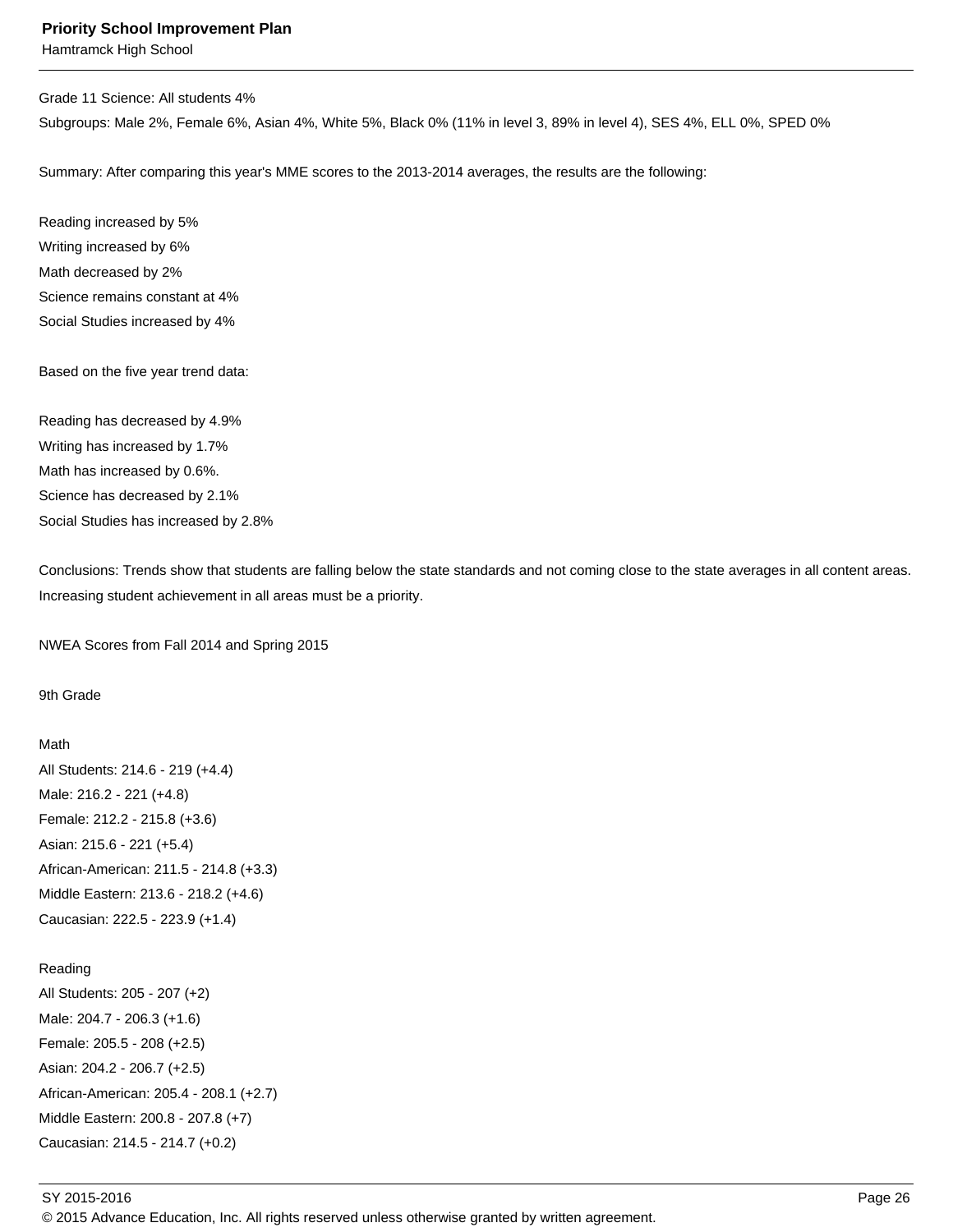Grade 11 Science: All students 4%

Subgroups: Male 2%, Female 6%, Asian 4%, White 5%, Black 0% (11% in level 3, 89% in level 4), SES 4%, ELL 0%, SPED 0%

Summary: After comparing this year's MME scores to the 2013-2014 averages, the results are the following:

Reading increased by 5%

Writing increased by 6%

Math decreased by 2%

Science remains constant at 4%

Social Studies increased by 4%

Based on the five year trend data:

Reading has decreased by 4.9%

Writing has increased by 1.7%

Math has increased by 0.6%.

Science has decreased by 2.1%

Social Studies has increased by 2.8%

Conclusions: Trends show that students are falling below the state standards and not coming close to the state averages in all content areas. Increasing student achievement in all areas must be a priority.

NWEA Scores from Fall 2014 and Spring 2015

9th Grade

Math

All Students: 214.6 - 219 (+4.4)

Male: 216.2 - 221 (+4.8)

Female: 212.2 - 215.8 (+3.6)

Asian: 215.6 - 221 (+5.4)

African-American: 211.5 - 214.8 (+3.3)

Middle Eastern: 213.6 - 218.2 (+4.6)

Caucasian: 222.5 - 223.9 (+1.4)

Reading

All Students: 205 - 207 (+2)

Male: 204.7 - 206.3 (+1.6)

Female: 205.5 - 208 (+2.5)

Asian: 204.2 - 206.7 (+2.5)

African-American: 205.4 - 208.1 (+2.7)

Middle Eastern: 200.8 - 207.8 (+7)

Caucasian: 214.5 - 214.7 (+0.2)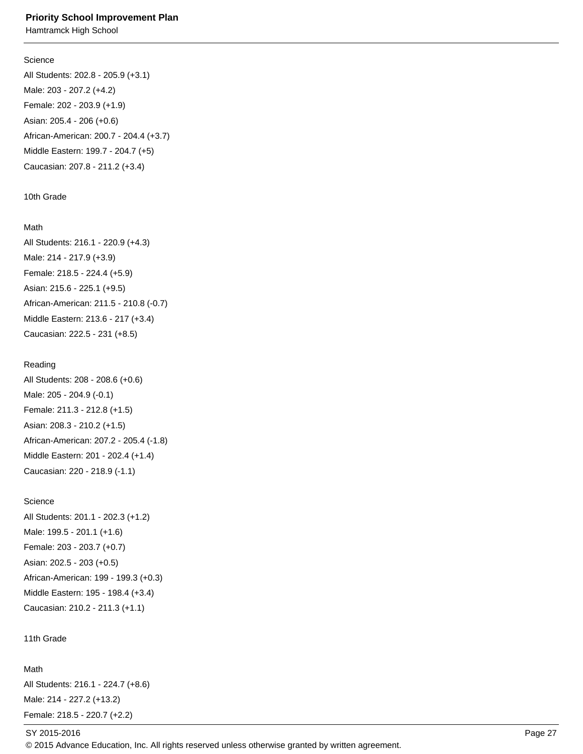Science

All Students: 202.8 - 205.9 (+3.1)

Male: 203 - 207.2 (+4.2)

Female: 202 - 203.9 (+1.9)

Asian: 205.4 - 206 (+0.6)

African-American: 200.7 - 204.4 (+3.7)

Middle Eastern: 199.7 - 204.7 (+5)

Caucasian: 207.8 - 211.2 (+3.4)

10th Grade

Math

All Students: 216.1 - 220.9 (+4.3)

Male: 214 - 217.9 (+3.9)

Female: 218.5 - 224.4 (+5.9)

Asian: 215.6 - 225.1 (+9.5)

African-American: 211.5 - 210.8 (-0.7)

Middle Eastern: 213.6 - 217 (+3.4)

Caucasian: 222.5 - 231 (+8.5)

Reading

All Students: 208 - 208.6 (+0.6)

Male: 205 - 204.9 (-0.1)

Female: 211.3 - 212.8 (+1.5)

Asian: 208.3 - 210.2 (+1.5)

African-American: 207.2 - 205.4 (-1.8)

Middle Eastern: 201 - 202.4 (+1.4)

Caucasian: 220 - 218.9 (-1.1)

Science

All Students: 201.1 - 202.3 (+1.2)

Male: 199.5 - 201.1 (+1.6)

Female: 203 - 203.7 (+0.7)

Asian: 202.5 - 203 (+0.5)

African-American: 199 - 199.3 (+0.3)

Middle Eastern: 195 - 198.4 (+3.4)

Caucasian: 210.2 - 211.3 (+1.1)

11th Grade

Math

All Students: 216.1 - 224.7 (+8.6)

Male: 214 - 227.2 (+13.2)

Female: 218.5 - 220.7 (+2.2)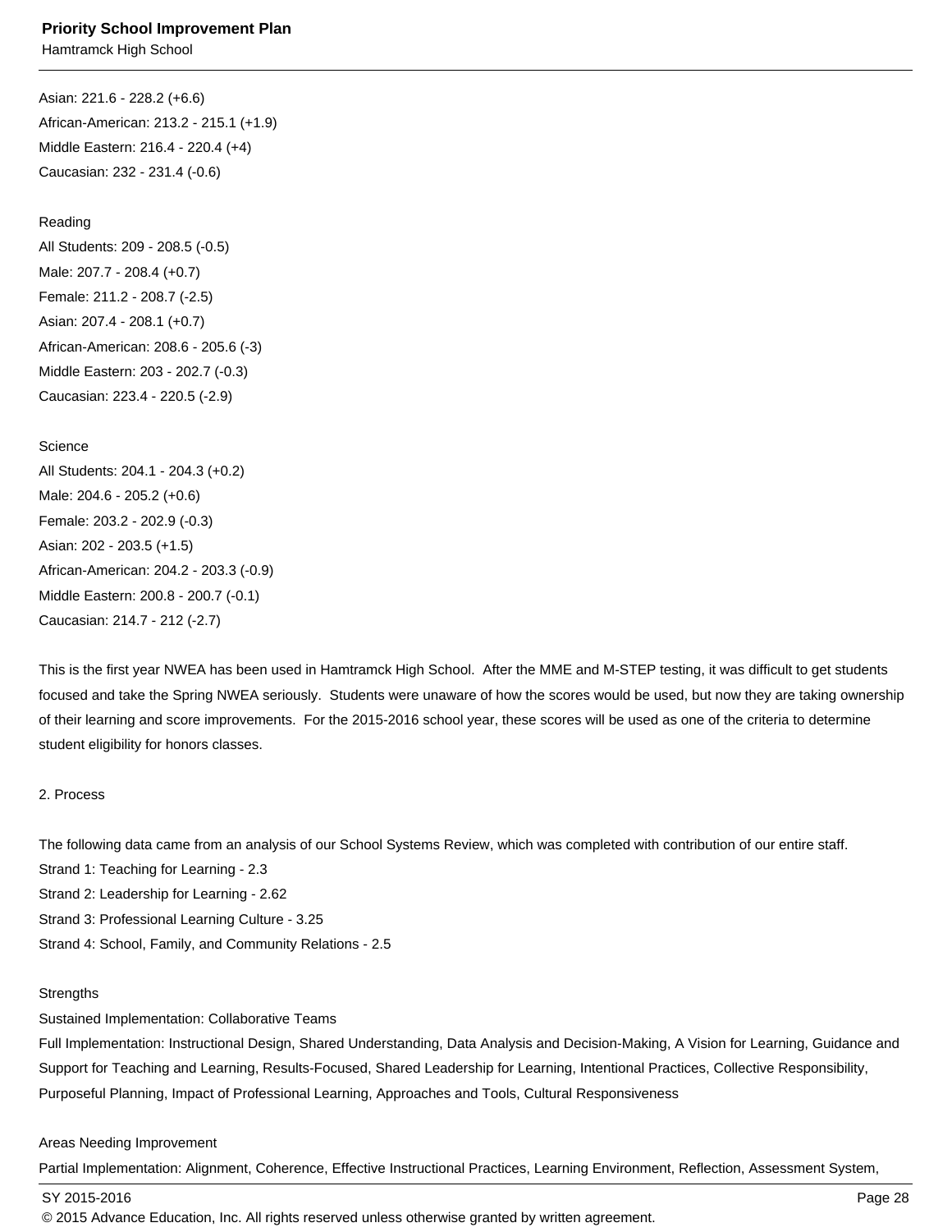Asian: 221.6 - 228.2 (+6.6)
African-American: 213.2 - 215.1 (+1.9)
Middle Eastern: 216.4 - 220.4 (+4)
Caucasian: 232 - 231.4 (-0.6)

Reading
All Students: 209 - 208.5 (-0.5)
Male: 207.7 - 208.4 (+0.7)
Female: 211.2 - 208.7 (-2.5)
Asian: 207.4 - 208.1 (+0.7)
African-American: 208.6 - 205.6 (-3)
Middle Eastern: 203 - 202.7 (-0.3)
Caucasian: 223.4 - 220.5 (-2.9)

Science
All Students: 204.1 - 204.3 (+0.2)
Male: 204.6 - 205.2 (+0.6)
Female: 203.2 - 202.9 (-0.3)
Asian: 202 - 203.5 (+1.5)
African-American: 204.2 - 203.3 (-0.9)
Middle Eastern: 200.8 - 200.7 (-0.1)
Caucasian: 214.7 - 212 (-2.7)

This is the first year NWEA has been used in Hamtramck High School. After the MME and M-STEP testing, it was difficult to get students focused and take the Spring NWEA seriously. Students were unaware of how the scores would be used, but now they are taking ownership of their learning and score improvements. For the 2015-2016 school year, these scores will be used as one of the criteria to determine student eligibility for honors classes.

2. Process

The following data came from an analysis of our School Systems Review, which was completed with contribution of our entire staff.
Strand 1: Teaching for Learning - 2.3
Strand 2: Leadership for Learning - 2.62
Strand 3: Professional Learning Culture - 3.25
Strand 4: School, Family, and Community Relations - 2.5

Strengths
Sustained Implementation: Collaborative Teams
Full Implementation: Instructional Design, Shared Understanding, Data Analysis and Decision-Making, A Vision for Learning, Guidance and Support for Teaching and Learning, Results-Focused, Shared Leadership for Learning, Intentional Practices, Collective Responsibility, Purposeful Planning, Impact of Professional Learning, Approaches and Tools, Cultural Responsiveness

Areas Needing Improvement
Partial Implementation: Alignment, Coherence, Effective Instructional Practices, Learning Environment, Reflection, Assessment System,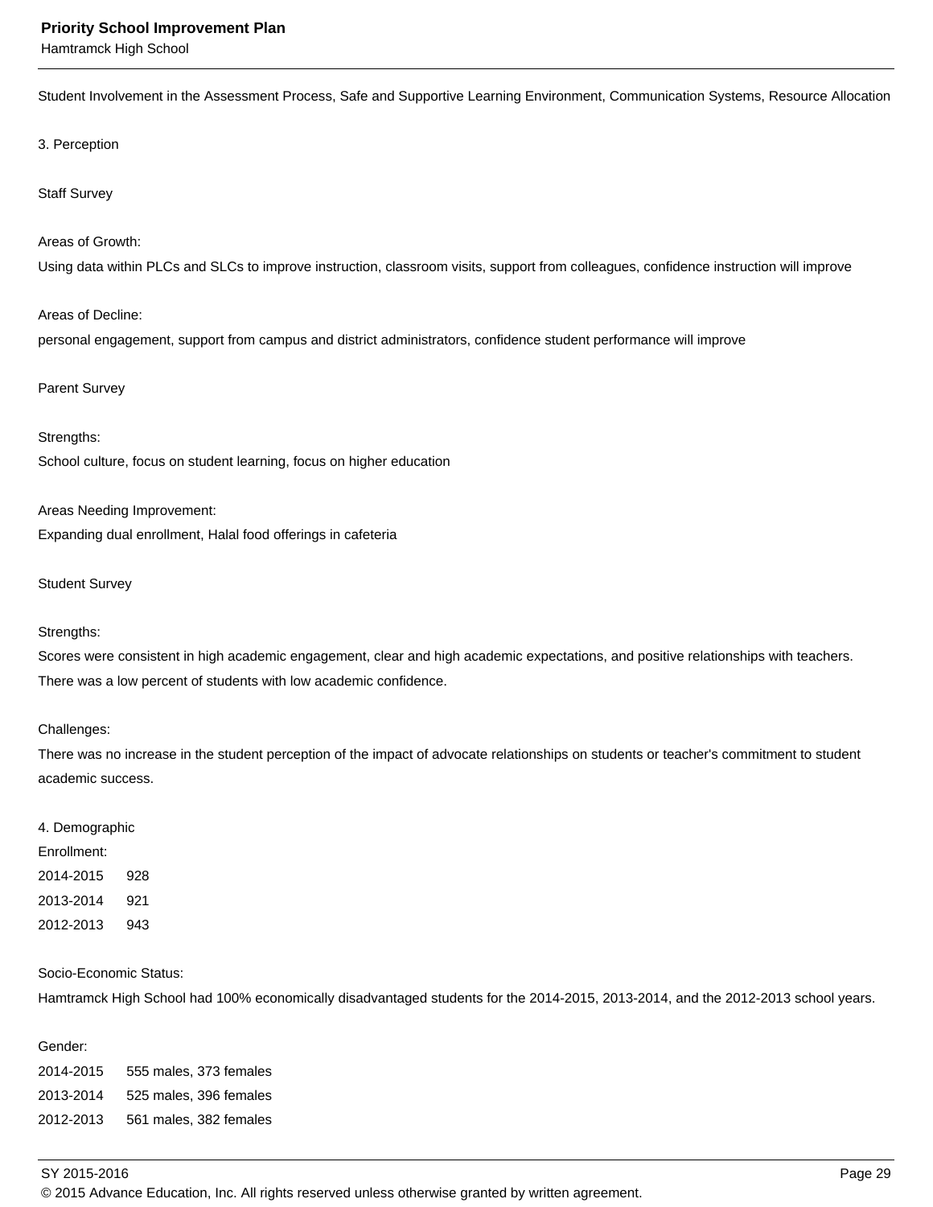Student Involvement in the Assessment Process, Safe and Supportive Learning Environment, Communication Systems, Resource Allocation

3. Perception

Staff Survey

Areas of Growth:
Using data within PLCs and SLCs to improve instruction, classroom visits, support from colleagues, confidence instruction will improve

Areas of Decline:
personal engagement, support from campus and district administrators, confidence student performance will improve

Parent Survey

Strengths:
School culture, focus on student learning, focus on higher education

Areas Needing Improvement:
Expanding dual enrollment, Halal food offerings in cafeteria

Student Survey

Strengths:
Scores were consistent in high academic engagement, clear and high academic expectations, and positive relationships with teachers. There was a low percent of students with low academic confidence.

Challenges:
There was no increase in the student perception of the impact of advocate relationships on students or teacher's commitment to student academic success.

4. Demographic
Enrollment:
2014-2015 928
2013-2014 921
2012-2013 943

Socio-Economic Status:
Hamtramck High School had 100% economically disadvantaged students for the 2014-2015, 2013-2014, and the 2012-2013 school years.

Gender:
2014-2015 555 males, 373 females
2013-2014 525 males, 396 females
2012-2013 561 males, 382 females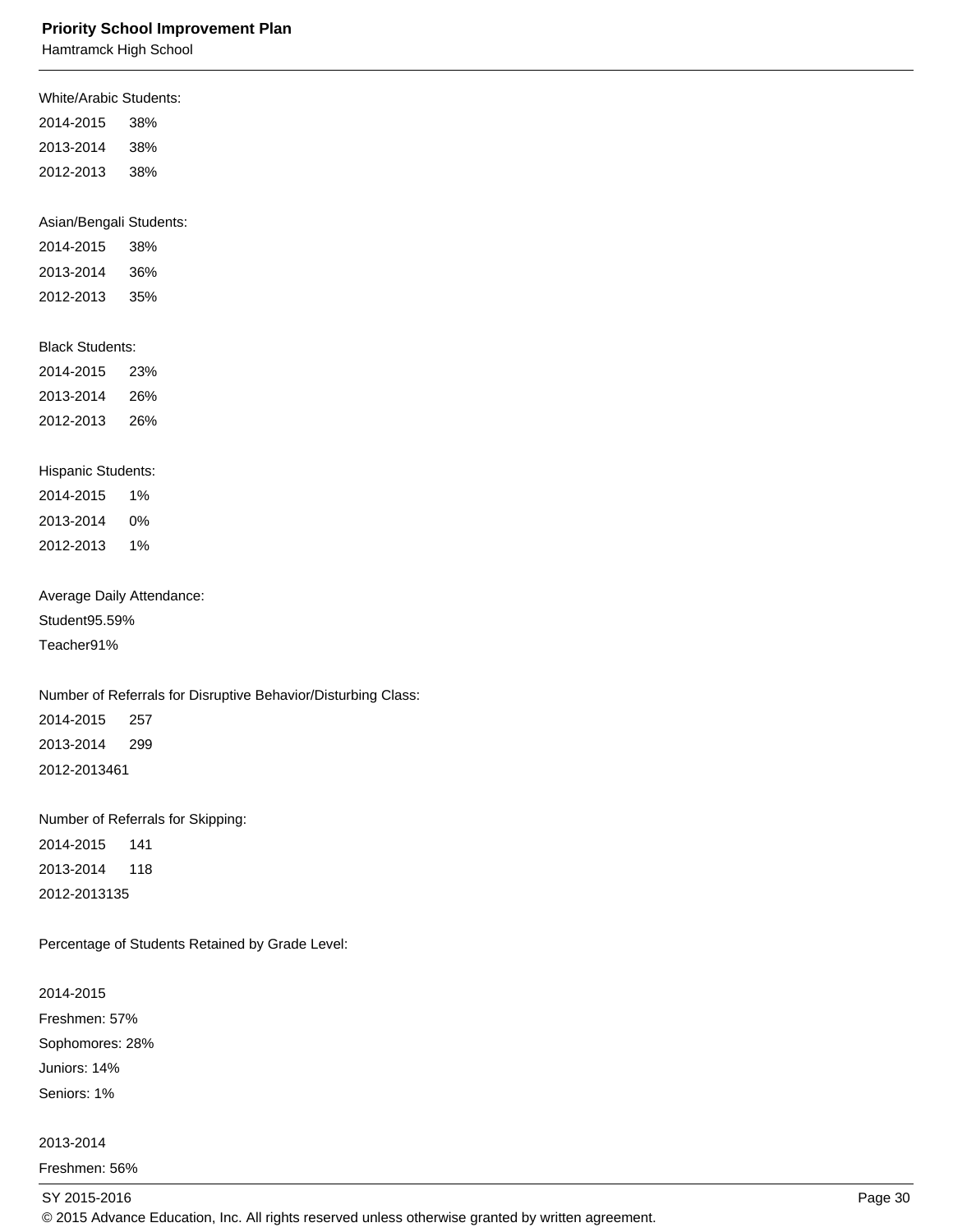White/Arabic Students:
2014-2015 38%
2013-2014 38%
2012-2013 38%

Asian/Bengali Students:
2014-2015 38%
2013-2014 36%
2012-2013 35%

Black Students:
2014-2015 23%
2013-2014 26%
2012-2013 26%

Hispanic Students:
2014-2015 1%
2013-2014 0%
2012-2013 1%

Average Daily Attendance:
Student95.59%
Teacher91%

Number of Referrals for Disruptive Behavior/Disturbing Class:
2014-2015 257
2013-2014 299
2012-2013461

Number of Referrals for Skipping:
2014-2015 141
2013-2014 118
2012-2013135

Percentage of Students Retained by Grade Level:

2014-2015
Freshmen: 57%
Sophomores: 28%
Juniors: 14%
Seniors: 1%

2013-2014
Freshmen: 56%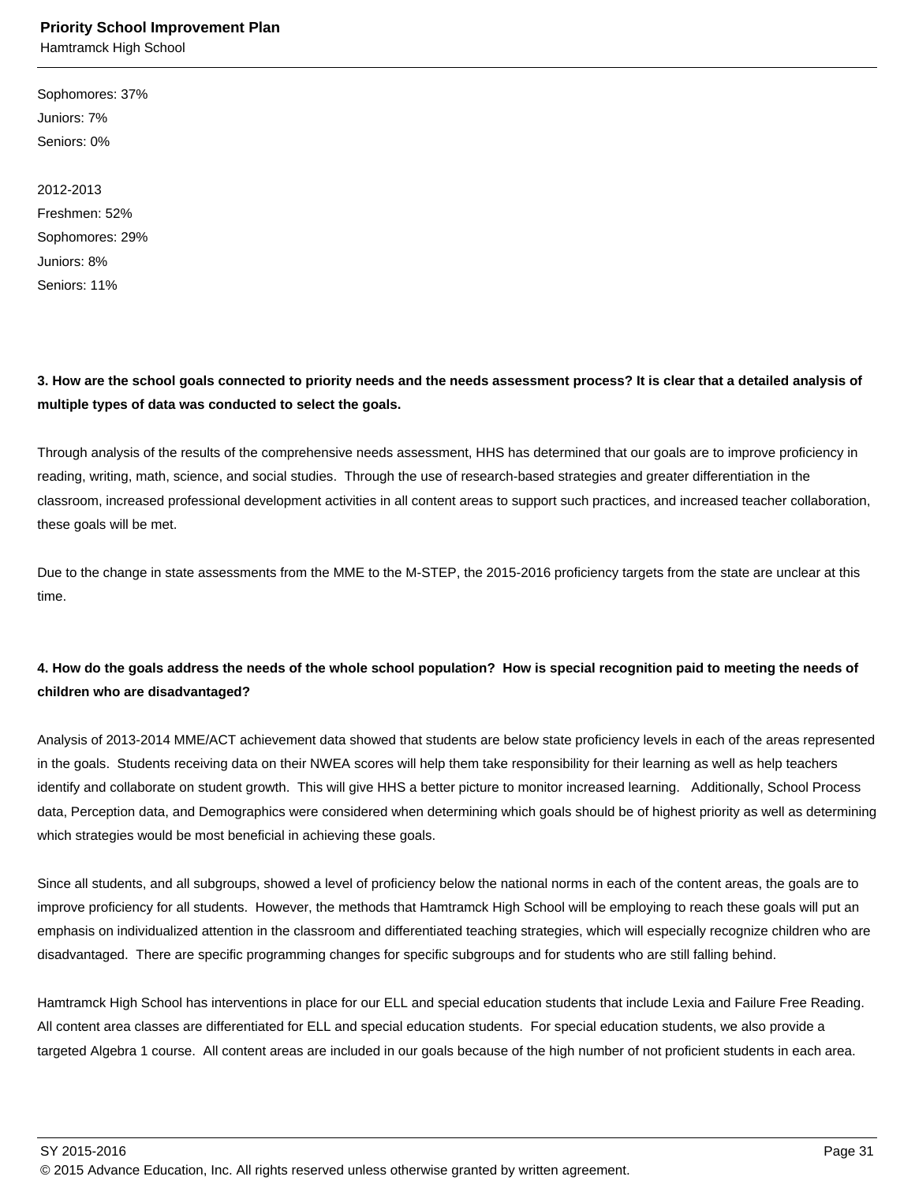Sophomores: 37%
Juniors: 7%
Seniors: 0%

2012-2013
Freshmen: 52%
Sophomores: 29%
Juniors: 8%
Seniors: 11%

**3. How are the school goals connected to priority needs and the needs assessment process? It is clear that a detailed analysis of multiple types of data was conducted to select the goals.**

Through analysis of the results of the comprehensive needs assessment, HHS has determined that our goals are to improve proficiency in reading, writing, math, science, and social studies. Through the use of research-based strategies and greater differentiation in the classroom, increased professional development activities in all content areas to support such practices, and increased teacher collaboration, these goals will be met.

Due to the change in state assessments from the MME to the M-STEP, the 2015-2016 proficiency targets from the state are unclear at this time.

**4. How do the goals address the needs of the whole school population? How is special recognition paid to meeting the needs of children who are disadvantaged?**

Analysis of 2013-2014 MME/ACT achievement data showed that students are below state proficiency levels in each of the areas represented in the goals. Students receiving data on their NWEA scores will help them take responsibility for their learning as well as help teachers identify and collaborate on student growth. This will give HHS a better picture to monitor increased learning. Additionally, School Process data, Perception data, and Demographics were considered when determining which goals should be of highest priority as well as determining which strategies would be most beneficial in achieving these goals.

Since all students, and all subgroups, showed a level of proficiency below the national norms in each of the content areas, the goals are to improve proficiency for all students. However, the methods that Hamtramck High School will be employing to reach these goals will put an emphasis on individualized attention in the classroom and differentiated teaching strategies, which will especially recognize children who are disadvantaged. There are specific programming changes for specific subgroups and for students who are still falling behind.

Hamtramck High School has interventions in place for our ELL and special education students that include Lexia and Failure Free Reading. All content area classes are differentiated for ELL and special education students. For special education students, we also provide a targeted Algebra 1 course. All content areas are included in our goals because of the high number of not proficient students in each area.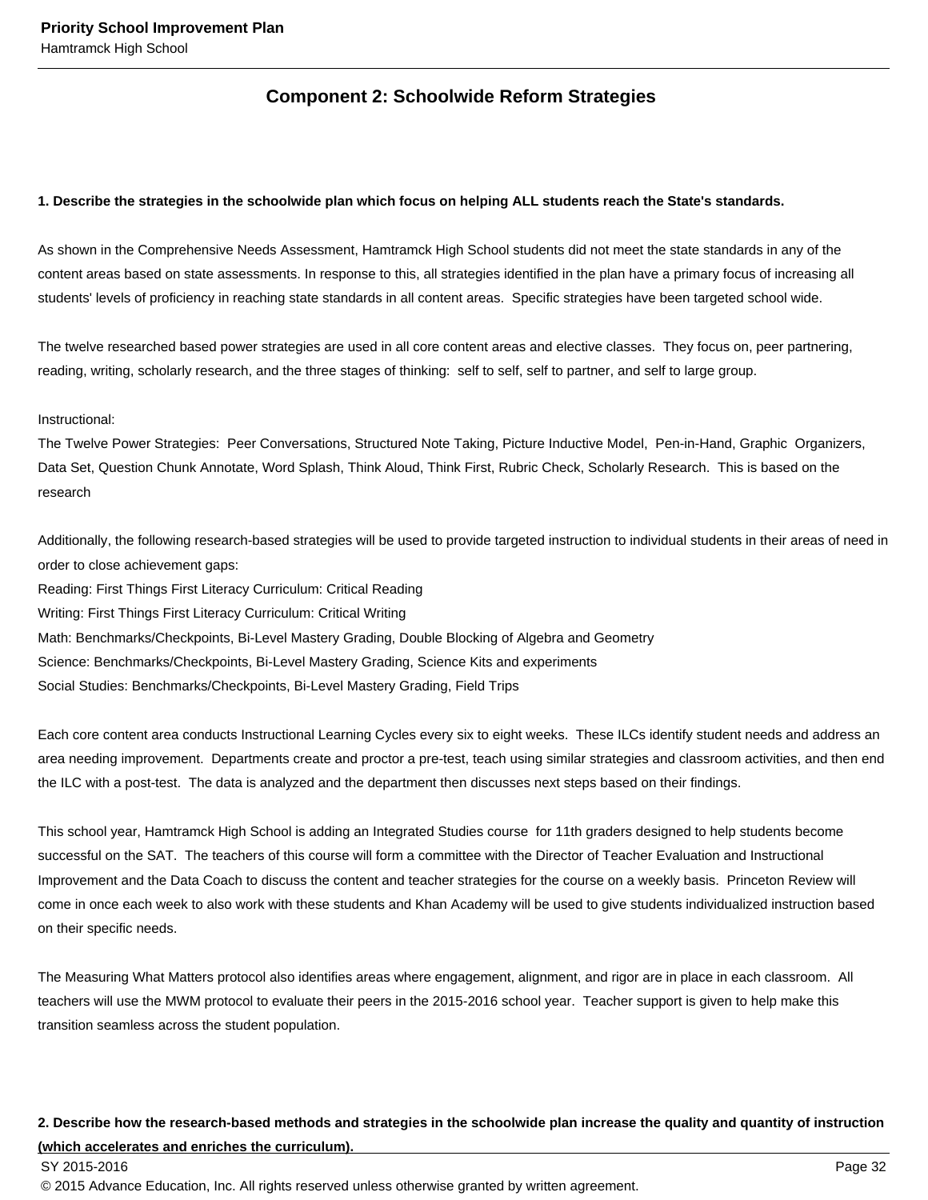## Component 2: Schoolwide Reform Strategies

**1. Describe the strategies in the schoolwide plan which focus on helping ALL students reach the State's standards.**

As shown in the Comprehensive Needs Assessment, Hamtramck High School students did not meet the state standards in any of the content areas based on state assessments. In response to this, all strategies identified in the plan have a primary focus of increasing all students' levels of proficiency in reaching state standards in all content areas. Specific strategies have been targeted school wide.

The twelve researched based power strategies are used in all core content areas and elective classes. They focus on, peer partnering, reading, writing, scholarly research, and the three stages of thinking: self to self, self to partner, and self to large group.

Instructional:
The Twelve Power Strategies: Peer Conversations, Structured Note Taking, Picture Inductive Model, Pen-in-Hand, Graphic Organizers, Data Set, Question Chunk Annotate, Word Splash, Think Aloud, Think First, Rubric Check, Scholarly Research. This is based on the research

Additionally, the following research-based strategies will be used to provide targeted instruction to individual students in their areas of need in order to close achievement gaps:
Reading: First Things First Literacy Curriculum: Critical Reading
Writing: First Things First Literacy Curriculum: Critical Writing
Math: Benchmarks/Checkpoints, Bi-Level Mastery Grading, Double Blocking of Algebra and Geometry
Science: Benchmarks/Checkpoints, Bi-Level Mastery Grading, Science Kits and experiments
Social Studies: Benchmarks/Checkpoints, Bi-Level Mastery Grading, Field Trips

Each core content area conducts Instructional Learning Cycles every six to eight weeks. These ILCs identify student needs and address an area needing improvement. Departments create and proctor a pre-test, teach using similar strategies and classroom activities, and then end the ILC with a post-test. The data is analyzed and the department then discusses next steps based on their findings.

This school year, Hamtramck High School is adding an Integrated Studies course for 11th graders designed to help students become successful on the SAT. The teachers of this course will form a committee with the Director of Teacher Evaluation and Instructional Improvement and the Data Coach to discuss the content and teacher strategies for the course on a weekly basis. Princeton Review will come in once each week to also work with these students and Khan Academy will be used to give students individualized instruction based on their specific needs.

The Measuring What Matters protocol also identifies areas where engagement, alignment, and rigor are in place in each classroom. All teachers will use the MWM protocol to evaluate their peers in the 2015-2016 school year. Teacher support is given to help make this transition seamless across the student population.

**2. Describe how the research-based methods and strategies in the schoolwide plan increase the quality and quantity of instruction (which accelerates and enriches the curriculum).**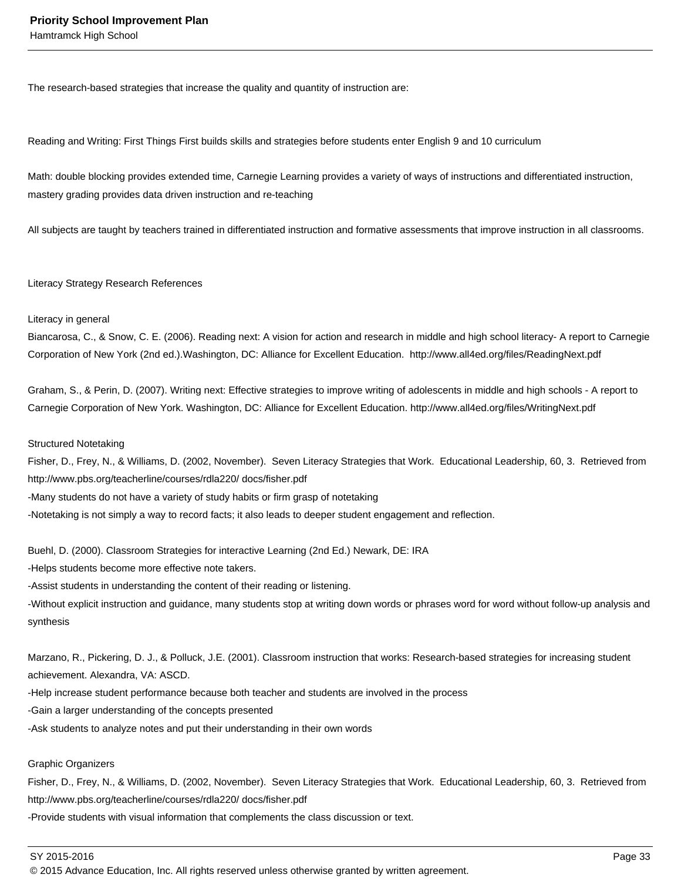The research-based strategies that increase the quality and quantity of instruction are:

Reading and Writing: First Things First builds skills and strategies before students enter English 9 and 10 curriculum

Math: double blocking provides extended time, Carnegie Learning provides a variety of ways of instructions and differentiated instruction, mastery grading provides data driven instruction and re-teaching

All subjects are taught by teachers trained in differentiated instruction and formative assessments that improve instruction in all classrooms.

Literacy Strategy Research References

Literacy in general
Biancarosa, C., & Snow, C. E. (2006). Reading next: A vision for action and research in middle and high school literacy- A report to Carnegie Corporation of New York (2nd ed.).Washington, DC: Alliance for Excellent Education. http://www.all4ed.org/files/ReadingNext.pdf

Graham, S., & Perin, D. (2007). Writing next: Effective strategies to improve writing of adolescents in middle and high schools - A report to Carnegie Corporation of New York. Washington, DC: Alliance for Excellent Education. http://www.all4ed.org/files/WritingNext.pdf

Structured Notetaking
Fisher, D., Frey, N., & Williams, D. (2002, November). Seven Literacy Strategies that Work. Educational Leadership, 60, 3. Retrieved from http://www.pbs.org/teacherline/courses/rdla220/ docs/fisher.pdf
-Many students do not have a variety of study habits or firm grasp of notetaking
-Notetaking is not simply a way to record facts; it also leads to deeper student engagement and reflection.

Buehl, D. (2000). Classroom Strategies for interactive Learning (2nd Ed.) Newark, DE: IRA
-Helps students become more effective note takers.
-Assist students in understanding the content of their reading or listening.
-Without explicit instruction and guidance, many students stop at writing down words or phrases word for word without follow-up analysis and synthesis

Marzano, R., Pickering, D. J., & Polluck, J.E. (2001). Classroom instruction that works: Research-based strategies for increasing student achievement. Alexandra, VA: ASCD.
-Help increase student performance because both teacher and students are involved in the process
-Gain a larger understanding of the concepts presented
-Ask students to analyze notes and put their understanding in their own words

Graphic Organizers
Fisher, D., Frey, N., & Williams, D. (2002, November). Seven Literacy Strategies that Work. Educational Leadership, 60, 3. Retrieved from http://www.pbs.org/teacherline/courses/rdla220/ docs/fisher.pdf
-Provide students with visual information that complements the class discussion or text.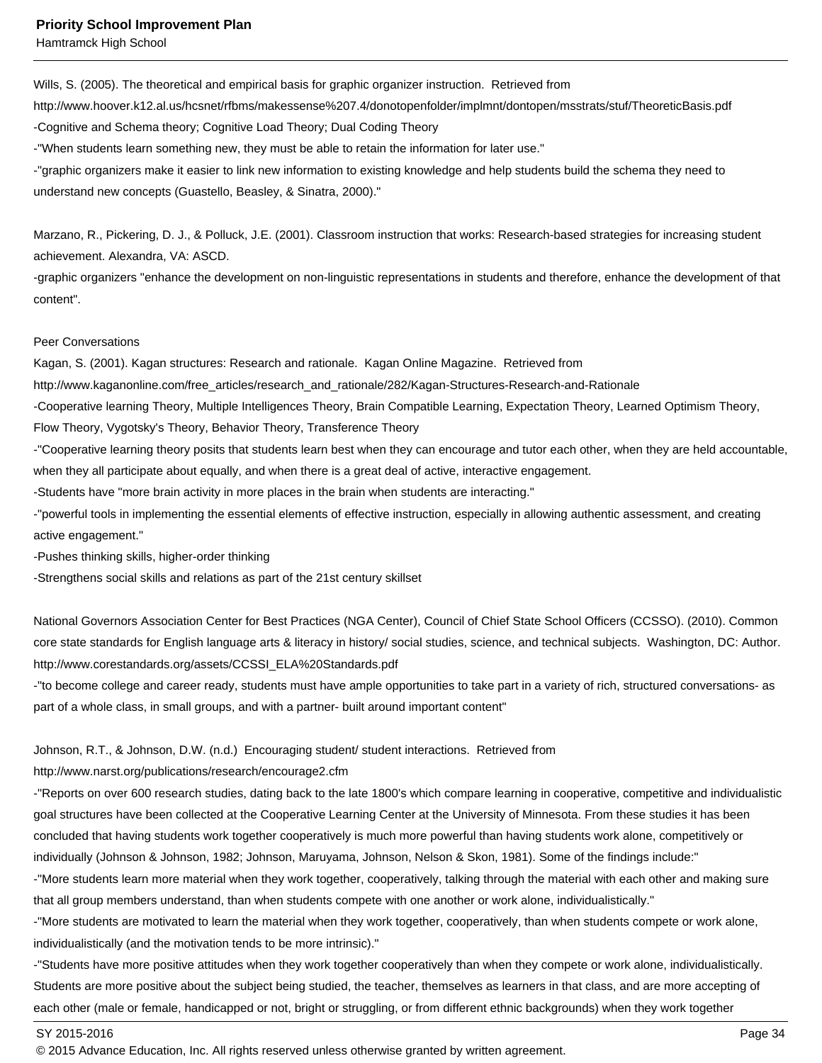Wills, S. (2005). The theoretical and empirical basis for graphic organizer instruction. Retrieved from http://www.hoover.k12.al.us/hcsnet/rfbms/makessense%207.4/donotopenfolder/implmnt/dontopen/msstrats/stuf/TheoreticBasis.pdf

-Cognitive and Schema theory; Cognitive Load Theory; Dual Coding Theory

-"When students learn something new, they must be able to retain the information for later use."

-"graphic organizers make it easier to link new information to existing knowledge and help students build the schema they need to understand new concepts (Guastello, Beasley, & Sinatra, 2000)."

Marzano, R., Pickering, D. J., & Polluck, J.E. (2001). Classroom instruction that works: Research-based strategies for increasing student achievement. Alexandra, VA: ASCD.

-graphic organizers "enhance the development on non-linguistic representations in students and therefore, enhance the development of that content".

Peer Conversations

Kagan, S. (2001). Kagan structures: Research and rationale. Kagan Online Magazine. Retrieved from http://www.kaganonline.com/free_articles/research_and_rationale/282/Kagan-Structures-Research-and-Rationale

-Cooperative learning Theory, Multiple Intelligences Theory, Brain Compatible Learning, Expectation Theory, Learned Optimism Theory, Flow Theory, Vygotsky's Theory, Behavior Theory, Transference Theory

-"Cooperative learning theory posits that students learn best when they can encourage and tutor each other, when they are held accountable, when they all participate about equally, and when there is a great deal of active, interactive engagement.

-Students have "more brain activity in more places in the brain when students are interacting."

-"powerful tools in implementing the essential elements of effective instruction, especially in allowing authentic assessment, and creating active engagement."

-Pushes thinking skills, higher-order thinking

-Strengthens social skills and relations as part of the 21st century skillset

National Governors Association Center for Best Practices (NGA Center), Council of Chief State School Officers (CCSSO). (2010). Common core state standards for English language arts & literacy in history/ social studies, science, and technical subjects. Washington, DC: Author. http://www.corestandards.org/assets/CCSSI_ELA%20Standards.pdf

-"to become college and career ready, students must have ample opportunities to take part in a variety of rich, structured conversations- as part of a whole class, in small groups, and with a partner- built around important content"

Johnson, R.T., & Johnson, D.W. (n.d.) Encouraging student/ student interactions. Retrieved from http://www.narst.org/publications/research/encourage2.cfm

-"Reports on over 600 research studies, dating back to the late 1800's which compare learning in cooperative, competitive and individualistic goal structures have been collected at the Cooperative Learning Center at the University of Minnesota. From these studies it has been concluded that having students work together cooperatively is much more powerful than having students work alone, competitively or individually (Johnson & Johnson, 1982; Johnson, Maruyama, Johnson, Nelson & Skon, 1981). Some of the findings include:"

-"More students learn more material when they work together, cooperatively, talking through the material with each other and making sure that all group members understand, than when students compete with one another or work alone, individualistically."

-"More students are motivated to learn the material when they work together, cooperatively, than when students compete or work alone, individualistically (and the motivation tends to be more intrinsic)."

-"Students have more positive attitudes when they work together cooperatively than when they compete or work alone, individualistically. Students are more positive about the subject being studied, the teacher, themselves as learners in that class, and are more accepting of each other (male or female, handicapped or not, bright or struggling, or from different ethnic backgrounds) when they work together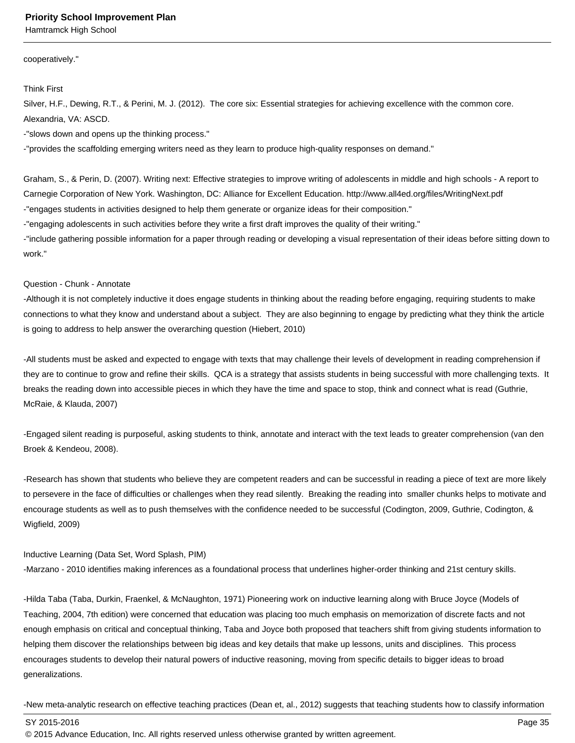cooperatively."

Think First

Silver, H.F., Dewing, R.T., & Perini, M. J. (2012). The core six: Essential strategies for achieving excellence with the common core. Alexandria, VA: ASCD.

-"slows down and opens up the thinking process."

-"provides the scaffolding emerging writers need as they learn to produce high-quality responses on demand."

Graham, S., & Perin, D. (2007). Writing next: Effective strategies to improve writing of adolescents in middle and high schools - A report to Carnegie Corporation of New York. Washington, DC: Alliance for Excellent Education. http://www.all4ed.org/files/WritingNext.pdf

-"engages students in activities designed to help them generate or organize ideas for their composition."

-"engaging adolescents in such activities before they write a first draft improves the quality of their writing."

-"include gathering possible information for a paper through reading or developing a visual representation of their ideas before sitting down to work."

Question - Chunk - Annotate

-Although it is not completely inductive it does engage students in thinking about the reading before engaging, requiring students to make connections to what they know and understand about a subject. They are also beginning to engage by predicting what they think the article is going to address to help answer the overarching question (Hiebert, 2010)

-All students must be asked and expected to engage with texts that may challenge their levels of development in reading comprehension if they are to continue to grow and refine their skills. QCA is a strategy that assists students in being successful with more challenging texts. It breaks the reading down into accessible pieces in which they have the time and space to stop, think and connect what is read (Guthrie, McRaie, & Klauda, 2007)

-Engaged silent reading is purposeful, asking students to think, annotate and interact with the text leads to greater comprehension (van den Broek & Kendeou, 2008).

-Research has shown that students who believe they are competent readers and can be successful in reading a piece of text are more likely to persevere in the face of difficulties or challenges when they read silently. Breaking the reading into smaller chunks helps to motivate and encourage students as well as to push themselves with the confidence needed to be successful (Codington, 2009, Guthrie, Codington, & Wigfield, 2009)

Inductive Learning (Data Set, Word Splash, PIM)

-Marzano - 2010 identifies making inferences as a foundational process that underlines higher-order thinking and 21st century skills.

-Hilda Taba (Taba, Durkin, Fraenkel, & McNaughton, 1971) Pioneering work on inductive learning along with Bruce Joyce (Models of Teaching, 2004, 7th edition) were concerned that education was placing too much emphasis on memorization of discrete facts and not enough emphasis on critical and conceptual thinking, Taba and Joyce both proposed that teachers shift from giving students information to helping them discover the relationships between big ideas and key details that make up lessons, units and disciplines. This process encourages students to develop their natural powers of inductive reasoning, moving from specific details to bigger ideas to broad generalizations.

-New meta-analytic research on effective teaching practices (Dean et, al., 2012) suggests that teaching students how to classify information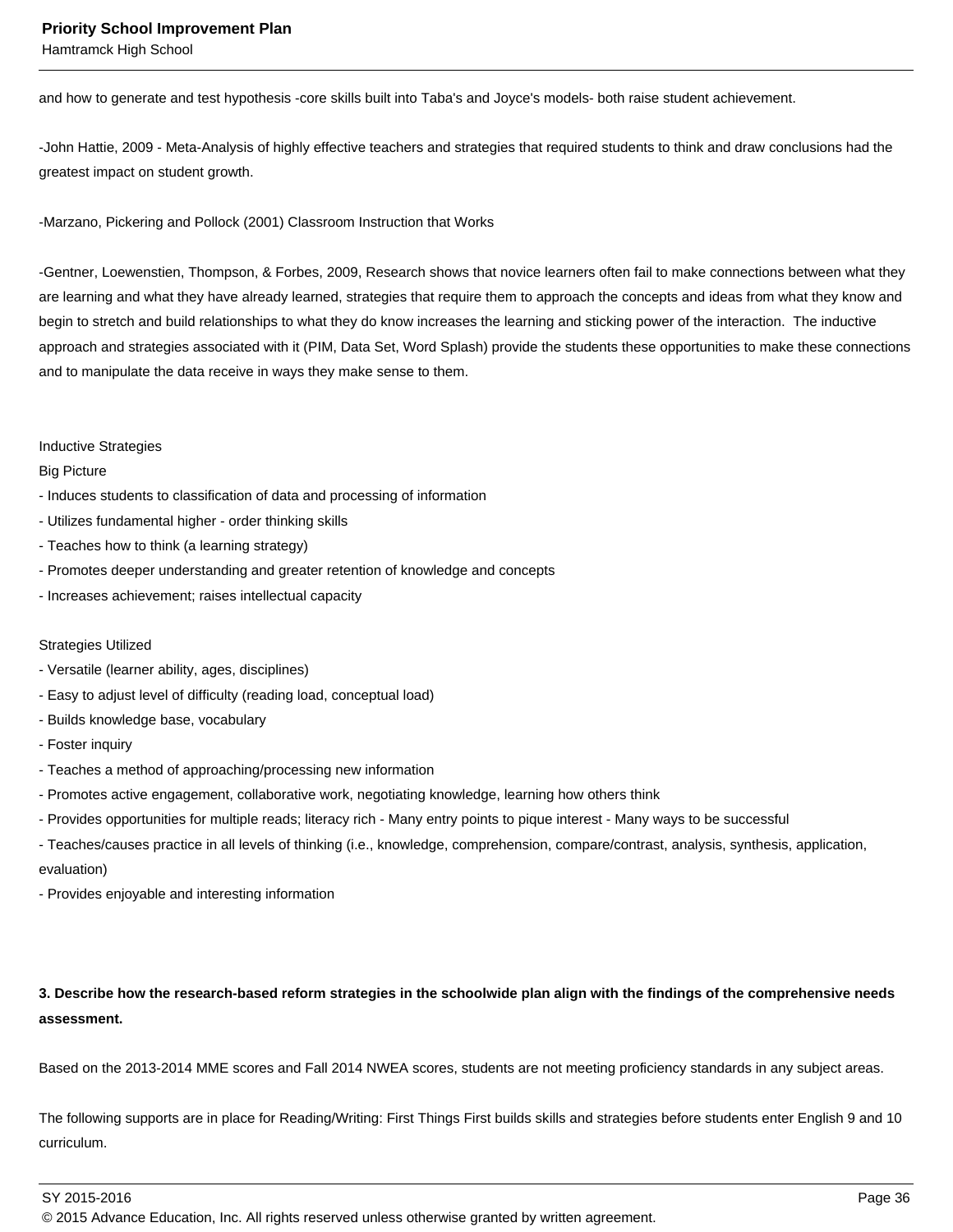and how to generate and test hypothesis -core skills built into Taba's and Joyce's models- both raise student achievement.

-John Hattie, 2009 - Meta-Analysis of highly effective teachers and strategies that required students to think and draw conclusions had the greatest impact on student growth.

-Marzano, Pickering and Pollock (2001) Classroom Instruction that Works

-Gentner, Loewenstien, Thompson, & Forbes, 2009, Research shows that novice learners often fail to make connections between what they are learning and what they have already learned, strategies that require them to approach the concepts and ideas from what they know and begin to stretch and build relationships to what they do know increases the learning and sticking power of the interaction. The inductive approach and strategies associated with it (PIM, Data Set, Word Splash) provide the students these opportunities to make these connections and to manipulate the data receive in ways they make sense to them.

Inductive Strategies
Big Picture
- Induces students to classification of data and processing of information
- Utilizes fundamental higher - order thinking skills
- Teaches how to think (a learning strategy)
- Promotes deeper understanding and greater retention of knowledge and concepts
- Increases achievement; raises intellectual capacity

Strategies Utilized
- Versatile (learner ability, ages, disciplines)
- Easy to adjust level of difficulty (reading load, conceptual load)
- Builds knowledge base, vocabulary
- Foster inquiry
- Teaches a method of approaching/processing new information
- Promotes active engagement, collaborative work, negotiating knowledge, learning how others think
- Provides opportunities for multiple reads; literacy rich - Many entry points to pique interest - Many ways to be successful
- Teaches/causes practice in all levels of thinking (i.e., knowledge, comprehension, compare/contrast, analysis, synthesis, application, evaluation)
- Provides enjoyable and interesting information

**3. Describe how the research-based reform strategies in the schoolwide plan align with the findings of the comprehensive needs assessment.**

Based on the 2013-2014 MME scores and Fall 2014 NWEA scores, students are not meeting proficiency standards in any subject areas.

The following supports are in place for Reading/Writing: First Things First builds skills and strategies before students enter English 9 and 10 curriculum.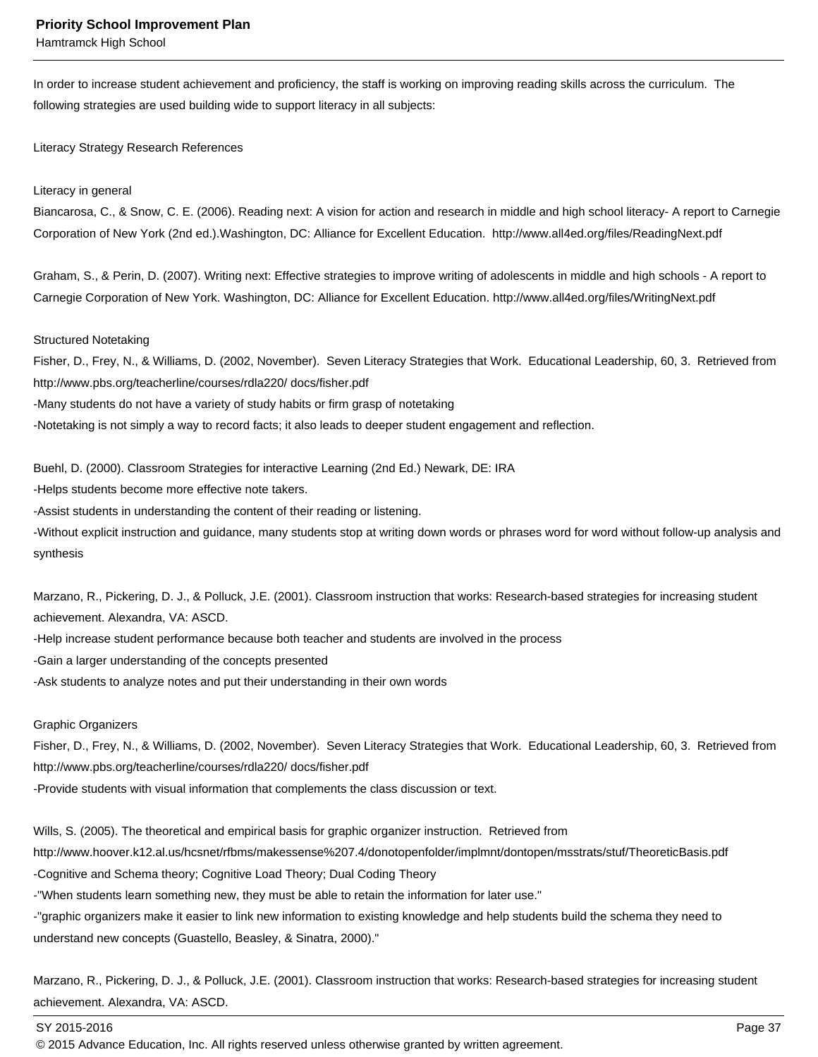In order to increase student achievement and proficiency, the staff is working on improving reading skills across the curriculum. The following strategies are used building wide to support literacy in all subjects:

Literacy Strategy Research References

Literacy in general

Biancarosa, C., & Snow, C. E. (2006). Reading next: A vision for action and research in middle and high school literacy- A report to Carnegie Corporation of New York (2nd ed.).Washington, DC: Alliance for Excellent Education. http://www.all4ed.org/files/ReadingNext.pdf

Graham, S., & Perin, D. (2007). Writing next: Effective strategies to improve writing of adolescents in middle and high schools - A report to Carnegie Corporation of New York. Washington, DC: Alliance for Excellent Education. http://www.all4ed.org/files/WritingNext.pdf

Structured Notetaking

Fisher, D., Frey, N., & Williams, D. (2002, November). Seven Literacy Strategies that Work. Educational Leadership, 60, 3. Retrieved from http://www.pbs.org/teacherline/courses/rdla220/ docs/fisher.pdf

-Many students do not have a variety of study habits or firm grasp of notetaking

-Notetaking is not simply a way to record facts; it also leads to deeper student engagement and reflection.

Buehl, D. (2000). Classroom Strategies for interactive Learning (2nd Ed.) Newark, DE: IRA

-Helps students become more effective note takers.

-Assist students in understanding the content of their reading or listening.

-Without explicit instruction and guidance, many students stop at writing down words or phrases word for word without follow-up analysis and synthesis

Marzano, R., Pickering, D. J., & Polluck, J.E. (2001). Classroom instruction that works: Research-based strategies for increasing student achievement. Alexandra, VA: ASCD.

-Help increase student performance because both teacher and students are involved in the process

-Gain a larger understanding of the concepts presented

-Ask students to analyze notes and put their understanding in their own words

Graphic Organizers

Fisher, D., Frey, N., & Williams, D. (2002, November). Seven Literacy Strategies that Work. Educational Leadership, 60, 3. Retrieved from http://www.pbs.org/teacherline/courses/rdla220/ docs/fisher.pdf

-Provide students with visual information that complements the class discussion or text.

Wills, S. (2005). The theoretical and empirical basis for graphic organizer instruction. Retrieved from http://www.hoover.k12.al.us/hcsnet/rfbms/makessense%207.4/donotopenfolder/implmnt/dontopen/msstrats/stuf/TheoreticBasis.pdf

-Cognitive and Schema theory; Cognitive Load Theory; Dual Coding Theory

-"When students learn something new, they must be able to retain the information for later use."

-"graphic organizers make it easier to link new information to existing knowledge and help students build the schema they need to understand new concepts (Guastello, Beasley, & Sinatra, 2000)."

Marzano, R., Pickering, D. J., & Polluck, J.E. (2001). Classroom instruction that works: Research-based strategies for increasing student achievement. Alexandra, VA: ASCD.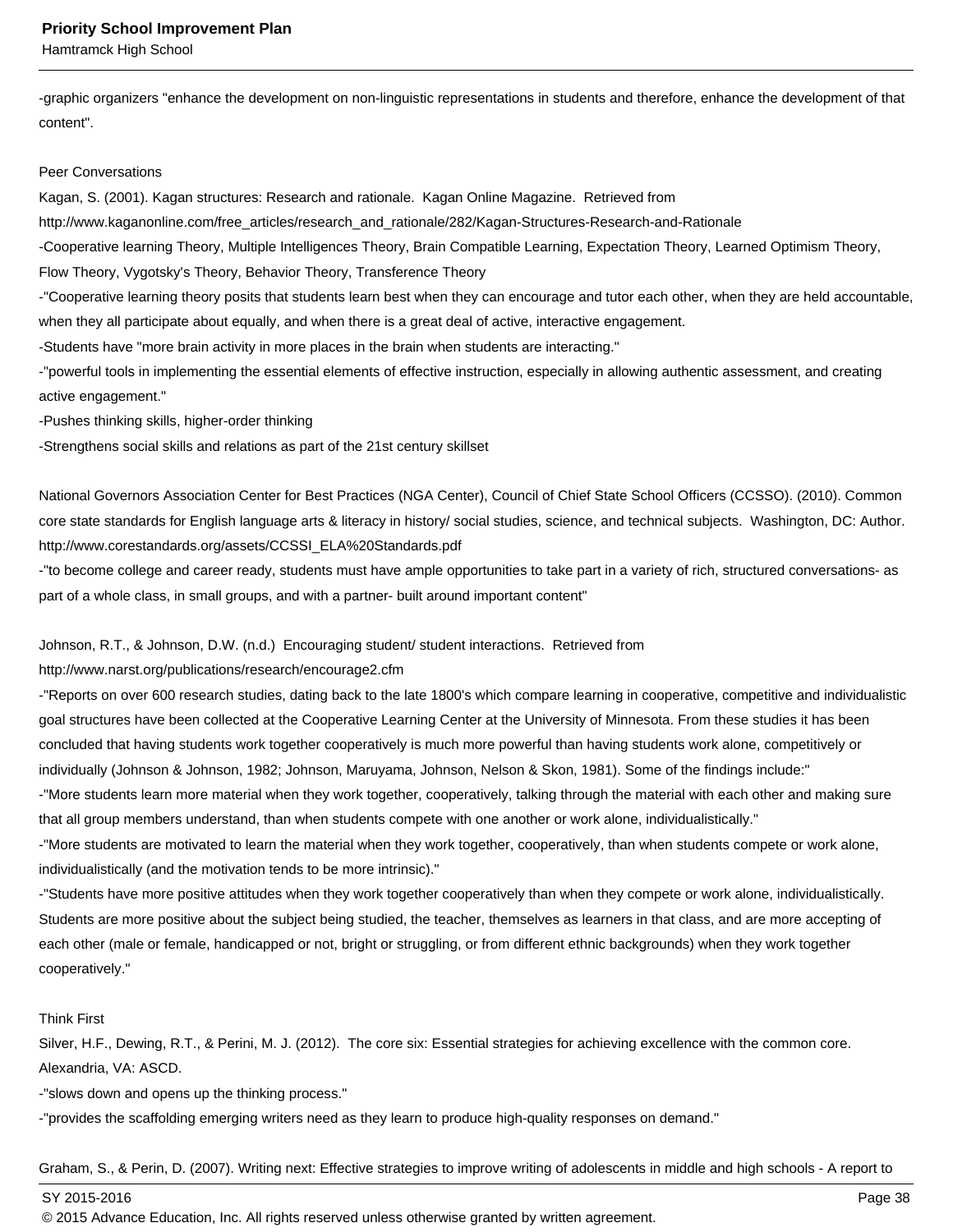-graphic organizers "enhance the development on non-linguistic representations in students and therefore, enhance the development of that content".

Peer Conversations

Kagan, S. (2001). Kagan structures: Research and rationale. Kagan Online Magazine. Retrieved from http://www.kaganonline.com/free_articles/research_and_rationale/282/Kagan-Structures-Research-and-Rationale

-Cooperative learning Theory, Multiple Intelligences Theory, Brain Compatible Learning, Expectation Theory, Learned Optimism Theory, Flow Theory, Vygotsky's Theory, Behavior Theory, Transference Theory

-"Cooperative learning theory posits that students learn best when they can encourage and tutor each other, when they are held accountable, when they all participate about equally, and when there is a great deal of active, interactive engagement.

-Students have "more brain activity in more places in the brain when students are interacting."

-"powerful tools in implementing the essential elements of effective instruction, especially in allowing authentic assessment, and creating active engagement."

-Pushes thinking skills, higher-order thinking

-Strengthens social skills and relations as part of the 21st century skillset

National Governors Association Center for Best Practices (NGA Center), Council of Chief State School Officers (CCSSO). (2010). Common core state standards for English language arts & literacy in history/ social studies, science, and technical subjects. Washington, DC: Author. http://www.corestandards.org/assets/CCSSI_ELA%20Standards.pdf

-"to become college and career ready, students must have ample opportunities to take part in a variety of rich, structured conversations- as part of a whole class, in small groups, and with a partner- built around important content"

Johnson, R.T., & Johnson, D.W. (n.d.) Encouraging student/ student interactions. Retrieved from http://www.narst.org/publications/research/encourage2.cfm

-"Reports on over 600 research studies, dating back to the late 1800's which compare learning in cooperative, competitive and individualistic goal structures have been collected at the Cooperative Learning Center at the University of Minnesota. From these studies it has been concluded that having students work together cooperatively is much more powerful than having students work alone, competitively or individually (Johnson & Johnson, 1982; Johnson, Maruyama, Johnson, Nelson & Skon, 1981). Some of the findings include:"

-"More students learn more material when they work together, cooperatively, talking through the material with each other and making sure that all group members understand, than when students compete with one another or work alone, individualistically."

-"More students are motivated to learn the material when they work together, cooperatively, than when students compete or work alone, individualistically (and the motivation tends to be more intrinsic)."

-"Students have more positive attitudes when they work together cooperatively than when they compete or work alone, individualistically. Students are more positive about the subject being studied, the teacher, themselves as learners in that class, and are more accepting of each other (male or female, handicapped or not, bright or struggling, or from different ethnic backgrounds) when they work together cooperatively."

Think First

Silver, H.F., Dewing, R.T., & Perini, M. J. (2012). The core six: Essential strategies for achieving excellence with the common core. Alexandria, VA: ASCD.

-"slows down and opens up the thinking process."

-"provides the scaffolding emerging writers need as they learn to produce high-quality responses on demand."

Graham, S., & Perin, D. (2007). Writing next: Effective strategies to improve writing of adolescents in middle and high schools - A report to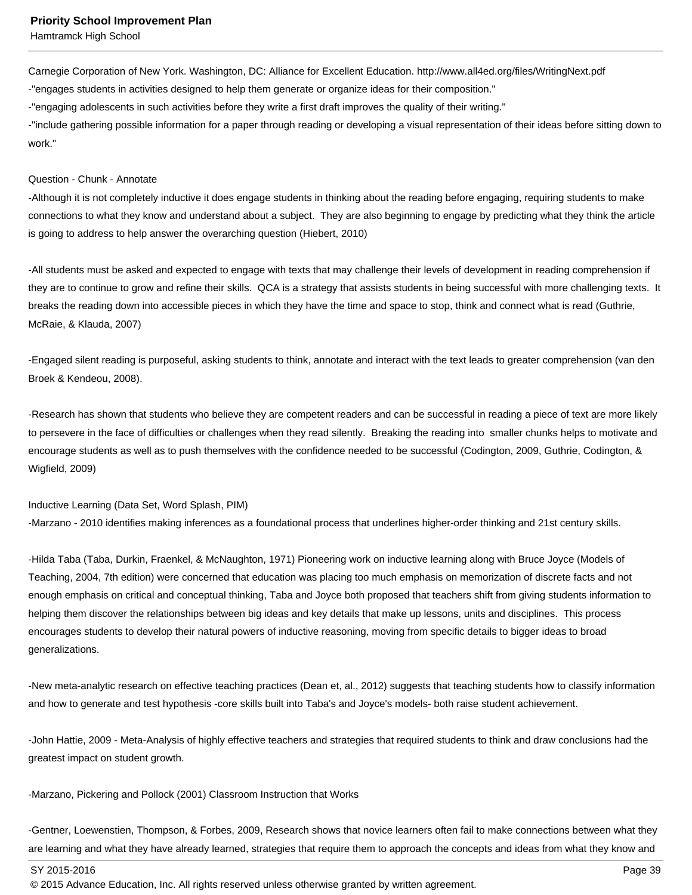Carnegie Corporation of New York. Washington, DC: Alliance for Excellent Education. http://www.all4ed.org/files/WritingNext.pdf

-"engages students in activities designed to help them generate or organize ideas for their composition."

-"engaging adolescents in such activities before they write a first draft improves the quality of their writing."

-"include gathering possible information for a paper through reading or developing a visual representation of their ideas before sitting down to work."

Question - Chunk - Annotate

-Although it is not completely inductive it does engage students in thinking about the reading before engaging, requiring students to make connections to what they know and understand about a subject. They are also beginning to engage by predicting what they think the article is going to address to help answer the overarching question (Hiebert, 2010)

-All students must be asked and expected to engage with texts that may challenge their levels of development in reading comprehension if they are to continue to grow and refine their skills. QCA is a strategy that assists students in being successful with more challenging texts. It breaks the reading down into accessible pieces in which they have the time and space to stop, think and connect what is read (Guthrie, McRaie, & Klauda, 2007)

-Engaged silent reading is purposeful, asking students to think, annotate and interact with the text leads to greater comprehension (van den Broek & Kendeou, 2008).

-Research has shown that students who believe they are competent readers and can be successful in reading a piece of text are more likely to persevere in the face of difficulties or challenges when they read silently. Breaking the reading into smaller chunks helps to motivate and encourage students as well as to push themselves with the confidence needed to be successful (Codington, 2009, Guthrie, Codington, & Wigfield, 2009)

Inductive Learning (Data Set, Word Splash, PIM)

-Marzano - 2010 identifies making inferences as a foundational process that underlines higher-order thinking and 21st century skills.

-Hilda Taba (Taba, Durkin, Fraenkel, & McNaughton, 1971) Pioneering work on inductive learning along with Bruce Joyce (Models of Teaching, 2004, 7th edition) were concerned that education was placing too much emphasis on memorization of discrete facts and not enough emphasis on critical and conceptual thinking, Taba and Joyce both proposed that teachers shift from giving students information to helping them discover the relationships between big ideas and key details that make up lessons, units and disciplines. This process encourages students to develop their natural powers of inductive reasoning, moving from specific details to bigger ideas to broad generalizations.

-New meta-analytic research on effective teaching practices (Dean et, al., 2012) suggests that teaching students how to classify information and how to generate and test hypothesis -core skills built into Taba's and Joyce's models- both raise student achievement.

-John Hattie, 2009 - Meta-Analysis of highly effective teachers and strategies that required students to think and draw conclusions had the greatest impact on student growth.

-Marzano, Pickering and Pollock (2001) Classroom Instruction that Works

-Gentner, Loewenstien, Thompson, & Forbes, 2009, Research shows that novice learners often fail to make connections between what they are learning and what they have already learned, strategies that require them to approach the concepts and ideas from what they know and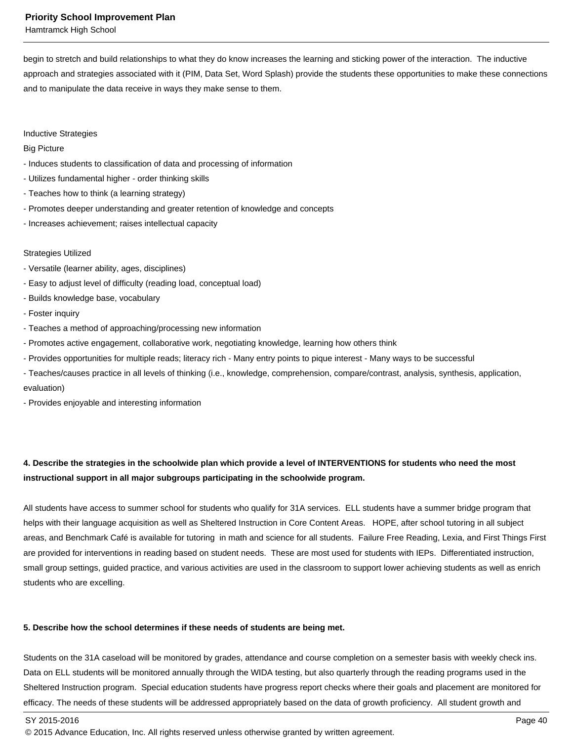begin to stretch and build relationships to what they do know increases the learning and sticking power of the interaction.  The inductive approach and strategies associated with it (PIM, Data Set, Word Splash) provide the students these opportunities to make these connections and to manipulate the data receive in ways they make sense to them.

Inductive Strategies
Big Picture
- Induces students to classification of data and processing of information
- Utilizes fundamental higher - order thinking skills
- Teaches how to think (a learning strategy)
- Promotes deeper understanding and greater retention of knowledge and concepts
- Increases achievement; raises intellectual capacity

Strategies Utilized
- Versatile (learner ability, ages, disciplines)
- Easy to adjust level of difficulty (reading load, conceptual load)
- Builds knowledge base, vocabulary
- Foster inquiry
- Teaches a method of approaching/processing new information
- Promotes active engagement, collaborative work, negotiating knowledge, learning how others think
- Provides opportunities for multiple reads; literacy rich - Many entry points to pique interest - Many ways to be successful
- Teaches/causes practice in all levels of thinking (i.e., knowledge, comprehension, compare/contrast, analysis, synthesis, application, evaluation)
- Provides enjoyable and interesting information

**4. Describe the strategies in the schoolwide plan which provide a level of INTERVENTIONS for students who need the most instructional support in all major subgroups participating in the schoolwide program.**

All students have access to summer school for students who qualify for 31A services.  ELL students have a summer bridge program that helps with their language acquisition as well as Sheltered Instruction in Core Content Areas.   HOPE, after school tutoring in all subject areas, and Benchmark Café is available for tutoring  in math and science for all students.  Failure Free Reading, Lexia, and First Things First are provided for interventions in reading based on student needs.  These are most used for students with IEPs.  Differentiated instruction, small group settings, guided practice, and various activities are used in the classroom to support lower achieving students as well as enrich students who are excelling.

**5. Describe how the school determines if these needs of students are being met.**

Students on the 31A caseload will be monitored by grades, attendance and course completion on a semester basis with weekly check ins. Data on ELL students will be monitored annually through the WIDA testing, but also quarterly through the reading programs used in the Sheltered Instruction program.  Special education students have progress report checks where their goals and placement are monitored for efficacy. The needs of these students will be addressed appropriately based on the data of growth proficiency.  All student growth and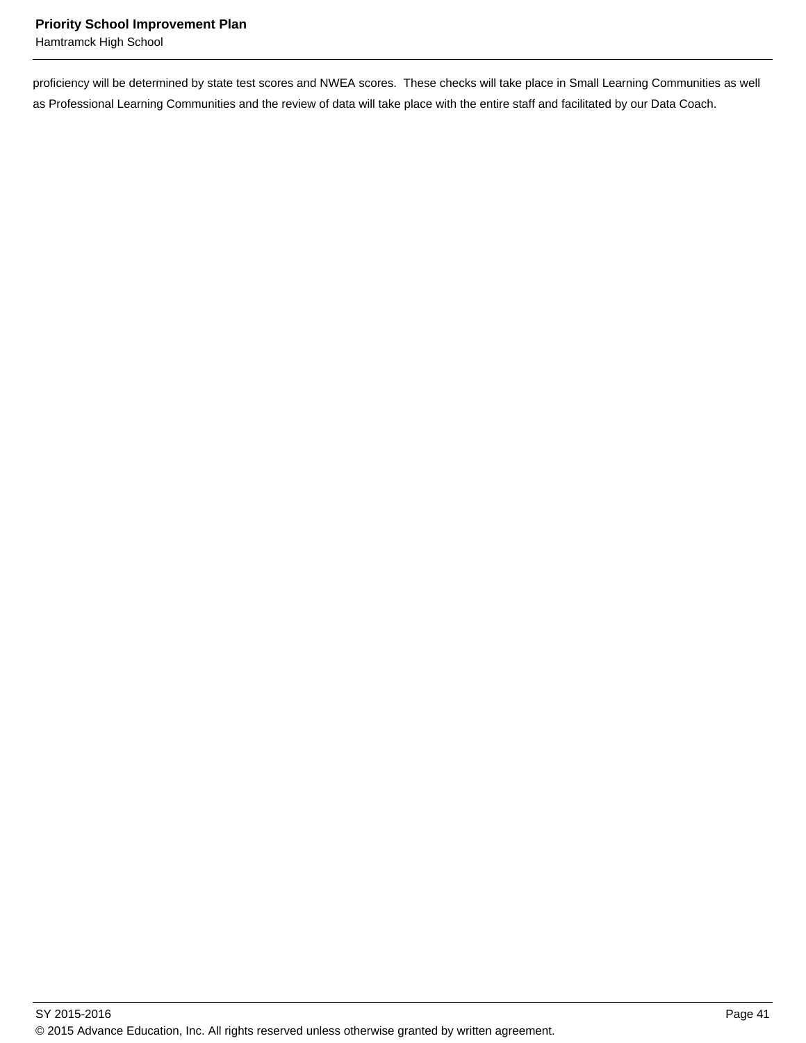proficiency will be determined by state test scores and NWEA scores.  These checks will take place in Small Learning Communities as well as Professional Learning Communities and the review of data will take place with the entire staff and facilitated by our Data Coach.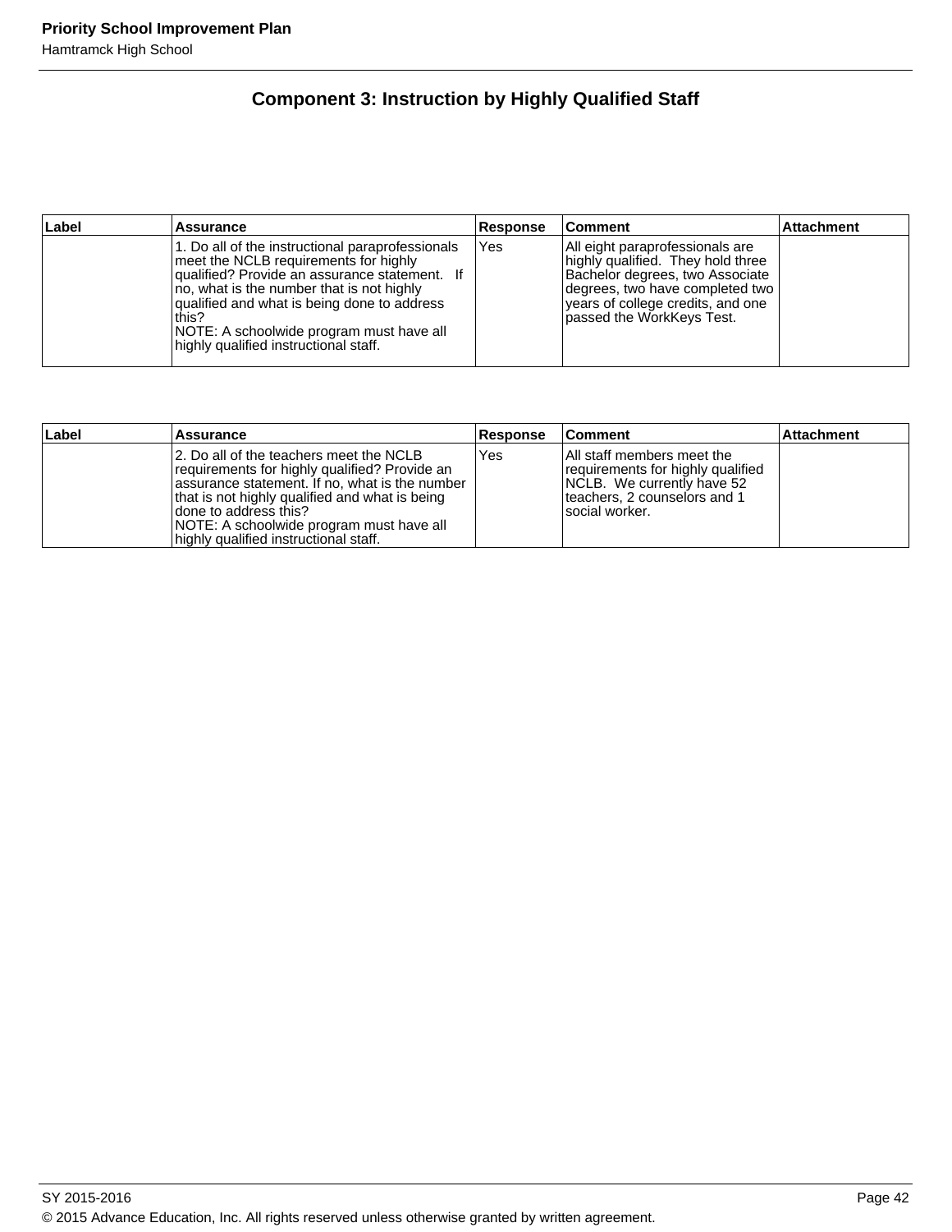## Component 3: Instruction by Highly Qualified Staff

| Label | Assurance | Response | Comment | Attachment |
|---|---|---|---|---|
| | 1. Do all of the instructional paraprofessionals meet the NCLB requirements for highly qualified? Provide an assurance statement. If no, what is the number that is not highly qualified and what is being done to address this?<br>NOTE: A schoolwide program must have all highly qualified instructional staff. | Yes | All eight paraprofessionals are highly qualified. They hold three Bachelor degrees, two Associate degrees, two have completed two years of college credits, and one passed the WorkKeys Test. | |

| Label | Assurance | Response | Comment | Attachment |
|---|---|---|---|---|
| | 2. Do all of the teachers meet the NCLB requirements for highly qualified? Provide an assurance statement. If no, what is the number that is not highly qualified and what is being done to address this?<br>NOTE: A schoolwide program must have all highly qualified instructional staff. | Yes | All staff members meet the requirements for highly qualified NCLB. We currently have 52 teachers, 2 counselors and 1 social worker. | |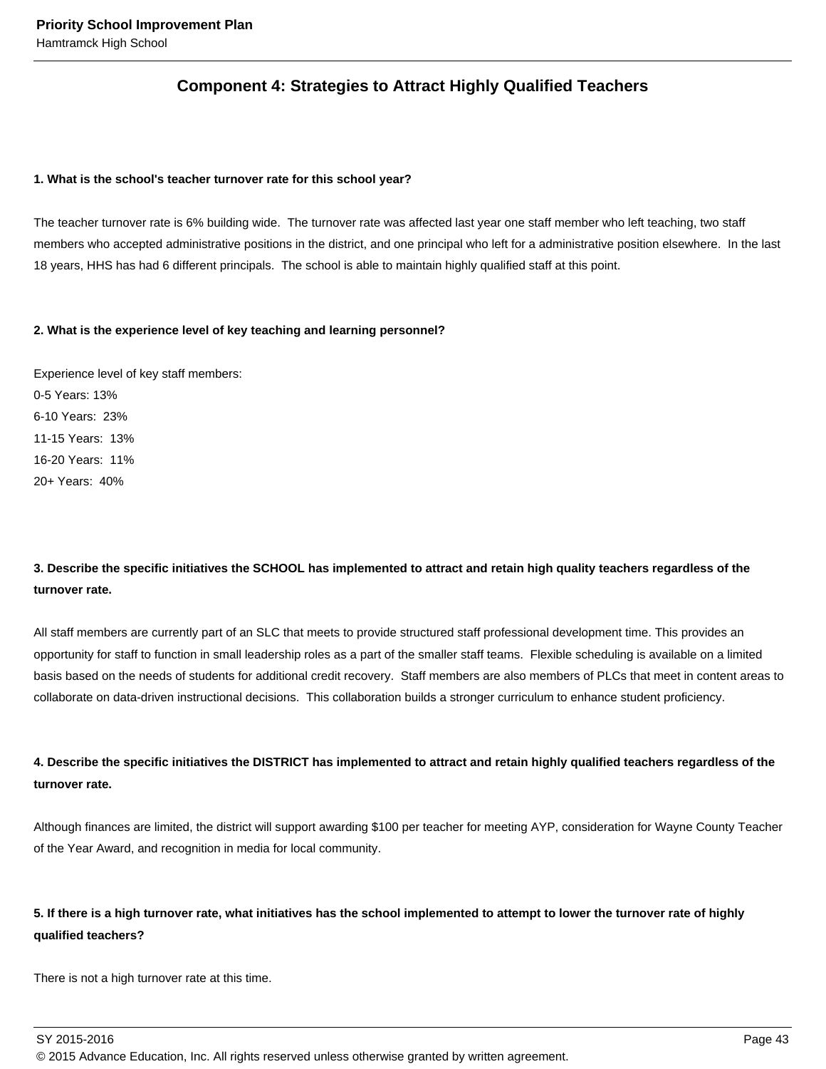## Component 4: Strategies to Attract Highly Qualified Teachers

**1. What is the school's teacher turnover rate for this school year?**

The teacher turnover rate is 6% building wide. The turnover rate was affected last year one staff member who left teaching, two staff members who accepted administrative positions in the district, and one principal who left for a administrative position elsewhere. In the last 18 years, HHS has had 6 different principals. The school is able to maintain highly qualified staff at this point.

**2. What is the experience level of key teaching and learning personnel?**

Experience level of key staff members:
0-5 Years: 13%
6-10 Years: 23%
11-15 Years: 13%
16-20 Years: 11%
20+ Years: 40%

**3. Describe the specific initiatives the SCHOOL has implemented to attract and retain high quality teachers regardless of the turnover rate.**

All staff members are currently part of an SLC that meets to provide structured staff professional development time. This provides an opportunity for staff to function in small leadership roles as a part of the smaller staff teams. Flexible scheduling is available on a limited basis based on the needs of students for additional credit recovery. Staff members are also members of PLCs that meet in content areas to collaborate on data-driven instructional decisions. This collaboration builds a stronger curriculum to enhance student proficiency.

**4. Describe the specific initiatives the DISTRICT has implemented to attract and retain highly qualified teachers regardless of the turnover rate.**

Although finances are limited, the district will support awarding $100 per teacher for meeting AYP, consideration for Wayne County Teacher of the Year Award, and recognition in media for local community.

**5. If there is a high turnover rate, what initiatives has the school implemented to attempt to lower the turnover rate of highly qualified teachers?**

There is not a high turnover rate at this time.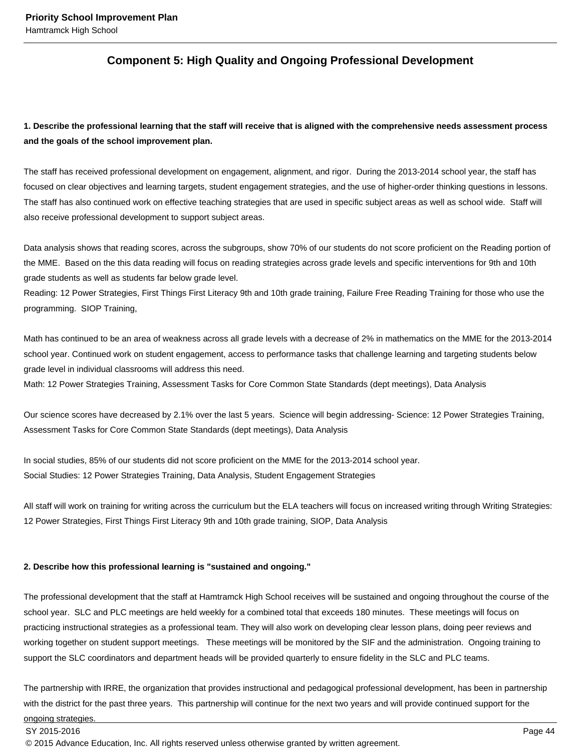## Component 5: High Quality and Ongoing Professional Development

**1. Describe the professional learning that the staff will receive that is aligned with the comprehensive needs assessment process and the goals of the school improvement plan.**

The staff has received professional development on engagement, alignment, and rigor. During the 2013-2014 school year, the staff has focused on clear objectives and learning targets, student engagement strategies, and the use of higher-order thinking questions in lessons. The staff has also continued work on effective teaching strategies that are used in specific subject areas as well as school wide. Staff will also receive professional development to support subject areas.

Data analysis shows that reading scores, across the subgroups, show 70% of our students do not score proficient on the Reading portion of the MME. Based on the this data reading will focus on reading strategies across grade levels and specific interventions for 9th and 10th grade students as well as students far below grade level.
Reading: 12 Power Strategies, First Things First Literacy 9th and 10th grade training, Failure Free Reading Training for those who use the programming. SIOP Training,

Math has continued to be an area of weakness across all grade levels with a decrease of 2% in mathematics on the MME for the 2013-2014 school year. Continued work on student engagement, access to performance tasks that challenge learning and targeting students below grade level in individual classrooms will address this need.
Math: 12 Power Strategies Training, Assessment Tasks for Core Common State Standards (dept meetings), Data Analysis

Our science scores have decreased by 2.1% over the last 5 years. Science will begin addressing- Science: 12 Power Strategies Training, Assessment Tasks for Core Common State Standards (dept meetings), Data Analysis

In social studies, 85% of our students did not score proficient on the MME for the 2013-2014 school year.
Social Studies: 12 Power Strategies Training, Data Analysis, Student Engagement Strategies

All staff will work on training for writing across the curriculum but the ELA teachers will focus on increased writing through Writing Strategies: 12 Power Strategies, First Things First Literacy 9th and 10th grade training, SIOP, Data Analysis

**2. Describe how this professional learning is "sustained and ongoing."**

The professional development that the staff at Hamtramck High School receives will be sustained and ongoing throughout the course of the school year. SLC and PLC meetings are held weekly for a combined total that exceeds 180 minutes. These meetings will focus on practicing instructional strategies as a professional team. They will also work on developing clear lesson plans, doing peer reviews and working together on student support meetings. These meetings will be monitored by the SIF and the administration. Ongoing training to support the SLC coordinators and department heads will be provided quarterly to ensure fidelity in the SLC and PLC teams.

The partnership with IRRE, the organization that provides instructional and pedagogical professional development, has been in partnership with the district for the past three years. This partnership will continue for the next two years and will provide continued support for the ongoing strategies.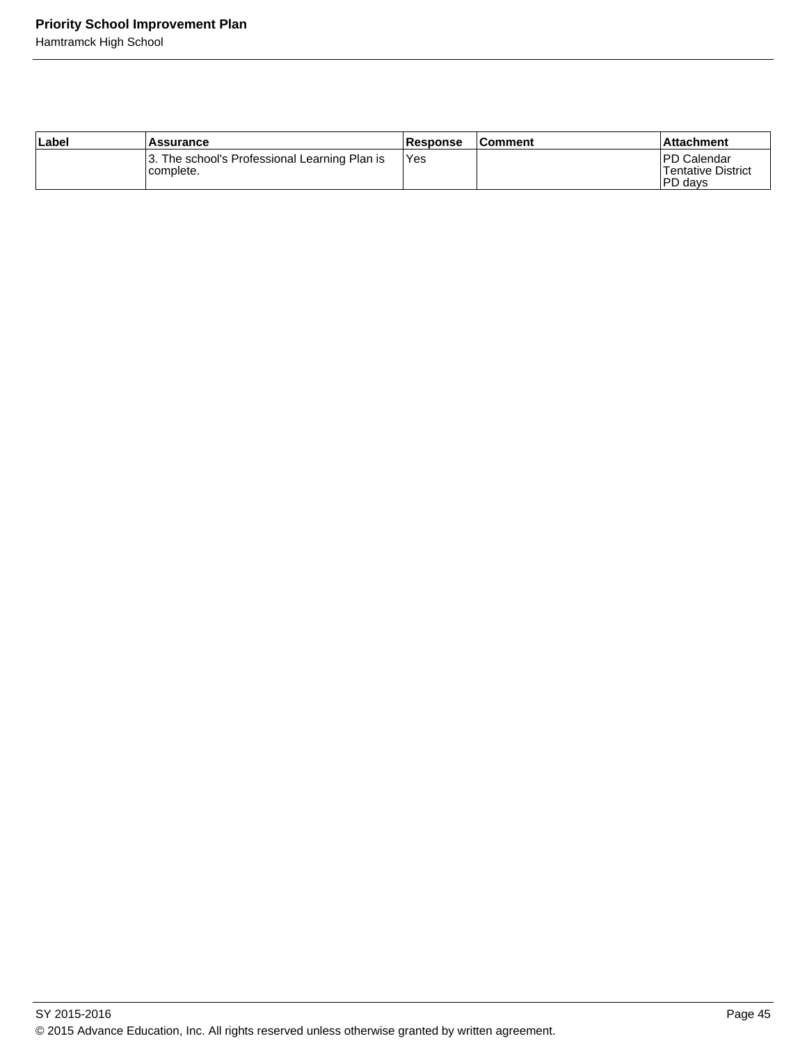| Label | Assurance | Response | Comment | Attachment |
|---|---|---|---|---|
| | 3. The school's Professional Learning Plan is complete. | Yes | | PD Calendar Tentative District PD days |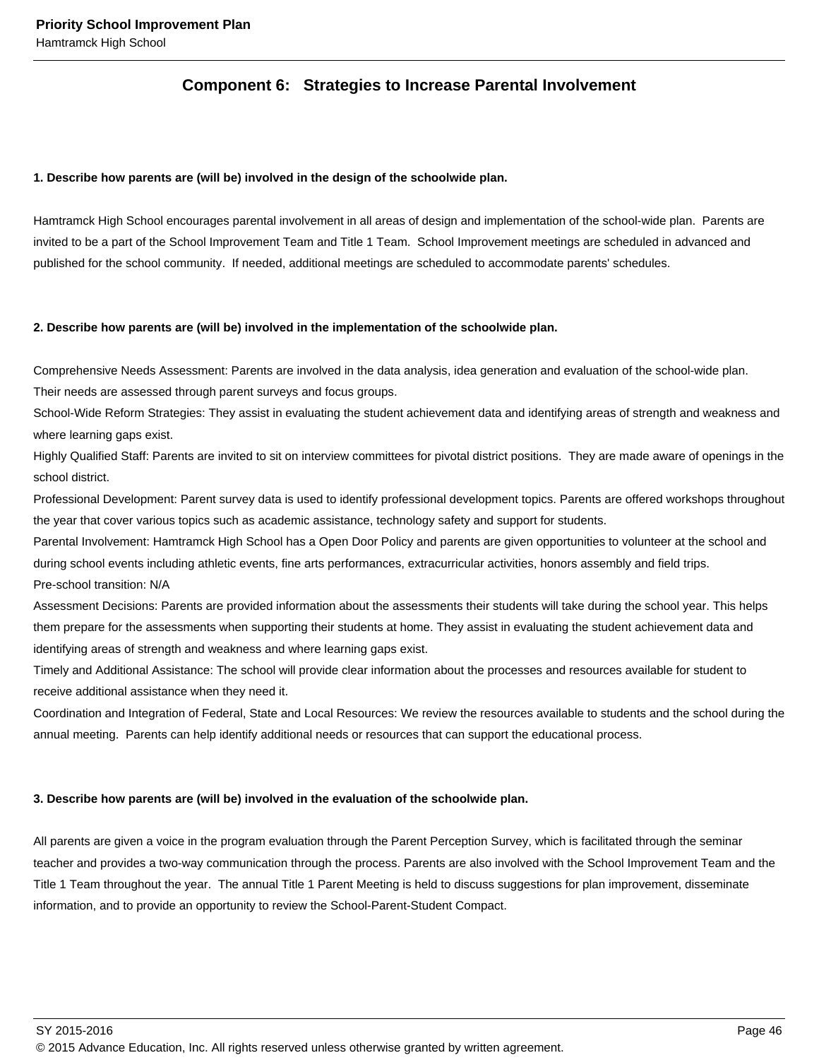## Component 6: Strategies to Increase Parental Involvement

**1. Describe how parents are (will be) involved in the design of the schoolwide plan.**

Hamtramck High School encourages parental involvement in all areas of design and implementation of the school-wide plan. Parents are invited to be a part of the School Improvement Team and Title 1 Team. School Improvement meetings are scheduled in advanced and published for the school community. If needed, additional meetings are scheduled to accommodate parents' schedules.

**2. Describe how parents are (will be) involved in the implementation of the schoolwide plan.**

Comprehensive Needs Assessment: Parents are involved in the data analysis, idea generation and evaluation of the school-wide plan. Their needs are assessed through parent surveys and focus groups.
School-Wide Reform Strategies: They assist in evaluating the student achievement data and identifying areas of strength and weakness and where learning gaps exist.
Highly Qualified Staff: Parents are invited to sit on interview committees for pivotal district positions. They are made aware of openings in the school district.
Professional Development: Parent survey data is used to identify professional development topics. Parents are offered workshops throughout the year that cover various topics such as academic assistance, technology safety and support for students.
Parental Involvement: Hamtramck High School has a Open Door Policy and parents are given opportunities to volunteer at the school and during school events including athletic events, fine arts performances, extracurricular activities, honors assembly and field trips.
Pre-school transition: N/A
Assessment Decisions: Parents are provided information about the assessments their students will take during the school year. This helps them prepare for the assessments when supporting their students at home. They assist in evaluating the student achievement data and identifying areas of strength and weakness and where learning gaps exist.
Timely and Additional Assistance: The school will provide clear information about the processes and resources available for student to receive additional assistance when they need it.
Coordination and Integration of Federal, State and Local Resources: We review the resources available to students and the school during the annual meeting. Parents can help identify additional needs or resources that can support the educational process.

**3. Describe how parents are (will be) involved in the evaluation of the schoolwide plan.**

All parents are given a voice in the program evaluation through the Parent Perception Survey, which is facilitated through the seminar teacher and provides a two-way communication through the process. Parents are also involved with the School Improvement Team and the Title 1 Team throughout the year. The annual Title 1 Parent Meeting is held to discuss suggestions for plan improvement, disseminate information, and to provide an opportunity to review the School-Parent-Student Compact.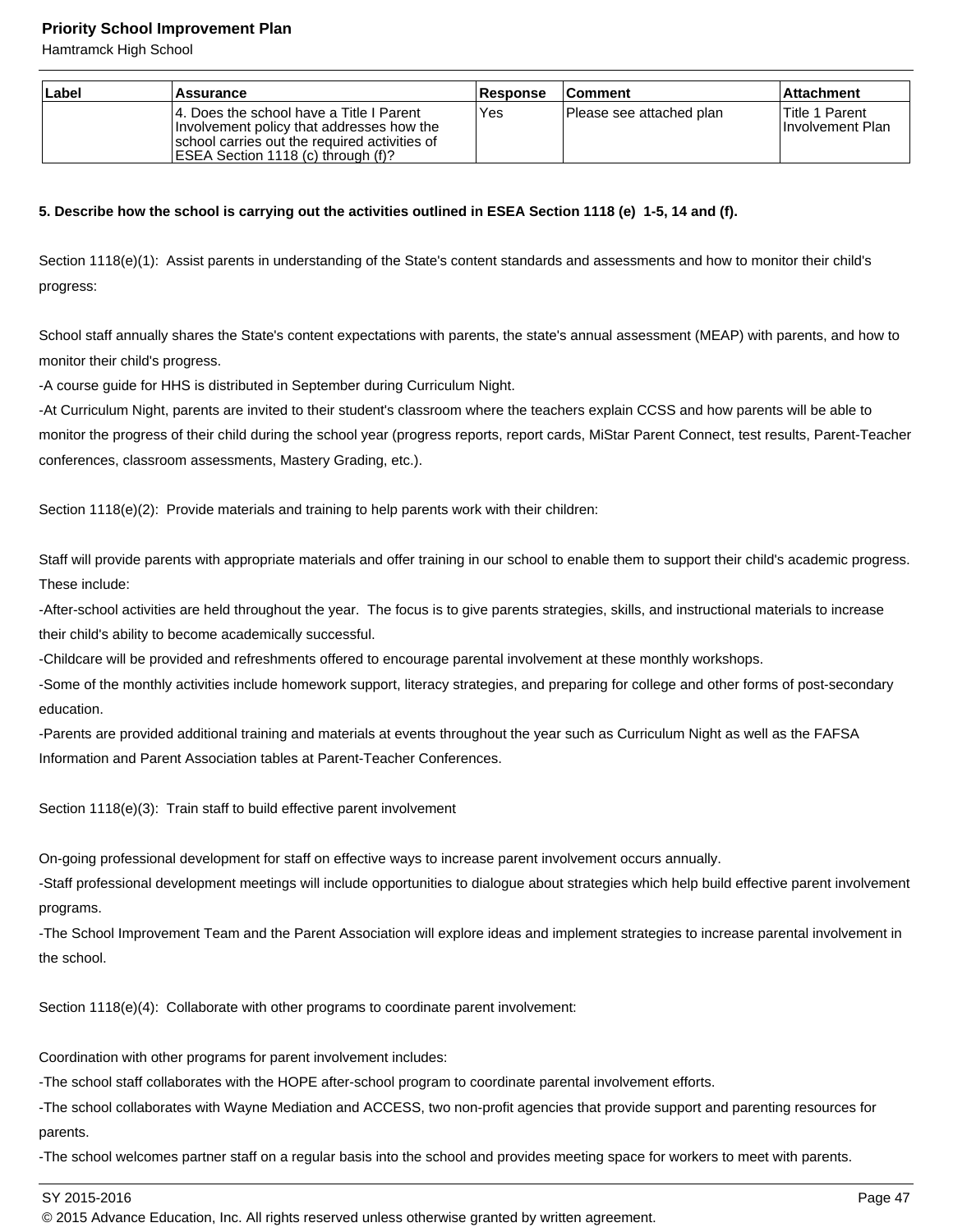| Label | Assurance | Response | Comment | Attachment |
|---|---|---|---|---|
| | 4. Does the school have a Title I Parent Involvement policy that addresses how the school carries out the required activities of ESEA Section 1118 (c) through (f)? | Yes | Please see attached plan | Title 1 Parent Involvement Plan |

**5. Describe how the school is carrying out the activities outlined in ESEA Section 1118 (e) 1-5, 14 and (f).**

Section 1118(e)(1): Assist parents in understanding of the State's content standards and assessments and how to monitor their child's progress:

School staff annually shares the State's content expectations with parents, the state's annual assessment (MEAP) with parents, and how to monitor their child's progress.
-A course guide for HHS is distributed in September during Curriculum Night.
-At Curriculum Night, parents are invited to their student's classroom where the teachers explain CCSS and how parents will be able to monitor the progress of their child during the school year (progress reports, report cards, MiStar Parent Connect, test results, Parent-Teacher conferences, classroom assessments, Mastery Grading, etc.).

Section 1118(e)(2): Provide materials and training to help parents work with their children:

Staff will provide parents with appropriate materials and offer training in our school to enable them to support their child's academic progress. These include:
-After-school activities are held throughout the year. The focus is to give parents strategies, skills, and instructional materials to increase their child's ability to become academically successful.
-Childcare will be provided and refreshments offered to encourage parental involvement at these monthly workshops.
-Some of the monthly activities include homework support, literacy strategies, and preparing for college and other forms of post-secondary education.
-Parents are provided additional training and materials at events throughout the year such as Curriculum Night as well as the FAFSA Information and Parent Association tables at Parent-Teacher Conferences.

Section 1118(e)(3): Train staff to build effective parent involvement

On-going professional development for staff on effective ways to increase parent involvement occurs annually.
-Staff professional development meetings will include opportunities to dialogue about strategies which help build effective parent involvement programs.
-The School Improvement Team and the Parent Association will explore ideas and implement strategies to increase parental involvement in the school.

Section 1118(e)(4): Collaborate with other programs to coordinate parent involvement:

Coordination with other programs for parent involvement includes:
-The school staff collaborates with the HOPE after-school program to coordinate parental involvement efforts.
-The school collaborates with Wayne Mediation and ACCESS, two non-profit agencies that provide support and parenting resources for parents.
-The school welcomes partner staff on a regular basis into the school and provides meeting space for workers to meet with parents.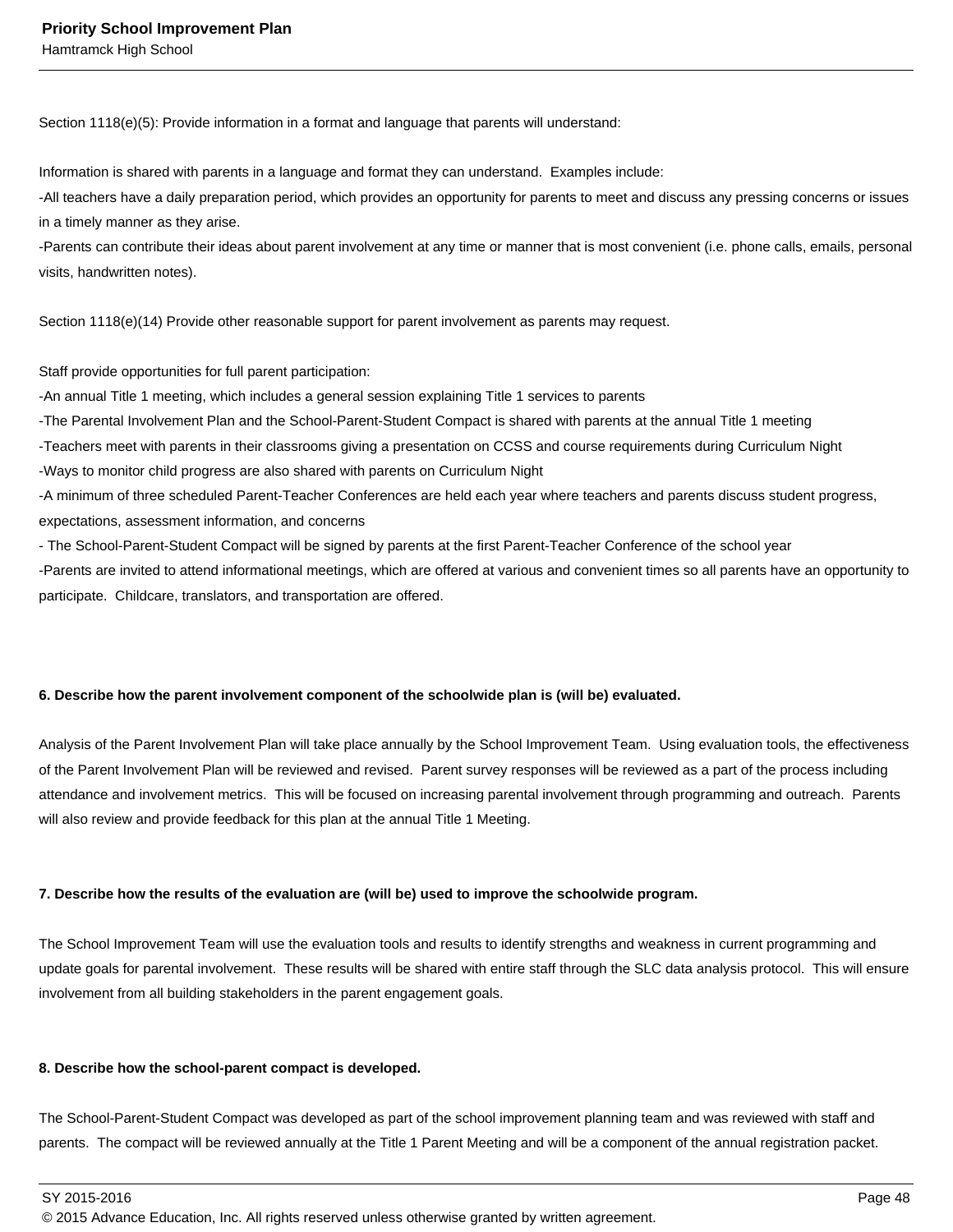Section 1118(e)(5): Provide information in a format and language that parents will understand:

Information is shared with parents in a language and format they can understand. Examples include:
-All teachers have a daily preparation period, which provides an opportunity for parents to meet and discuss any pressing concerns or issues in a timely manner as they arise.
-Parents can contribute their ideas about parent involvement at any time or manner that is most convenient (i.e. phone calls, emails, personal visits, handwritten notes).

Section 1118(e)(14) Provide other reasonable support for parent involvement as parents may request.

Staff provide opportunities for full parent participation:
-An annual Title 1 meeting, which includes a general session explaining Title 1 services to parents
-The Parental Involvement Plan and the School-Parent-Student Compact is shared with parents at the annual Title 1 meeting
-Teachers meet with parents in their classrooms giving a presentation on CCSS and course requirements during Curriculum Night
-Ways to monitor child progress are also shared with parents on Curriculum Night
-A minimum of three scheduled Parent-Teacher Conferences are held each year where teachers and parents discuss student progress, expectations, assessment information, and concerns
- The School-Parent-Student Compact will be signed by parents at the first Parent-Teacher Conference of the school year
-Parents are invited to attend informational meetings, which are offered at various and convenient times so all parents have an opportunity to participate. Childcare, translators, and transportation are offered.

**6. Describe how the parent involvement component of the schoolwide plan is (will be) evaluated.**

Analysis of the Parent Involvement Plan will take place annually by the School Improvement Team. Using evaluation tools, the effectiveness of the Parent Involvement Plan will be reviewed and revised. Parent survey responses will be reviewed as a part of the process including attendance and involvement metrics. This will be focused on increasing parental involvement through programming and outreach. Parents will also review and provide feedback for this plan at the annual Title 1 Meeting.

**7. Describe how the results of the evaluation are (will be) used to improve the schoolwide program.**

The School Improvement Team will use the evaluation tools and results to identify strengths and weakness in current programming and update goals for parental involvement. These results will be shared with entire staff through the SLC data analysis protocol. This will ensure involvement from all building stakeholders in the parent engagement goals.

**8. Describe how the school-parent compact is developed.**

The School-Parent-Student Compact was developed as part of the school improvement planning team and was reviewed with staff and parents. The compact will be reviewed annually at the Title 1 Parent Meeting and will be a component of the annual registration packet.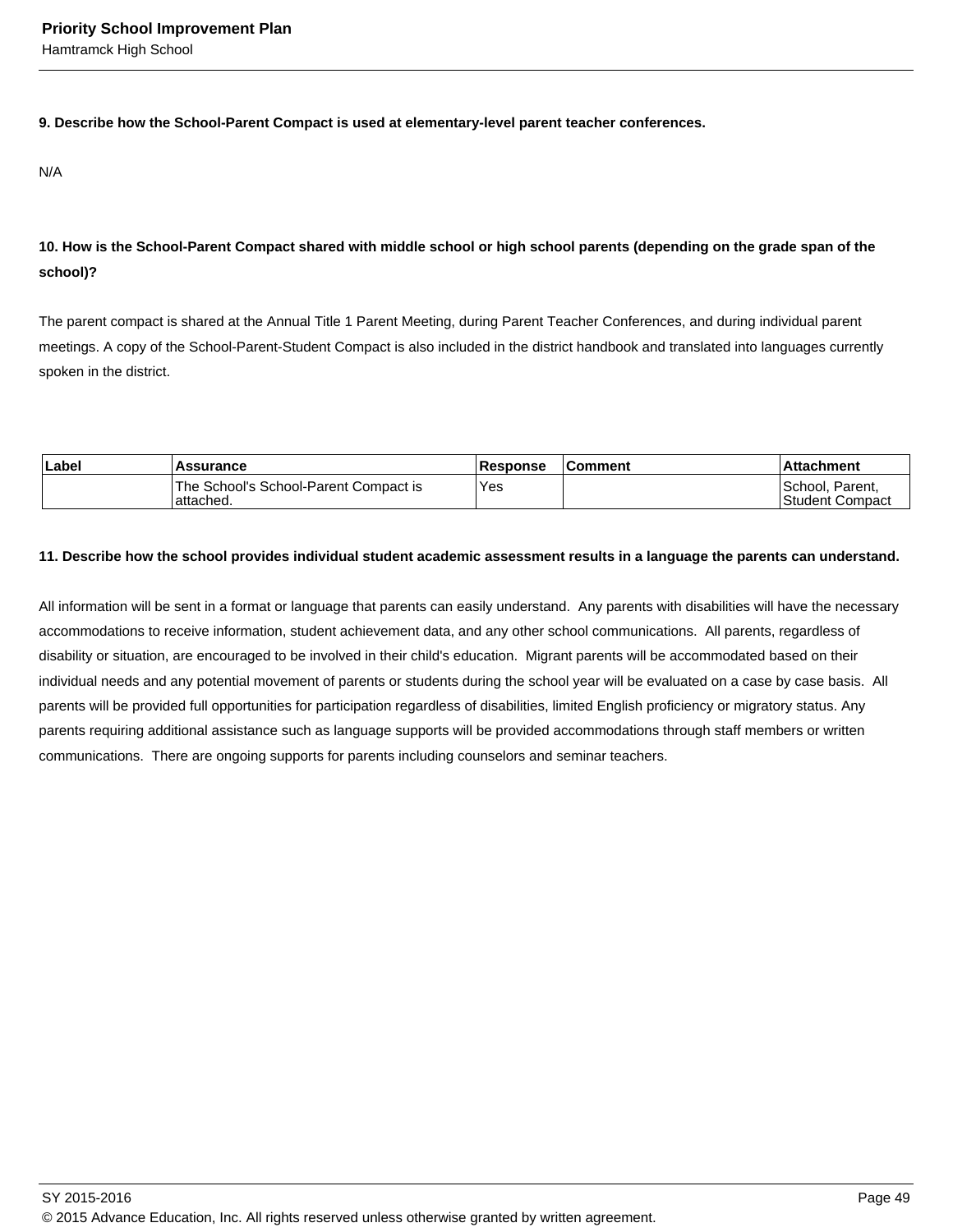**9. Describe how the School-Parent Compact is used at elementary-level parent teacher conferences.**

N/A

**10. How is the School-Parent Compact shared with middle school or high school parents (depending on the grade span of the school)?**

The parent compact is shared at the Annual Title 1 Parent Meeting, during Parent Teacher Conferences, and during individual parent meetings. A copy of the School-Parent-Student Compact is also included in the district handbook and translated into languages currently spoken in the district.

| Label | Assurance | Response | Comment | Attachment |
|---|---|---|---|---|
| | The School's School-Parent Compact is attached. | Yes | | School, Parent, Student Compact |

**11. Describe how the school provides individual student academic assessment results in a language the parents can understand.**

All information will be sent in a format or language that parents can easily understand. Any parents with disabilities will have the necessary accommodations to receive information, student achievement data, and any other school communications. All parents, regardless of disability or situation, are encouraged to be involved in their child's education. Migrant parents will be accommodated based on their individual needs and any potential movement of parents or students during the school year will be evaluated on a case by case basis. All parents will be provided full opportunities for participation regardless of disabilities, limited English proficiency or migratory status. Any parents requiring additional assistance such as language supports will be provided accommodations through staff members or written communications. There are ongoing supports for parents including counselors and seminar teachers.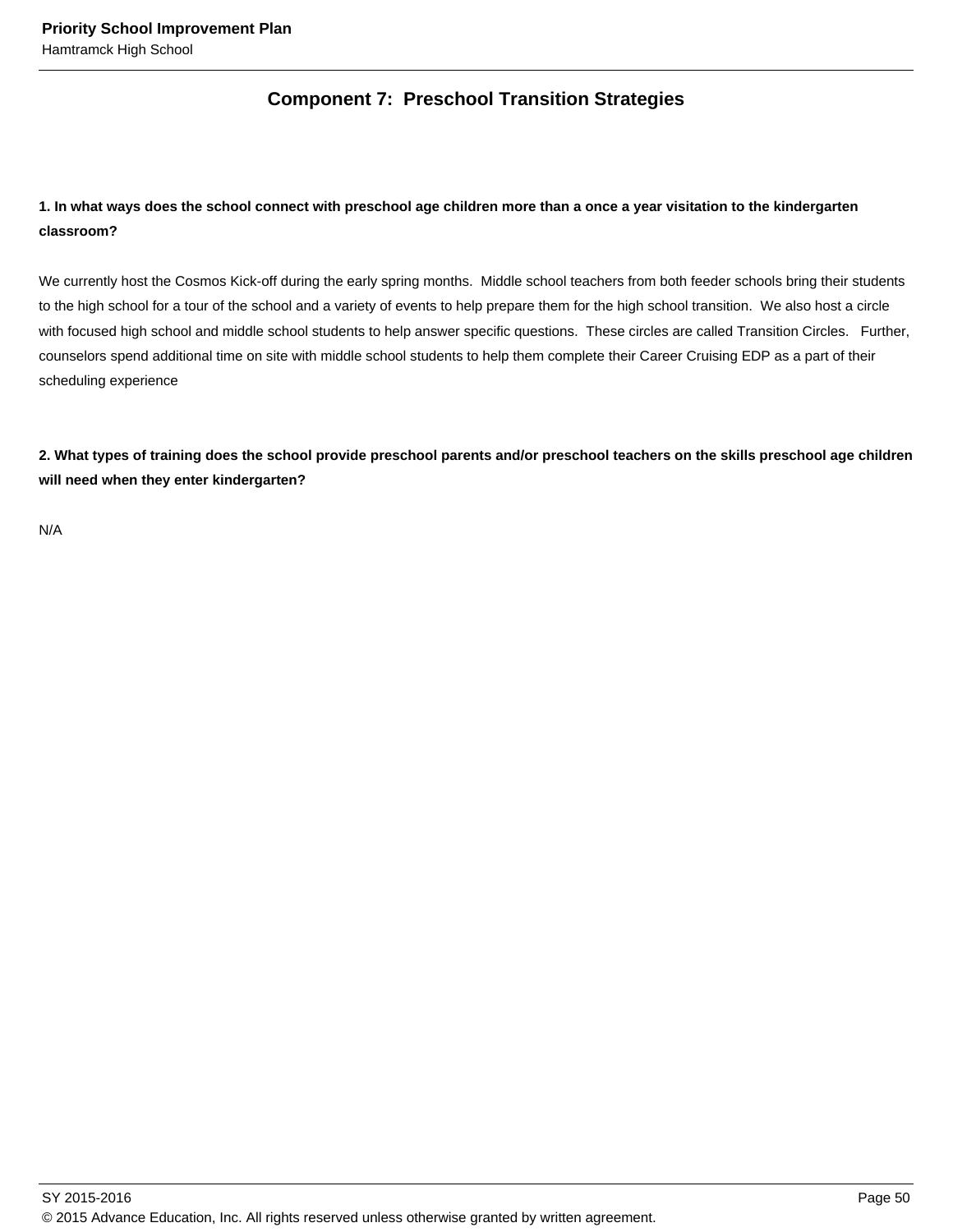## Component 7: Preschool Transition Strategies

**1. In what ways does the school connect with preschool age children more than a once a year visitation to the kindergarten classroom?**

We currently host the Cosmos Kick-off during the early spring months. Middle school teachers from both feeder schools bring their students to the high school for a tour of the school and a variety of events to help prepare them for the high school transition. We also host a circle with focused high school and middle school students to help answer specific questions. These circles are called Transition Circles. Further, counselors spend additional time on site with middle school students to help them complete their Career Cruising EDP as a part of their scheduling experience

**2. What types of training does the school provide preschool parents and/or preschool teachers on the skills preschool age children will need when they enter kindergarten?**

N/A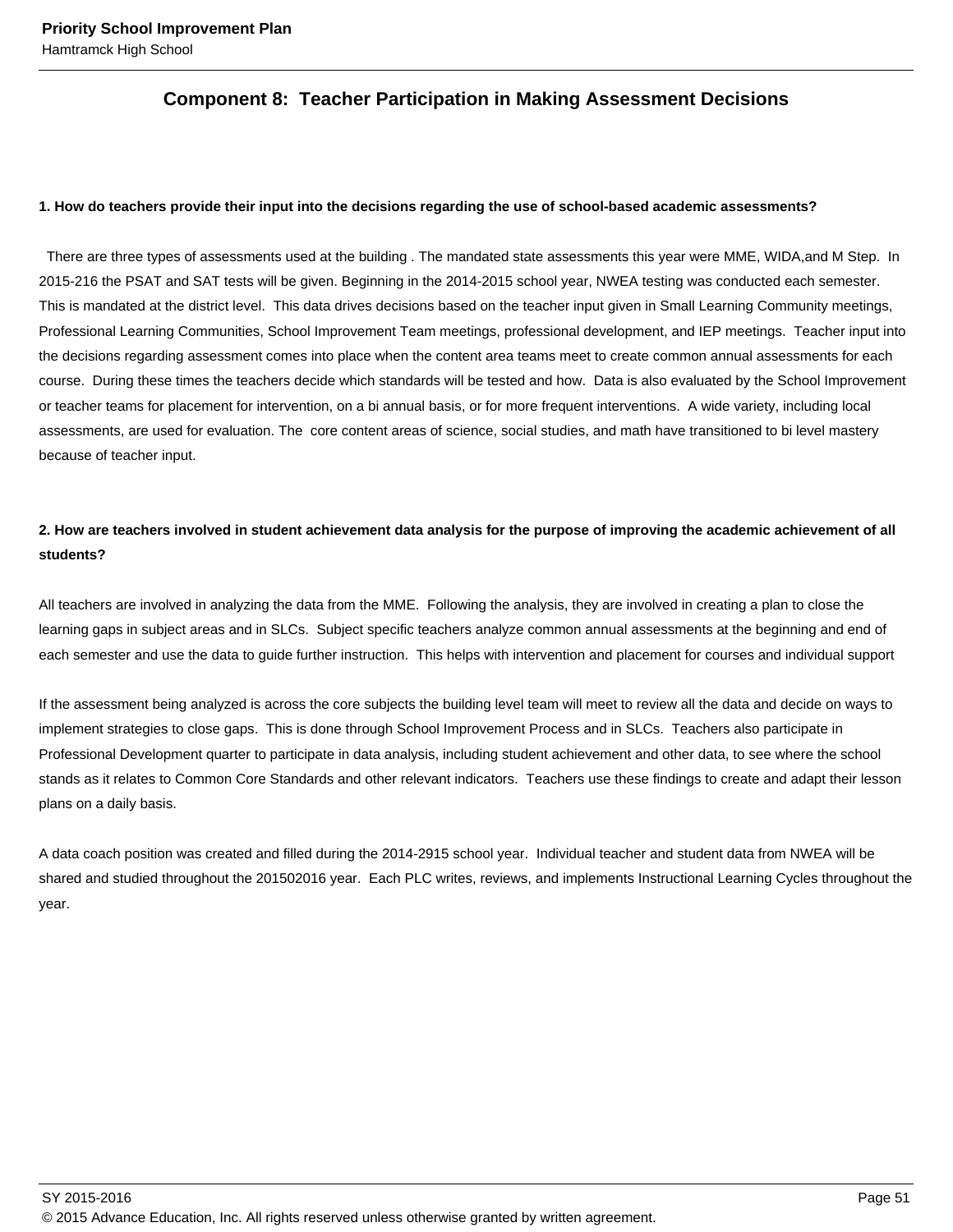## Component 8: Teacher Participation in Making Assessment Decisions

**1. How do teachers provide their input into the decisions regarding the use of school-based academic assessments?**

There are three types of assessments used at the building . The mandated state assessments this year were MME, WIDA,and M Step. In 2015-216 the PSAT and SAT tests will be given. Beginning in the 2014-2015 school year, NWEA testing was conducted each semester. This is mandated at the district level. This data drives decisions based on the teacher input given in Small Learning Community meetings, Professional Learning Communities, School Improvement Team meetings, professional development, and IEP meetings. Teacher input into the decisions regarding assessment comes into place when the content area teams meet to create common annual assessments for each course. During these times the teachers decide which standards will be tested and how. Data is also evaluated by the School Improvement or teacher teams for placement for intervention, on a bi annual basis, or for more frequent interventions. A wide variety, including local assessments, are used for evaluation. The core content areas of science, social studies, and math have transitioned to bi level mastery because of teacher input.

**2. How are teachers involved in student achievement data analysis for the purpose of improving the academic achievement of all students?**

All teachers are involved in analyzing the data from the MME. Following the analysis, they are involved in creating a plan to close the learning gaps in subject areas and in SLCs. Subject specific teachers analyze common annual assessments at the beginning and end of each semester and use the data to guide further instruction. This helps with intervention and placement for courses and individual support

If the assessment being analyzed is across the core subjects the building level team will meet to review all the data and decide on ways to implement strategies to close gaps. This is done through School Improvement Process and in SLCs. Teachers also participate in Professional Development quarter to participate in data analysis, including student achievement and other data, to see where the school stands as it relates to Common Core Standards and other relevant indicators. Teachers use these findings to create and adapt their lesson plans on a daily basis.

A data coach position was created and filled during the 2014-2915 school year. Individual teacher and student data from NWEA will be shared and studied throughout the 201502016 year. Each PLC writes, reviews, and implements Instructional Learning Cycles throughout the year.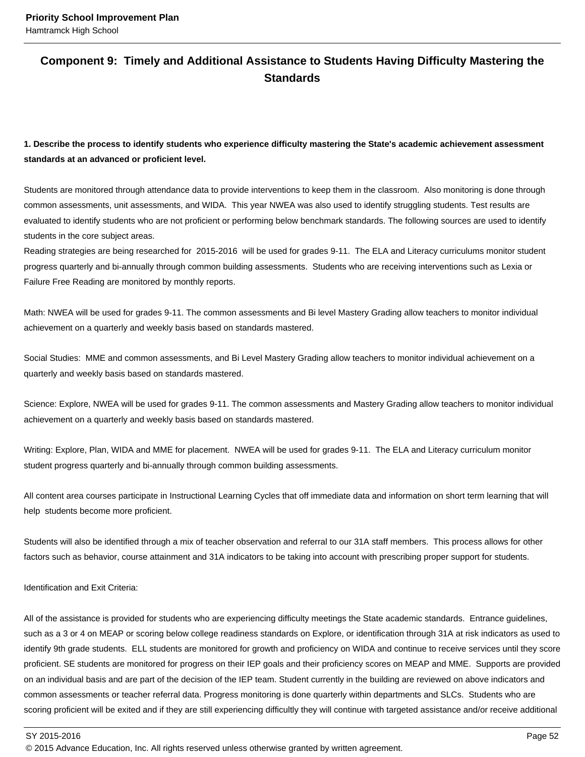## Component 9: Timely and Additional Assistance to Students Having Difficulty Mastering the Standards

**1. Describe the process to identify students who experience difficulty mastering the State's academic achievement assessment standards at an advanced or proficient level.**

Students are monitored through attendance data to provide interventions to keep them in the classroom. Also monitoring is done through common assessments, unit assessments, and WIDA. This year NWEA was also used to identify struggling students. Test results are evaluated to identify students who are not proficient or performing below benchmark standards. The following sources are used to identify students in the core subject areas.
Reading strategies are being researched for 2015-2016 will be used for grades 9-11. The ELA and Literacy curriculums monitor student progress quarterly and bi-annually through common building assessments. Students who are receiving interventions such as Lexia or Failure Free Reading are monitored by monthly reports.

Math: NWEA will be used for grades 9-11. The common assessments and Bi level Mastery Grading allow teachers to monitor individual achievement on a quarterly and weekly basis based on standards mastered.

Social Studies: MME and common assessments, and Bi Level Mastery Grading allow teachers to monitor individual achievement on a quarterly and weekly basis based on standards mastered.

Science: Explore, NWEA will be used for grades 9-11. The common assessments and Mastery Grading allow teachers to monitor individual achievement on a quarterly and weekly basis based on standards mastered.

Writing: Explore, Plan, WIDA and MME for placement. NWEA will be used for grades 9-11. The ELA and Literacy curriculum monitor student progress quarterly and bi-annually through common building assessments.

All content area courses participate in Instructional Learning Cycles that off immediate data and information on short term learning that will help students become more proficient.

Students will also be identified through a mix of teacher observation and referral to our 31A staff members. This process allows for other factors such as behavior, course attainment and 31A indicators to be taking into account with prescribing proper support for students.

Identification and Exit Criteria:

All of the assistance is provided for students who are experiencing difficulty meetings the State academic standards. Entrance guidelines, such as a 3 or 4 on MEAP or scoring below college readiness standards on Explore, or identification through 31A at risk indicators as used to identify 9th grade students. ELL students are monitored for growth and proficiency on WIDA and continue to receive services until they score proficient. SE students are monitored for progress on their IEP goals and their proficiency scores on MEAP and MME. Supports are provided on an individual basis and are part of the decision of the IEP team. Student currently in the building are reviewed on above indicators and common assessments or teacher referral data. Progress monitoring is done quarterly within departments and SLCs. Students who are scoring proficient will be exited and if they are still experiencing difficultly they will continue with targeted assistance and/or receive additional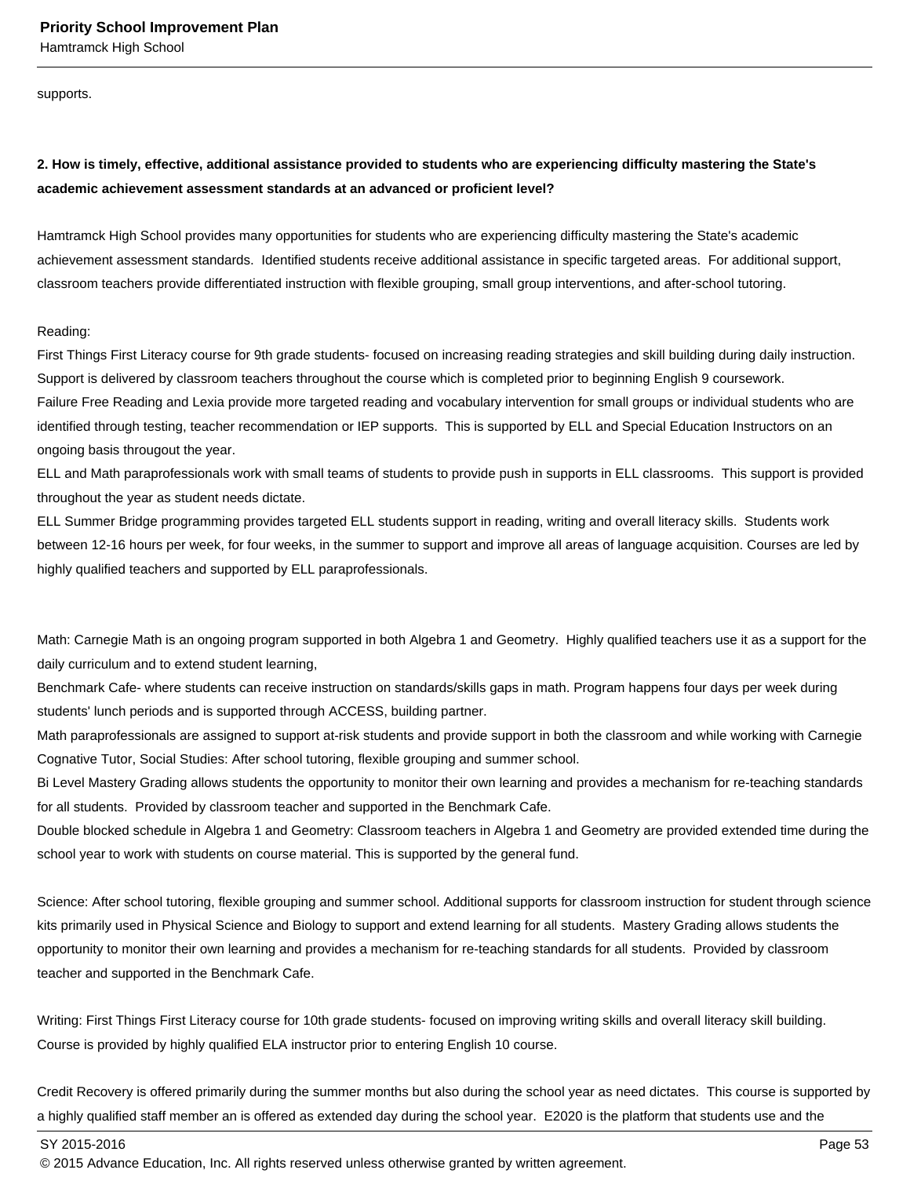supports.

**2. How is timely, effective, additional assistance provided to students who are experiencing difficulty mastering the State's academic achievement assessment standards at an advanced or proficient level?**

Hamtramck High School provides many opportunities for students who are experiencing difficulty mastering the State's academic achievement assessment standards. Identified students receive additional assistance in specific targeted areas. For additional support, classroom teachers provide differentiated instruction with flexible grouping, small group interventions, and after-school tutoring.

Reading:
First Things First Literacy course for 9th grade students- focused on increasing reading strategies and skill building during daily instruction. Support is delivered by classroom teachers throughout the course which is completed prior to beginning English 9 coursework.
Failure Free Reading and Lexia provide more targeted reading and vocabulary intervention for small groups or individual students who are identified through testing, teacher recommendation or IEP supports. This is supported by ELL and Special Education Instructors on an ongoing basis througout the year.
ELL and Math paraprofessionals work with small teams of students to provide push in supports in ELL classrooms. This support is provided throughout the year as student needs dictate.
ELL Summer Bridge programming provides targeted ELL students support in reading, writing and overall literacy skills. Students work between 12-16 hours per week, for four weeks, in the summer to support and improve all areas of language acquisition. Courses are led by highly qualified teachers and supported by ELL paraprofessionals.

Math: Carnegie Math is an ongoing program supported in both Algebra 1 and Geometry. Highly qualified teachers use it as a support for the daily curriculum and to extend student learning,
Benchmark Cafe- where students can receive instruction on standards/skills gaps in math. Program happens four days per week during students' lunch periods and is supported through ACCESS, building partner.
Math paraprofessionals are assigned to support at-risk students and provide support in both the classroom and while working with Carnegie Cognative Tutor, Social Studies: After school tutoring, flexible grouping and summer school.
Bi Level Mastery Grading allows students the opportunity to monitor their own learning and provides a mechanism for re-teaching standards for all students. Provided by classroom teacher and supported in the Benchmark Cafe.
Double blocked schedule in Algebra 1 and Geometry: Classroom teachers in Algebra 1 and Geometry are provided extended time during the school year to work with students on course material. This is supported by the general fund.

Science: After school tutoring, flexible grouping and summer school. Additional supports for classroom instruction for student through science kits primarily used in Physical Science and Biology to support and extend learning for all students. Mastery Grading allows students the opportunity to monitor their own learning and provides a mechanism for re-teaching standards for all students. Provided by classroom teacher and supported in the Benchmark Cafe.

Writing: First Things First Literacy course for 10th grade students- focused on improving writing skills and overall literacy skill building. Course is provided by highly qualified ELA instructor prior to entering English 10 course.

Credit Recovery is offered primarily during the summer months but also during the school year as need dictates. This course is supported by a highly qualified staff member an is offered as extended day during the school year. E2020 is the platform that students use and the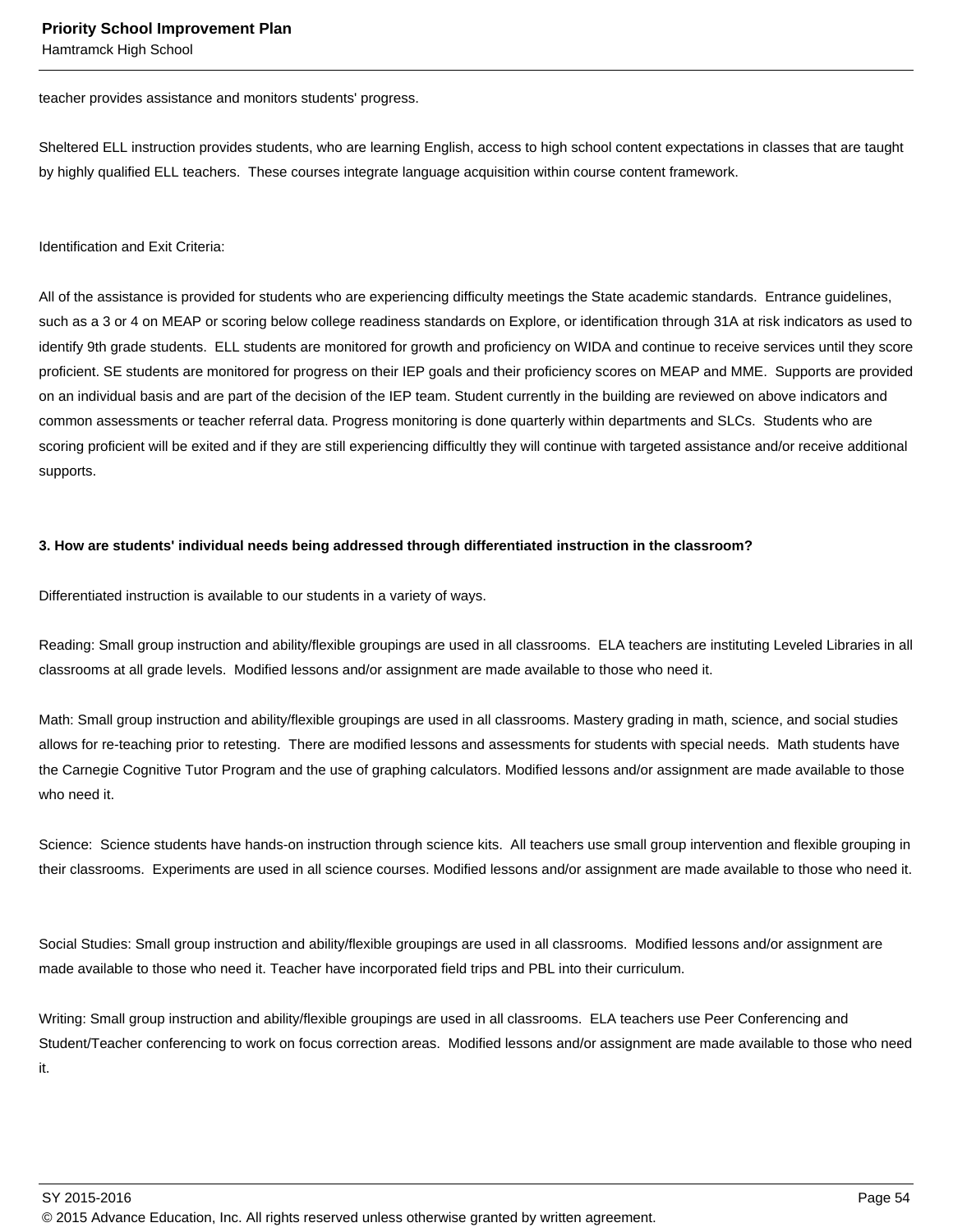teacher provides assistance and monitors students' progress.

Sheltered ELL instruction provides students, who are learning English, access to high school content expectations in classes that are taught by highly qualified ELL teachers. These courses integrate language acquisition within course content framework.

Identification and Exit Criteria:

All of the assistance is provided for students who are experiencing difficulty meetings the State academic standards. Entrance guidelines, such as a 3 or 4 on MEAP or scoring below college readiness standards on Explore, or identification through 31A at risk indicators as used to identify 9th grade students. ELL students are monitored for growth and proficiency on WIDA and continue to receive services until they score proficient. SE students are monitored for progress on their IEP goals and their proficiency scores on MEAP and MME. Supports are provided on an individual basis and are part of the decision of the IEP team. Student currently in the building are reviewed on above indicators and common assessments or teacher referral data. Progress monitoring is done quarterly within departments and SLCs. Students who are scoring proficient will be exited and if they are still experiencing difficultly they will continue with targeted assistance and/or receive additional supports.

**3. How are students' individual needs being addressed through differentiated instruction in the classroom?**

Differentiated instruction is available to our students in a variety of ways.

Reading: Small group instruction and ability/flexible groupings are used in all classrooms. ELA teachers are instituting Leveled Libraries in all classrooms at all grade levels. Modified lessons and/or assignment are made available to those who need it.

Math: Small group instruction and ability/flexible groupings are used in all classrooms. Mastery grading in math, science, and social studies allows for re-teaching prior to retesting. There are modified lessons and assessments for students with special needs. Math students have the Carnegie Cognitive Tutor Program and the use of graphing calculators. Modified lessons and/or assignment are made available to those who need it.

Science: Science students have hands-on instruction through science kits. All teachers use small group intervention and flexible grouping in their classrooms. Experiments are used in all science courses. Modified lessons and/or assignment are made available to those who need it.

Social Studies: Small group instruction and ability/flexible groupings are used in all classrooms. Modified lessons and/or assignment are made available to those who need it. Teacher have incorporated field trips and PBL into their curriculum.

Writing: Small group instruction and ability/flexible groupings are used in all classrooms. ELA teachers use Peer Conferencing and Student/Teacher conferencing to work on focus correction areas. Modified lessons and/or assignment are made available to those who need it.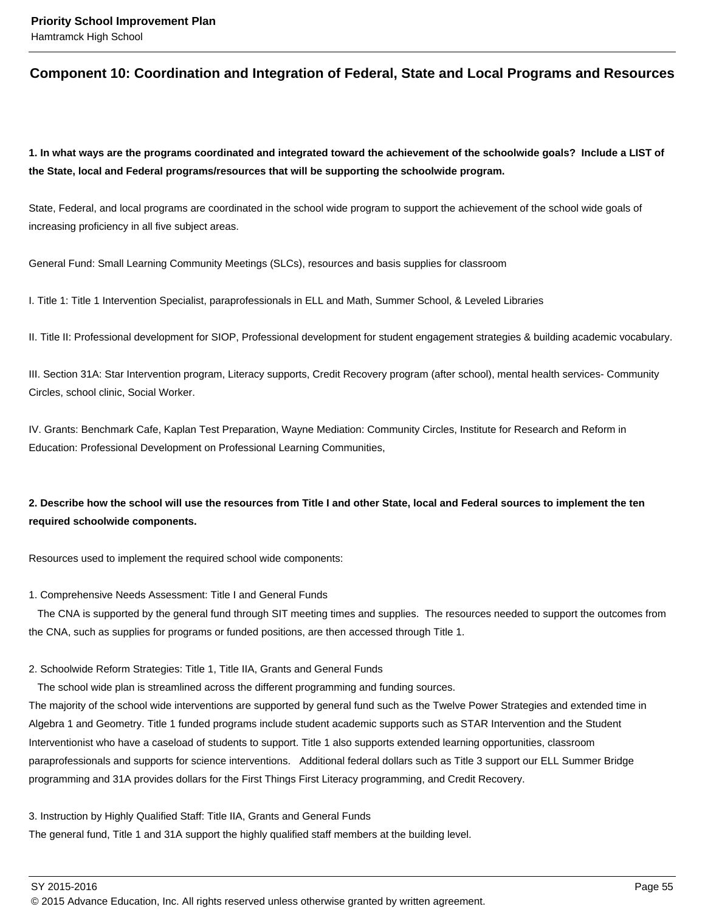## Component 10: Coordination and Integration of Federal, State and Local Programs and Resources

**1. In what ways are the programs coordinated and integrated toward the achievement of the schoolwide goals? Include a LIST of the State, local and Federal programs/resources that will be supporting the schoolwide program.**

State, Federal, and local programs are coordinated in the school wide program to support the achievement of the school wide goals of increasing proficiency in all five subject areas.

General Fund: Small Learning Community Meetings (SLCs), resources and basis supplies for classroom

I. Title 1: Title 1 Intervention Specialist, paraprofessionals in ELL and Math, Summer School, & Leveled Libraries

II. Title II: Professional development for SIOP, Professional development for student engagement strategies & building academic vocabulary.

III. Section 31A: Star Intervention program, Literacy supports, Credit Recovery program (after school), mental health services- Community Circles, school clinic, Social Worker.

IV. Grants: Benchmark Cafe, Kaplan Test Preparation, Wayne Mediation: Community Circles, Institute for Research and Reform in Education: Professional Development on Professional Learning Communities,

**2. Describe how the school will use the resources from Title I and other State, local and Federal sources to implement the ten required schoolwide components.**

Resources used to implement the required school wide components:

1. Comprehensive Needs Assessment: Title I and General Funds
   The CNA is supported by the general fund through SIT meeting times and supplies. The resources needed to support the outcomes from the CNA, such as supplies for programs or funded positions, are then accessed through Title 1.

2. Schoolwide Reform Strategies: Title 1, Title IIA, Grants and General Funds
   The school wide plan is streamlined across the different programming and funding sources.
The majority of the school wide interventions are supported by general fund such as the Twelve Power Strategies and extended time in Algebra 1 and Geometry. Title 1 funded programs include student academic supports such as STAR Intervention and the Student Interventionist who have a caseload of students to support. Title 1 also supports extended learning opportunities, classroom paraprofessionals and supports for science interventions. Additional federal dollars such as Title 3 support our ELL Summer Bridge programming and 31A provides dollars for the First Things First Literacy programming, and Credit Recovery.

3. Instruction by Highly Qualified Staff: Title IIA, Grants and General Funds
The general fund, Title 1 and 31A support the highly qualified staff members at the building level.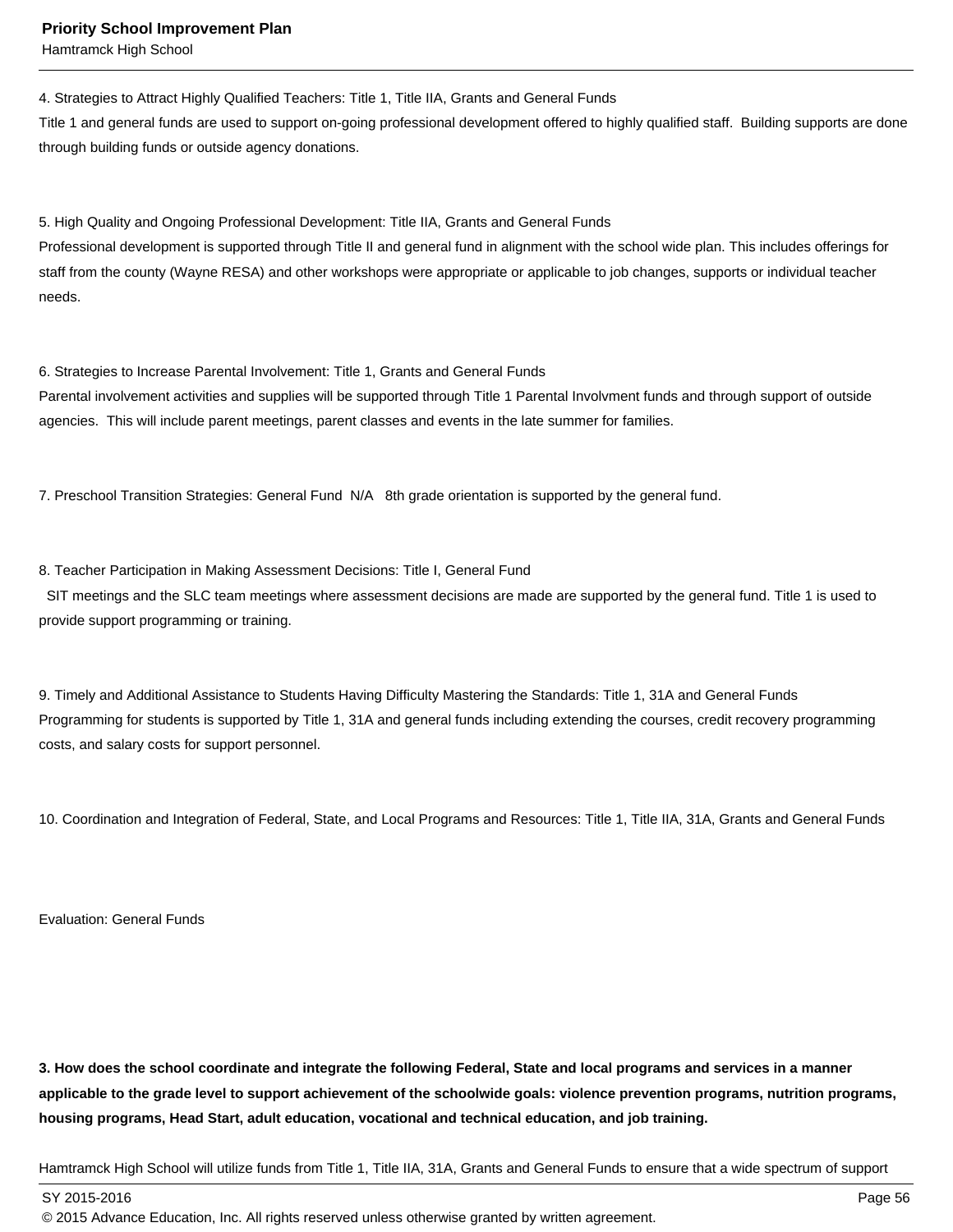4. Strategies to Attract Highly Qualified Teachers: Title 1, Title IIA, Grants and General Funds
Title 1 and general funds are used to support on-going professional development offered to highly qualified staff.  Building supports are done through building funds or outside agency donations.

5. High Quality and Ongoing Professional Development: Title IIA, Grants and General Funds
Professional development is supported through Title II and general fund in alignment with the school wide plan. This includes offerings for staff from the county (Wayne RESA) and other workshops were appropriate or applicable to job changes, supports or individual teacher needs.

6. Strategies to Increase Parental Involvement: Title 1, Grants and General Funds
Parental involvement activities and supplies will be supported through Title 1 Parental Involvment funds and through support of outside agencies.  This will include parent meetings, parent classes and events in the late summer for families.

7. Preschool Transition Strategies: General Fund  N/A   8th grade orientation is supported by the general fund.

8. Teacher Participation in Making Assessment Decisions: Title I, General Fund
SIT meetings and the SLC team meetings where assessment decisions are made are supported by the general fund. Title 1 is used to provide support programming or training.

9. Timely and Additional Assistance to Students Having Difficulty Mastering the Standards: Title 1, 31A and General Funds
Programming for students is supported by Title 1, 31A and general funds including extending the courses, credit recovery programming costs, and salary costs for support personnel.

10. Coordination and Integration of Federal, State, and Local Programs and Resources: Title 1, Title IIA, 31A, Grants and General Funds

Evaluation: General Funds

**3. How does the school coordinate and integrate the following Federal, State and local programs and services in a manner applicable to the grade level to support achievement of the schoolwide goals: violence prevention programs, nutrition programs, housing programs, Head Start, adult education, vocational and technical education, and job training.**

Hamtramck High School will utilize funds from Title 1, Title IIA, 31A, Grants and General Funds to ensure that a wide spectrum of support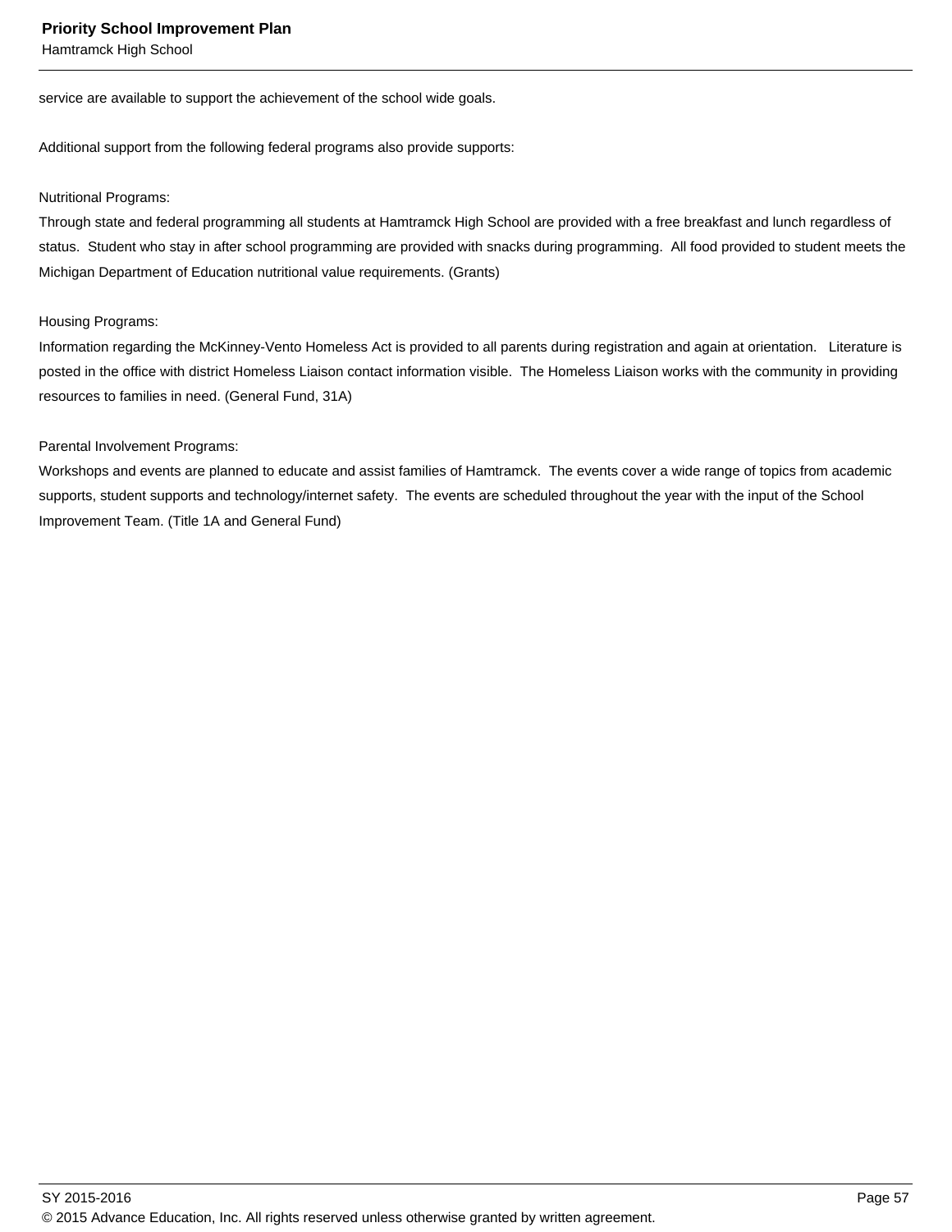service are available to support the achievement of the school wide goals.

Additional support from the following federal programs also provide supports:

Nutritional Programs:
Through state and federal programming all students at Hamtramck High School are provided with a free breakfast and lunch regardless of status. Student who stay in after school programming are provided with snacks during programming. All food provided to student meets the Michigan Department of Education nutritional value requirements. (Grants)

Housing Programs:
Information regarding the McKinney-Vento Homeless Act is provided to all parents during registration and again at orientation. Literature is posted in the office with district Homeless Liaison contact information visible. The Homeless Liaison works with the community in providing resources to families in need. (General Fund, 31A)

Parental Involvement Programs:
Workshops and events are planned to educate and assist families of Hamtramck. The events cover a wide range of topics from academic supports, student supports and technology/internet safety. The events are scheduled throughout the year with the input of the School Improvement Team. (Title 1A and General Fund)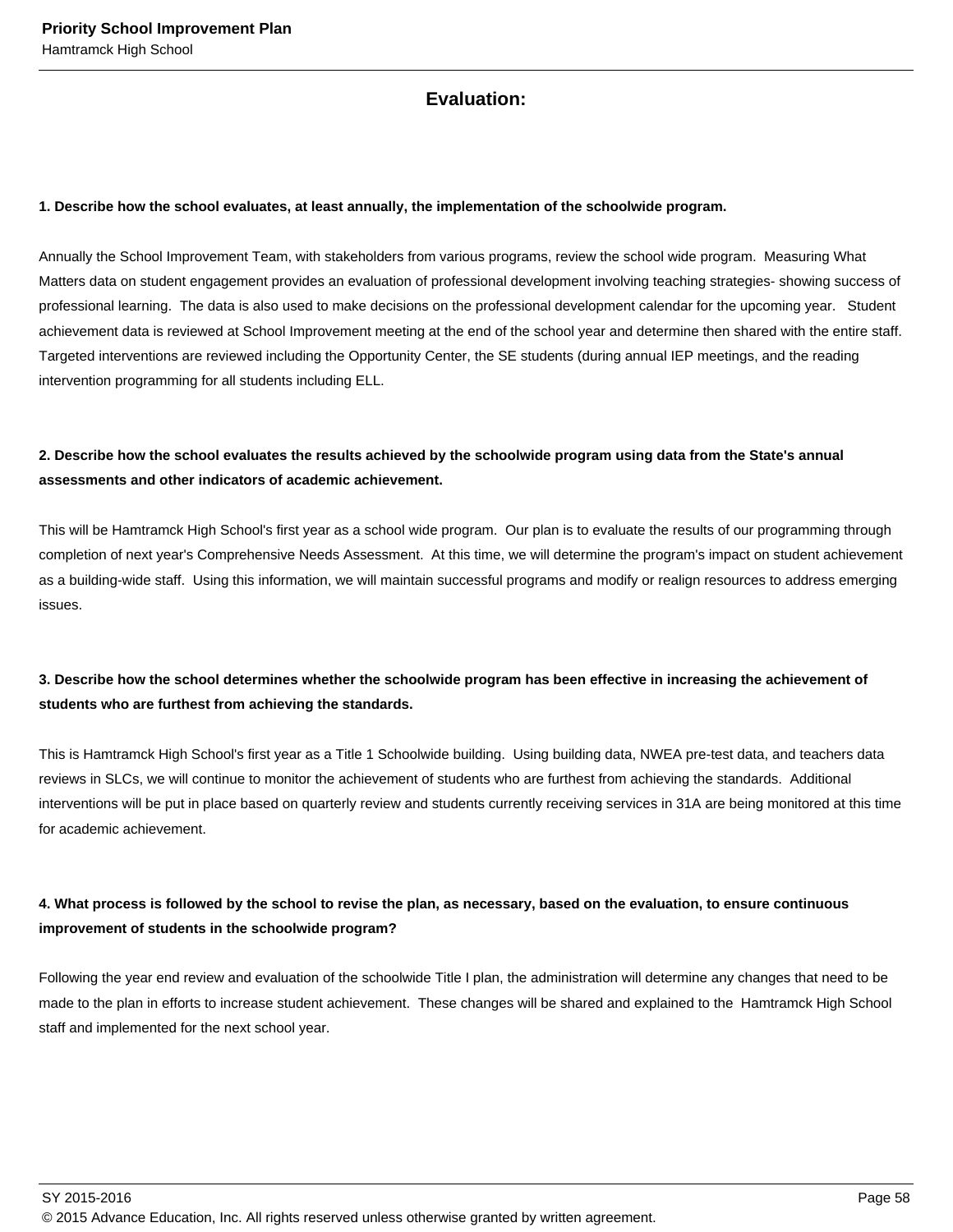## Evaluation:

**1. Describe how the school evaluates, at least annually, the implementation of the schoolwide program.**

Annually the School Improvement Team, with stakeholders from various programs, review the school wide program. Measuring What Matters data on student engagement provides an evaluation of professional development involving teaching strategies- showing success of professional learning. The data is also used to make decisions on the professional development calendar for the upcoming year. Student achievement data is reviewed at School Improvement meeting at the end of the school year and determine then shared with the entire staff. Targeted interventions are reviewed including the Opportunity Center, the SE students (during annual IEP meetings, and the reading intervention programming for all students including ELL.

**2. Describe how the school evaluates the results achieved by the schoolwide program using data from the State's annual assessments and other indicators of academic achievement.**

This will be Hamtramck High School's first year as a school wide program. Our plan is to evaluate the results of our programming through completion of next year's Comprehensive Needs Assessment. At this time, we will determine the program's impact on student achievement as a building-wide staff. Using this information, we will maintain successful programs and modify or realign resources to address emerging issues.

**3. Describe how the school determines whether the schoolwide program has been effective in increasing the achievement of students who are furthest from achieving the standards.**

This is Hamtramck High School's first year as a Title 1 Schoolwide building. Using building data, NWEA pre-test data, and teachers data reviews in SLCs, we will continue to monitor the achievement of students who are furthest from achieving the standards. Additional interventions will be put in place based on quarterly review and students currently receiving services in 31A are being monitored at this time for academic achievement.

**4. What process is followed by the school to revise the plan, as necessary, based on the evaluation, to ensure continuous improvement of students in the schoolwide program?**

Following the year end review and evaluation of the schoolwide Title I plan, the administration will determine any changes that need to be made to the plan in efforts to increase student achievement. These changes will be shared and explained to the Hamtramck High School staff and implemented for the next school year.